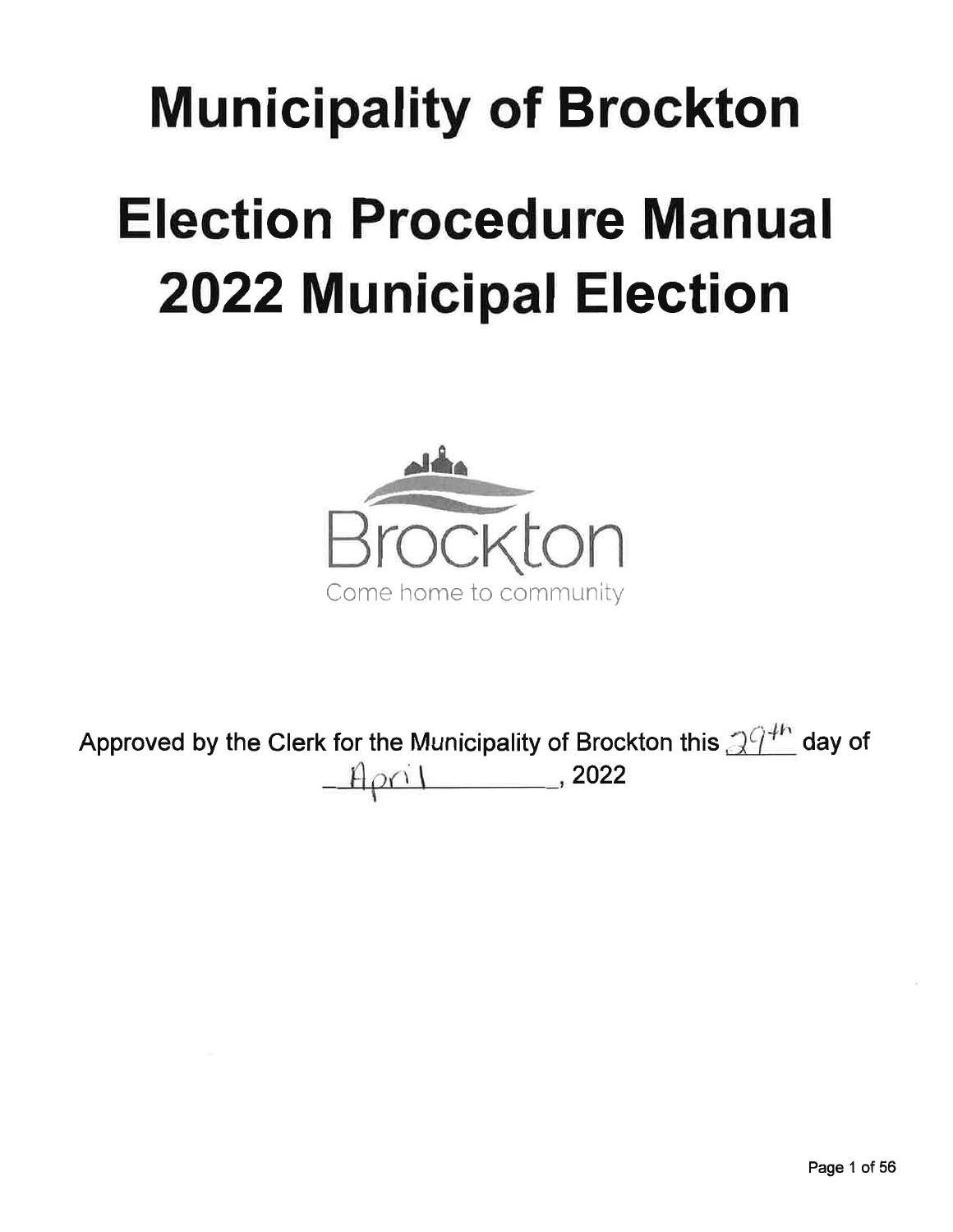# Municipality of Brockton

# Election Procedure Manual 2022 Municipal Election

Brockton

Come home to community

Approved by the Clerk for the Municipality of Brockton this 29th day of April, 2022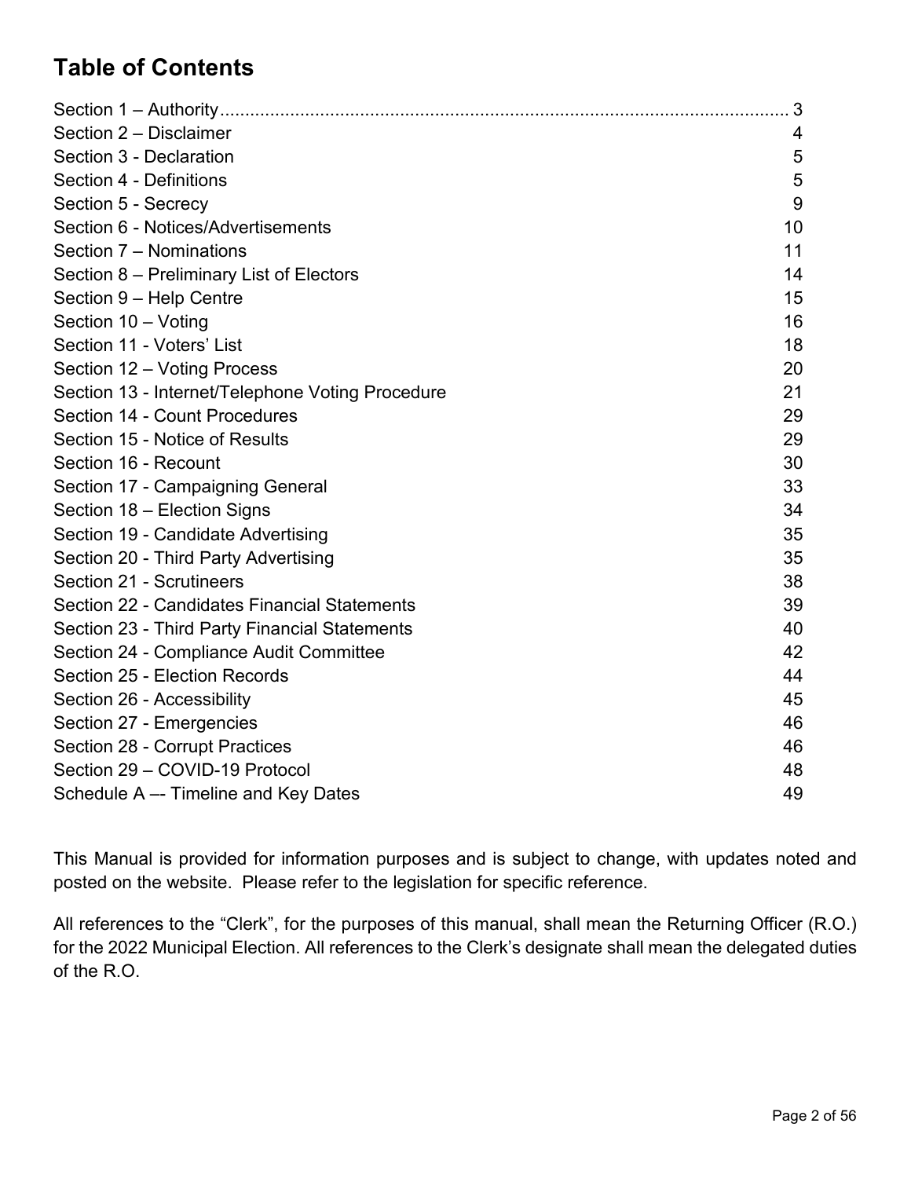# Table of Contents

| Section | Page |
|---|---|
| Section 1 – Authority | 3 |
| Section 2 – Disclaimer | 4 |
| Section 3 - Declaration | 5 |
| Section 4 - Definitions | 5 |
| Section 5 - Secrecy | 9 |
| Section 6 - Notices/Advertisements | 10 |
| Section 7 – Nominations | 11 |
| Section 8 – Preliminary List of Electors | 14 |
| Section 9 – Help Centre | 15 |
| Section 10 – Voting | 16 |
| Section 11 - Voters' List | 18 |
| Section 12 – Voting Process | 20 |
| Section 13 - Internet/Telephone Voting Procedure | 21 |
| Section 14 - Count Procedures | 29 |
| Section 15 - Notice of Results | 29 |
| Section 16 - Recount | 30 |
| Section 17 - Campaigning General | 33 |
| Section 18 – Election Signs | 34 |
| Section 19 - Candidate Advertising | 35 |
| Section 20 - Third Party Advertising | 35 |
| Section 21 - Scrutineers | 38 |
| Section 22 - Candidates Financial Statements | 39 |
| Section 23 - Third Party Financial Statements | 40 |
| Section 24 - Compliance Audit Committee | 42 |
| Section 25 - Election Records | 44 |
| Section 26 - Accessibility | 45 |
| Section 27 - Emergencies | 46 |
| Section 28 - Corrupt Practices | 46 |
| Section 29 – COVID-19 Protocol | 48 |
| Schedule A –- Timeline and Key Dates | 49 |

This Manual is provided for information purposes and is subject to change, with updates noted and posted on the website. Please refer to the legislation for specific reference.

All references to the "Clerk", for the purposes of this manual, shall mean the Returning Officer (R.O.) for the 2022 Municipal Election. All references to the Clerk's designate shall mean the delegated duties of the R.O.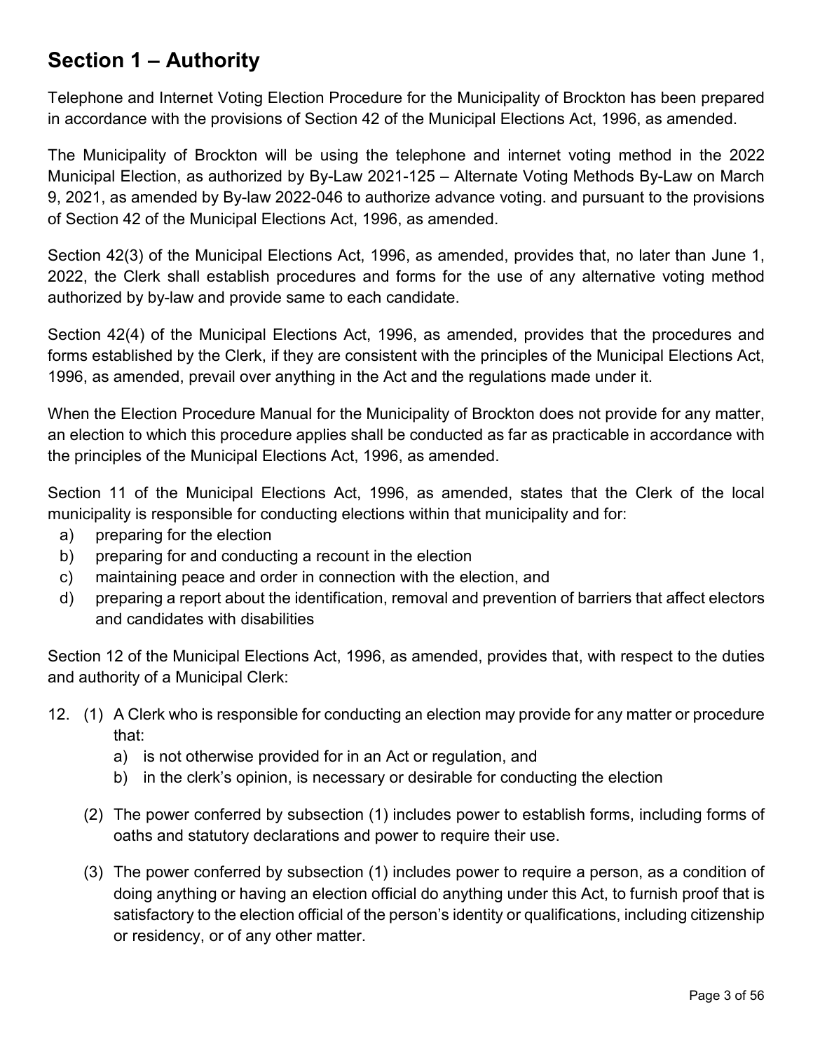## Section 1 – Authority

Telephone and Internet Voting Election Procedure for the Municipality of Brockton has been prepared in accordance with the provisions of Section 42 of the Municipal Elections Act, 1996, as amended.

The Municipality of Brockton will be using the telephone and internet voting method in the 2022 Municipal Election, as authorized by By-Law 2021-125 – Alternate Voting Methods By-Law on March 9, 2021, as amended by By-law 2022-046 to authorize advance voting. and pursuant to the provisions of Section 42 of the Municipal Elections Act, 1996, as amended.

Section 42(3) of the Municipal Elections Act, 1996, as amended, provides that, no later than June 1, 2022, the Clerk shall establish procedures and forms for the use of any alternative voting method authorized by by-law and provide same to each candidate.

Section 42(4) of the Municipal Elections Act, 1996, as amended, provides that the procedures and forms established by the Clerk, if they are consistent with the principles of the Municipal Elections Act, 1996, as amended, prevail over anything in the Act and the regulations made under it.

When the Election Procedure Manual for the Municipality of Brockton does not provide for any matter, an election to which this procedure applies shall be conducted as far as practicable in accordance with the principles of the Municipal Elections Act, 1996, as amended.

Section 11 of the Municipal Elections Act, 1996, as amended, states that the Clerk of the local municipality is responsible for conducting elections within that municipality and for:

a) preparing for the election
b) preparing for and conducting a recount in the election
c) maintaining peace and order in connection with the election, and
d) preparing a report about the identification, removal and prevention of barriers that affect electors and candidates with disabilities

Section 12 of the Municipal Elections Act, 1996, as amended, provides that, with respect to the duties and authority of a Municipal Clerk:

12. (1) A Clerk who is responsible for conducting an election may provide for any matter or procedure that:
    a) is not otherwise provided for in an Act or regulation, and
    b) in the clerk's opinion, is necessary or desirable for conducting the election

    (2) The power conferred by subsection (1) includes power to establish forms, including forms of oaths and statutory declarations and power to require their use.

    (3) The power conferred by subsection (1) includes power to require a person, as a condition of doing anything or having an election official do anything under this Act, to furnish proof that is satisfactory to the election official of the person's identity or qualifications, including citizenship or residency, or of any other matter.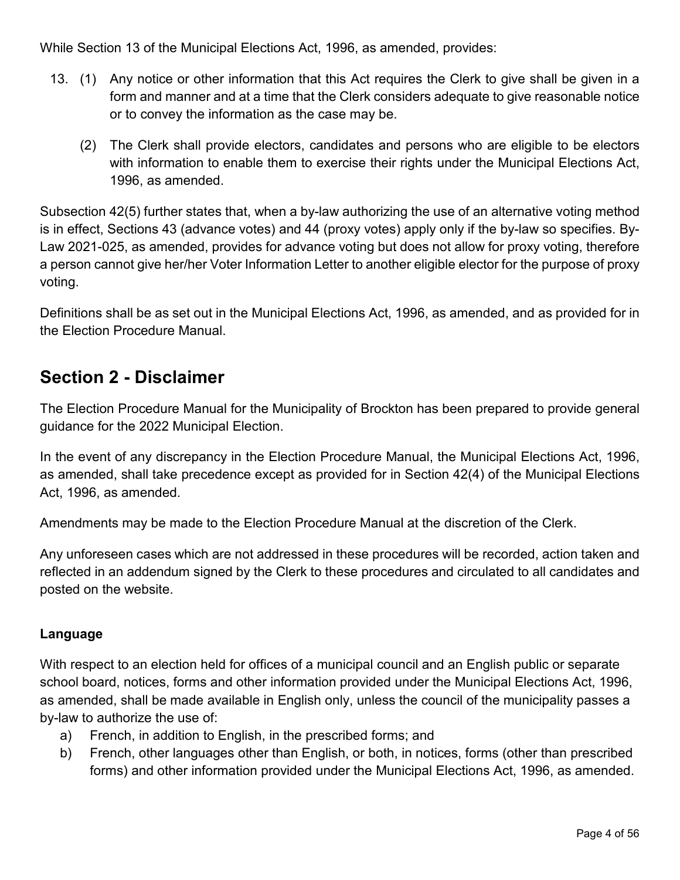While Section 13 of the Municipal Elections Act, 1996, as amended, provides:

13. (1) Any notice or other information that this Act requires the Clerk to give shall be given in a form and manner and at a time that the Clerk considers adequate to give reasonable notice or to convey the information as the case may be.

    (2) The Clerk shall provide electors, candidates and persons who are eligible to be electors with information to enable them to exercise their rights under the Municipal Elections Act, 1996, as amended.

Subsection 42(5) further states that, when a by-law authorizing the use of an alternative voting method is in effect, Sections 43 (advance votes) and 44 (proxy votes) apply only if the by-law so specifies. By-Law 2021-025, as amended, provides for advance voting but does not allow for proxy voting, therefore a person cannot give her/her Voter Information Letter to another eligible elector for the purpose of proxy voting.

Definitions shall be as set out in the Municipal Elections Act, 1996, as amended, and as provided for in the Election Procedure Manual.

## Section 2 - Disclaimer

The Election Procedure Manual for the Municipality of Brockton has been prepared to provide general guidance for the 2022 Municipal Election.

In the event of any discrepancy in the Election Procedure Manual, the Municipal Elections Act, 1996, as amended, shall take precedence except as provided for in Section 42(4) of the Municipal Elections Act, 1996, as amended.

Amendments may be made to the Election Procedure Manual at the discretion of the Clerk.

Any unforeseen cases which are not addressed in these procedures will be recorded, action taken and reflected in an addendum signed by the Clerk to these procedures and circulated to all candidates and posted on the website.

### Language

With respect to an election held for offices of a municipal council and an English public or separate school board, notices, forms and other information provided under the Municipal Elections Act, 1996, as amended, shall be made available in English only, unless the council of the municipality passes a by-law to authorize the use of:

a) French, in addition to English, in the prescribed forms; and
b) French, other languages other than English, or both, in notices, forms (other than prescribed forms) and other information provided under the Municipal Elections Act, 1996, as amended.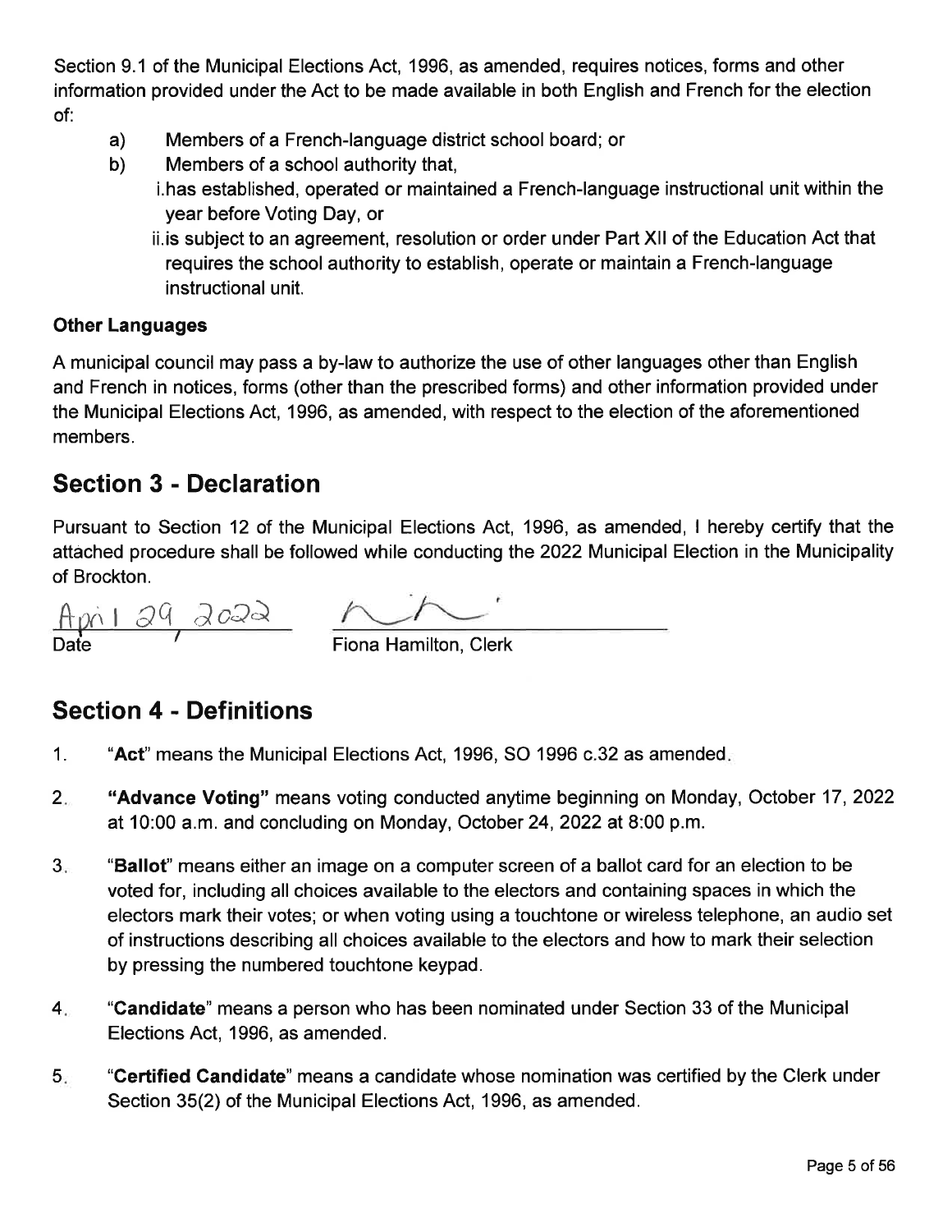Section 9.1 of the Municipal Elections Act, 1996, as amended, requires notices, forms and other information provided under the Act to be made available in both English and French for the election of:

- a) Members of a French-language district school board; or
- b) Members of a school authority that,
  - i. has established, operated or maintained a French-language instructional unit within the year before Voting Day, or
  - ii. is subject to an agreement, resolution or order under Part XII of the Education Act that requires the school authority to establish, operate or maintain a French-language instructional unit.

**Other Languages**

A municipal council may pass a by-law to authorize the use of other languages other than English and French in notices, forms (other than the prescribed forms) and other information provided under the Municipal Elections Act, 1996, as amended, with respect to the election of the aforementioned members.

## Section 3 - Declaration

Pursuant to Section 12 of the Municipal Elections Act, 1996, as amended, I hereby certify that the attached procedure shall be followed while conducting the 2022 Municipal Election in the Municipality of Brockton.

April 29, 2022
Date

Fiona Hamilton, Clerk

## Section 4 - Definitions

1. "**Act**" means the Municipal Elections Act, 1996, SO 1996 c.32 as amended.
2. **"Advance Voting"** means voting conducted anytime beginning on Monday, October 17, 2022 at 10:00 a.m. and concluding on Monday, October 24, 2022 at 8:00 p.m.
3. "**Ballot**" means either an image on a computer screen of a ballot card for an election to be voted for, including all choices available to the electors and containing spaces in which the electors mark their votes; or when voting using a touchtone or wireless telephone, an audio set of instructions describing all choices available to the electors and how to mark their selection by pressing the numbered touchtone keypad.
4. "**Candidate**" means a person who has been nominated under Section 33 of the Municipal Elections Act, 1996, as amended.
5. "**Certified Candidate**" means a candidate whose nomination was certified by the Clerk under Section 35(2) of the Municipal Elections Act, 1996, as amended.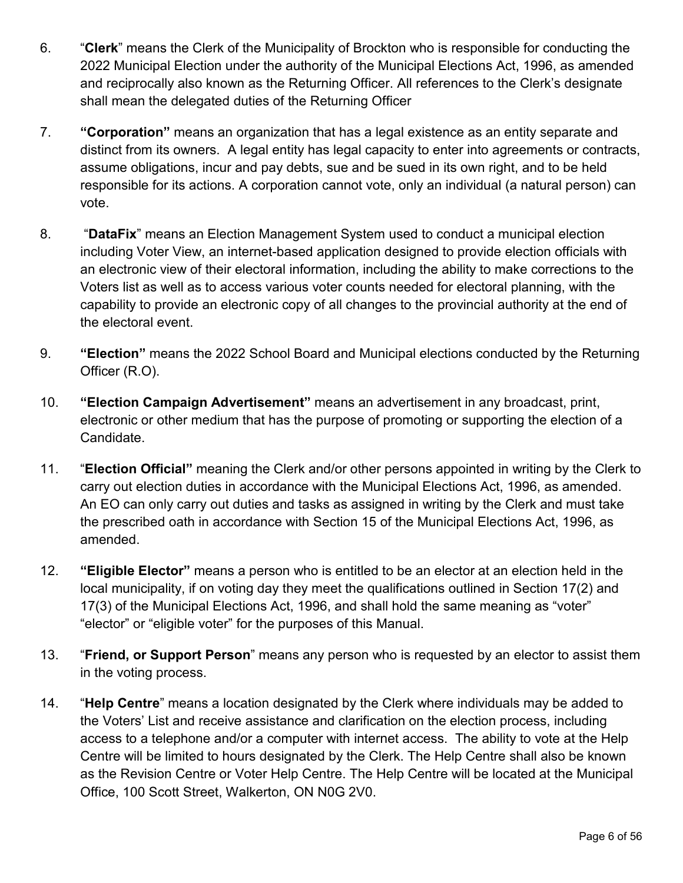6. "**Clerk**" means the Clerk of the Municipality of Brockton who is responsible for conducting the 2022 Municipal Election under the authority of the Municipal Elections Act, 1996, as amended and reciprocally also known as the Returning Officer. All references to the Clerk's designate shall mean the delegated duties of the Returning Officer

7. **"Corporation"** means an organization that has a legal existence as an entity separate and distinct from its owners. A legal entity has legal capacity to enter into agreements or contracts, assume obligations, incur and pay debts, sue and be sued in its own right, and to be held responsible for its actions. A corporation cannot vote, only an individual (a natural person) can vote.

8. "**DataFix**" means an Election Management System used to conduct a municipal election including Voter View, an internet-based application designed to provide election officials with an electronic view of their electoral information, including the ability to make corrections to the Voters list as well as to access various voter counts needed for electoral planning, with the capability to provide an electronic copy of all changes to the provincial authority at the end of the electoral event.

9. **"Election"** means the 2022 School Board and Municipal elections conducted by the Returning Officer (R.O).

10. **"Election Campaign Advertisement"** means an advertisement in any broadcast, print, electronic or other medium that has the purpose of promoting or supporting the election of a Candidate.

11. "**Election Official"** meaning the Clerk and/or other persons appointed in writing by the Clerk to carry out election duties in accordance with the Municipal Elections Act, 1996, as amended. An EO can only carry out duties and tasks as assigned in writing by the Clerk and must take the prescribed oath in accordance with Section 15 of the Municipal Elections Act, 1996, as amended.

12. **"Eligible Elector"** means a person who is entitled to be an elector at an election held in the local municipality, if on voting day they meet the qualifications outlined in Section 17(2) and 17(3) of the Municipal Elections Act, 1996, and shall hold the same meaning as "voter" "elector" or "eligible voter" for the purposes of this Manual.

13. "**Friend, or Support Person**" means any person who is requested by an elector to assist them in the voting process.

14. "**Help Centre**" means a location designated by the Clerk where individuals may be added to the Voters' List and receive assistance and clarification on the election process, including access to a telephone and/or a computer with internet access. The ability to vote at the Help Centre will be limited to hours designated by the Clerk. The Help Centre shall also be known as the Revision Centre or Voter Help Centre. The Help Centre will be located at the Municipal Office, 100 Scott Street, Walkerton, ON N0G 2V0.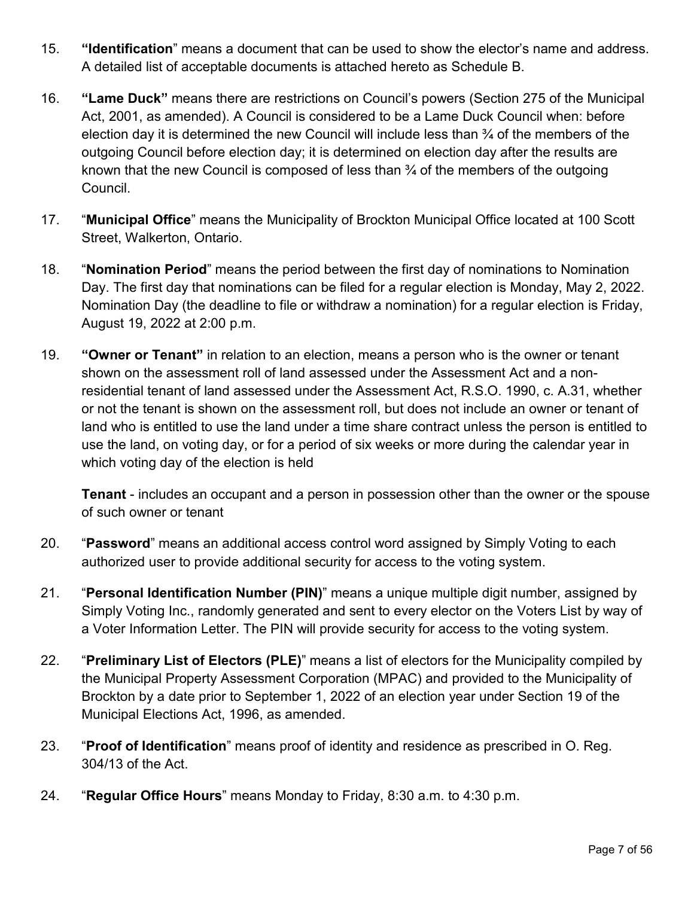15. **"Identification**" means a document that can be used to show the elector's name and address. A detailed list of acceptable documents is attached hereto as Schedule B.

16. **"Lame Duck"** means there are restrictions on Council's powers (Section 275 of the Municipal Act, 2001, as amended). A Council is considered to be a Lame Duck Council when: before election day it is determined the new Council will include less than ¾ of the members of the outgoing Council before election day; it is determined on election day after the results are known that the new Council is composed of less than ¾ of the members of the outgoing Council.

17. "**Municipal Office**" means the Municipality of Brockton Municipal Office located at 100 Scott Street, Walkerton, Ontario.

18. "**Nomination Period**" means the period between the first day of nominations to Nomination Day. The first day that nominations can be filed for a regular election is Monday, May 2, 2022. Nomination Day (the deadline to file or withdraw a nomination) for a regular election is Friday, August 19, 2022 at 2:00 p.m.

19. **"Owner or Tenant"** in relation to an election, means a person who is the owner or tenant shown on the assessment roll of land assessed under the Assessment Act and a non-residential tenant of land assessed under the Assessment Act, R.S.O. 1990, c. A.31, whether or not the tenant is shown on the assessment roll, but does not include an owner or tenant of land who is entitled to use the land under a time share contract unless the person is entitled to use the land, on voting day, or for a period of six weeks or more during the calendar year in which voting day of the election is held

    **Tenant** - includes an occupant and a person in possession other than the owner or the spouse of such owner or tenant

20. "**Password**" means an additional access control word assigned by Simply Voting to each authorized user to provide additional security for access to the voting system.

21. "**Personal Identification Number (PIN)**" means a unique multiple digit number, assigned by Simply Voting Inc., randomly generated and sent to every elector on the Voters List by way of a Voter Information Letter. The PIN will provide security for access to the voting system.

22. "**Preliminary List of Electors (PLE)**" means a list of electors for the Municipality compiled by the Municipal Property Assessment Corporation (MPAC) and provided to the Municipality of Brockton by a date prior to September 1, 2022 of an election year under Section 19 of the Municipal Elections Act, 1996, as amended.

23. "**Proof of Identification**" means proof of identity and residence as prescribed in O. Reg. 304/13 of the Act.

24. "**Regular Office Hours**" means Monday to Friday, 8:30 a.m. to 4:30 p.m.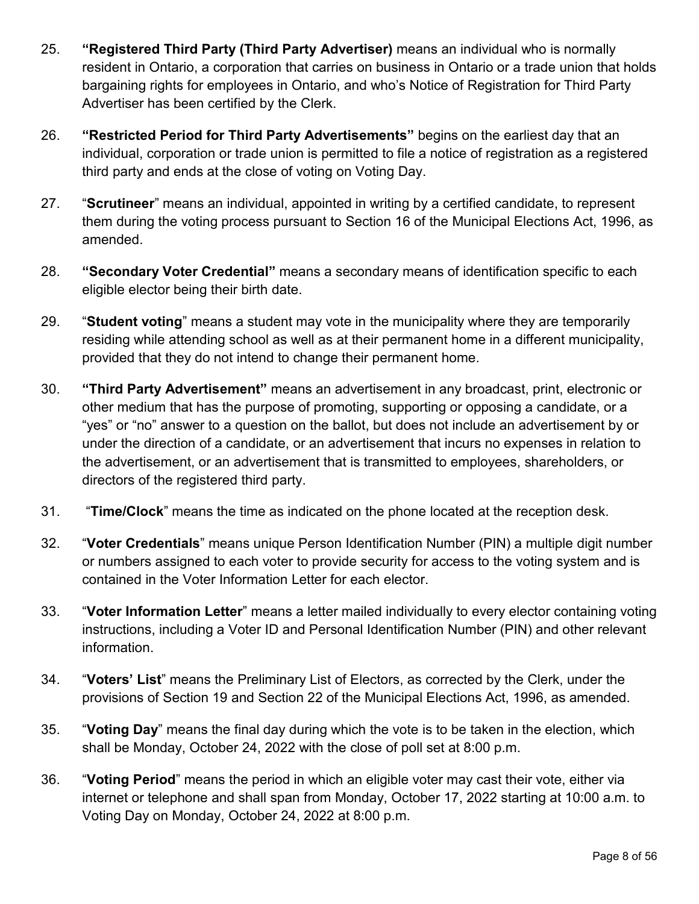25. **"Registered Third Party (Third Party Advertiser)** means an individual who is normally resident in Ontario, a corporation that carries on business in Ontario or a trade union that holds bargaining rights for employees in Ontario, and who's Notice of Registration for Third Party Advertiser has been certified by the Clerk.

26. **"Restricted Period for Third Party Advertisements"** begins on the earliest day that an individual, corporation or trade union is permitted to file a notice of registration as a registered third party and ends at the close of voting on Voting Day.

27. "**Scrutineer**" means an individual, appointed in writing by a certified candidate, to represent them during the voting process pursuant to Section 16 of the Municipal Elections Act, 1996, as amended.

28. **"Secondary Voter Credential"** means a secondary means of identification specific to each eligible elector being their birth date.

29. "**Student voting**" means a student may vote in the municipality where they are temporarily residing while attending school as well as at their permanent home in a different municipality, provided that they do not intend to change their permanent home.

30. **"Third Party Advertisement"** means an advertisement in any broadcast, print, electronic or other medium that has the purpose of promoting, supporting or opposing a candidate, or a "yes" or "no" answer to a question on the ballot, but does not include an advertisement by or under the direction of a candidate, or an advertisement that incurs no expenses in relation to the advertisement, or an advertisement that is transmitted to employees, shareholders, or directors of the registered third party.

31. "**Time/Clock**" means the time as indicated on the phone located at the reception desk.

32. "**Voter Credentials**" means unique Person Identification Number (PIN) a multiple digit number or numbers assigned to each voter to provide security for access to the voting system and is contained in the Voter Information Letter for each elector.

33. "**Voter Information Letter**" means a letter mailed individually to every elector containing voting instructions, including a Voter ID and Personal Identification Number (PIN) and other relevant information.

34. "**Voters' List**" means the Preliminary List of Electors, as corrected by the Clerk, under the provisions of Section 19 and Section 22 of the Municipal Elections Act, 1996, as amended.

35. "**Voting Day**" means the final day during which the vote is to be taken in the election, which shall be Monday, October 24, 2022 with the close of poll set at 8:00 p.m.

36. "**Voting Period**" means the period in which an eligible voter may cast their vote, either via internet or telephone and shall span from Monday, October 17, 2022 starting at 10:00 a.m. to Voting Day on Monday, October 24, 2022 at 8:00 p.m.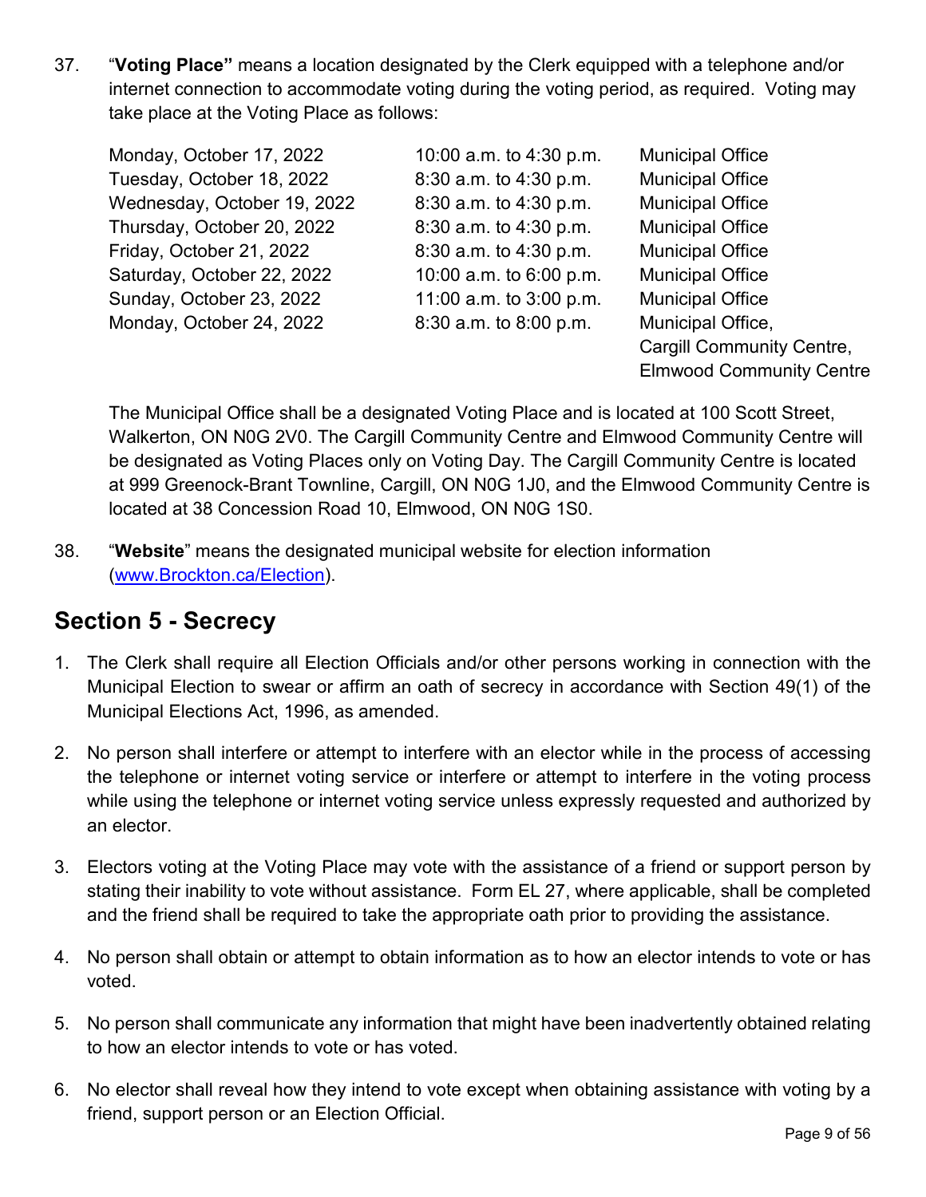37. "**Voting Place"** means a location designated by the Clerk equipped with a telephone and/or internet connection to accommodate voting during the voting period, as required. Voting may take place at the Voting Place as follows:

| | | |
|---|---|---|
| Monday, October 17, 2022 | 10:00 a.m. to 4:30 p.m. | Municipal Office |
| Tuesday, October 18, 2022 | 8:30 a.m. to 4:30 p.m. | Municipal Office |
| Wednesday, October 19, 2022 | 8:30 a.m. to 4:30 p.m. | Municipal Office |
| Thursday, October 20, 2022 | 8:30 a.m. to 4:30 p.m. | Municipal Office |
| Friday, October 21, 2022 | 8:30 a.m. to 4:30 p.m. | Municipal Office |
| Saturday, October 22, 2022 | 10:00 a.m. to 6:00 p.m. | Municipal Office |
| Sunday, October 23, 2022 | 11:00 a.m. to 3:00 p.m. | Municipal Office |
| Monday, October 24, 2022 | 8:30 a.m. to 8:00 p.m. | Municipal Office, Cargill Community Centre, Elmwood Community Centre |

The Municipal Office shall be a designated Voting Place and is located at 100 Scott Street, Walkerton, ON N0G 2V0. The Cargill Community Centre and Elmwood Community Centre will be designated as Voting Places only on Voting Day. The Cargill Community Centre is located at 999 Greenock-Brant Townline, Cargill, ON N0G 1J0, and the Elmwood Community Centre is located at 38 Concession Road 10, Elmwood, ON N0G 1S0.

38. "**Website**" means the designated municipal website for election information (www.Brockton.ca/Election).

## Section 5 - Secrecy

1. The Clerk shall require all Election Officials and/or other persons working in connection with the Municipal Election to swear or affirm an oath of secrecy in accordance with Section 49(1) of the Municipal Elections Act, 1996, as amended.

2. No person shall interfere or attempt to interfere with an elector while in the process of accessing the telephone or internet voting service or interfere or attempt to interfere in the voting process while using the telephone or internet voting service unless expressly requested and authorized by an elector.

3. Electors voting at the Voting Place may vote with the assistance of a friend or support person by stating their inability to vote without assistance. Form EL 27, where applicable, shall be completed and the friend shall be required to take the appropriate oath prior to providing the assistance.

4. No person shall obtain or attempt to obtain information as to how an elector intends to vote or has voted.

5. No person shall communicate any information that might have been inadvertently obtained relating to how an elector intends to vote or has voted.

6. No elector shall reveal how they intend to vote except when obtaining assistance with voting by a friend, support person or an Election Official.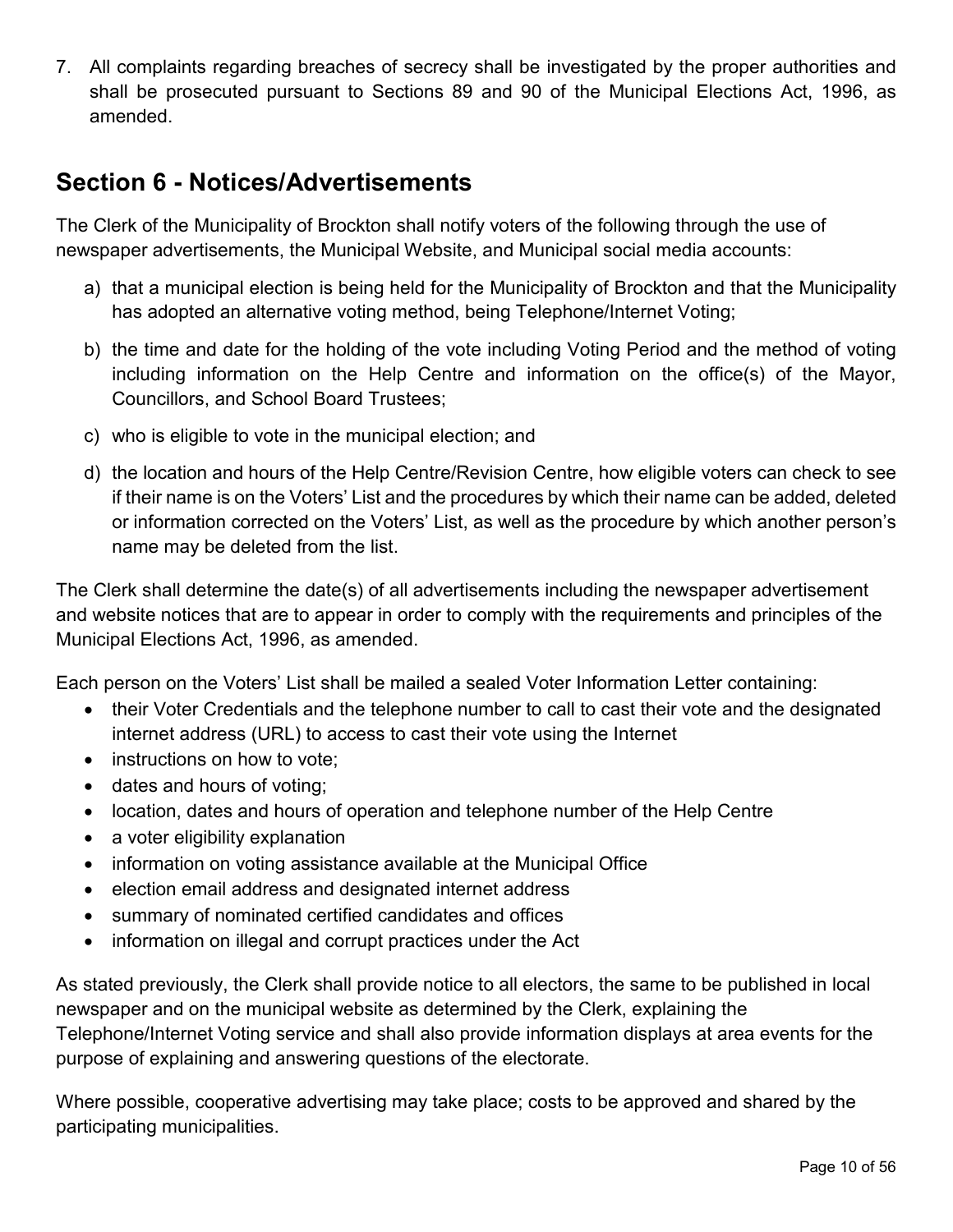7. All complaints regarding breaches of secrecy shall be investigated by the proper authorities and shall be prosecuted pursuant to Sections 89 and 90 of the Municipal Elections Act, 1996, as amended.

## Section 6 - Notices/Advertisements

The Clerk of the Municipality of Brockton shall notify voters of the following through the use of newspaper advertisements, the Municipal Website, and Municipal social media accounts:

a) that a municipal election is being held for the Municipality of Brockton and that the Municipality has adopted an alternative voting method, being Telephone/Internet Voting;

b) the time and date for the holding of the vote including Voting Period and the method of voting including information on the Help Centre and information on the office(s) of the Mayor, Councillors, and School Board Trustees;

c) who is eligible to vote in the municipal election; and

d) the location and hours of the Help Centre/Revision Centre, how eligible voters can check to see if their name is on the Voters' List and the procedures by which their name can be added, deleted or information corrected on the Voters' List, as well as the procedure by which another person's name may be deleted from the list.

The Clerk shall determine the date(s) of all advertisements including the newspaper advertisement and website notices that are to appear in order to comply with the requirements and principles of the Municipal Elections Act, 1996, as amended.

Each person on the Voters' List shall be mailed a sealed Voter Information Letter containing:

- their Voter Credentials and the telephone number to call to cast their vote and the designated internet address (URL) to access to cast their vote using the Internet
- instructions on how to vote;
- dates and hours of voting;
- location, dates and hours of operation and telephone number of the Help Centre
- a voter eligibility explanation
- information on voting assistance available at the Municipal Office
- election email address and designated internet address
- summary of nominated certified candidates and offices
- information on illegal and corrupt practices under the Act

As stated previously, the Clerk shall provide notice to all electors, the same to be published in local newspaper and on the municipal website as determined by the Clerk, explaining the Telephone/Internet Voting service and shall also provide information displays at area events for the purpose of explaining and answering questions of the electorate.

Where possible, cooperative advertising may take place; costs to be approved and shared by the participating municipalities.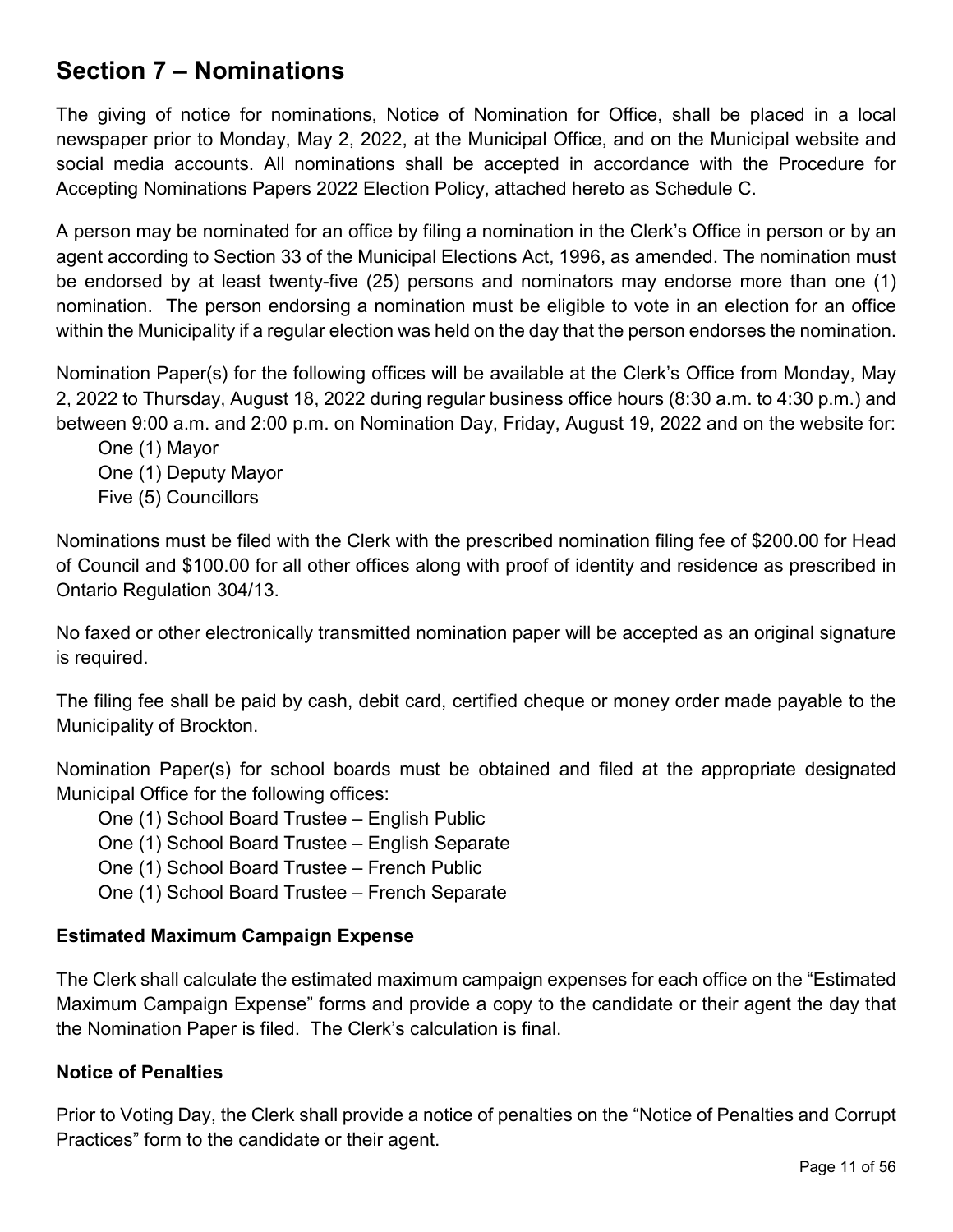## Section 7 – Nominations

The giving of notice for nominations, Notice of Nomination for Office, shall be placed in a local newspaper prior to Monday, May 2, 2022, at the Municipal Office, and on the Municipal website and social media accounts. All nominations shall be accepted in accordance with the Procedure for Accepting Nominations Papers 2022 Election Policy, attached hereto as Schedule C.

A person may be nominated for an office by filing a nomination in the Clerk's Office in person or by an agent according to Section 33 of the Municipal Elections Act, 1996, as amended. The nomination must be endorsed by at least twenty-five (25) persons and nominators may endorse more than one (1) nomination. The person endorsing a nomination must be eligible to vote in an election for an office within the Municipality if a regular election was held on the day that the person endorses the nomination.

Nomination Paper(s) for the following offices will be available at the Clerk's Office from Monday, May 2, 2022 to Thursday, August 18, 2022 during regular business office hours (8:30 a.m. to 4:30 p.m.) and between 9:00 a.m. and 2:00 p.m. on Nomination Day, Friday, August 19, 2022 and on the website for:

- One (1) Mayor
- One (1) Deputy Mayor
- Five (5) Councillors

Nominations must be filed with the Clerk with the prescribed nomination filing fee of $200.00 for Head of Council and $100.00 for all other offices along with proof of identity and residence as prescribed in Ontario Regulation 304/13.

No faxed or other electronically transmitted nomination paper will be accepted as an original signature is required.

The filing fee shall be paid by cash, debit card, certified cheque or money order made payable to the Municipality of Brockton.

Nomination Paper(s) for school boards must be obtained and filed at the appropriate designated Municipal Office for the following offices:

- One (1) School Board Trustee – English Public
- One (1) School Board Trustee – English Separate
- One (1) School Board Trustee – French Public
- One (1) School Board Trustee – French Separate

### Estimated Maximum Campaign Expense

The Clerk shall calculate the estimated maximum campaign expenses for each office on the "Estimated Maximum Campaign Expense" forms and provide a copy to the candidate or their agent the day that the Nomination Paper is filed. The Clerk's calculation is final.

### Notice of Penalties

Prior to Voting Day, the Clerk shall provide a notice of penalties on the "Notice of Penalties and Corrupt Practices" form to the candidate or their agent.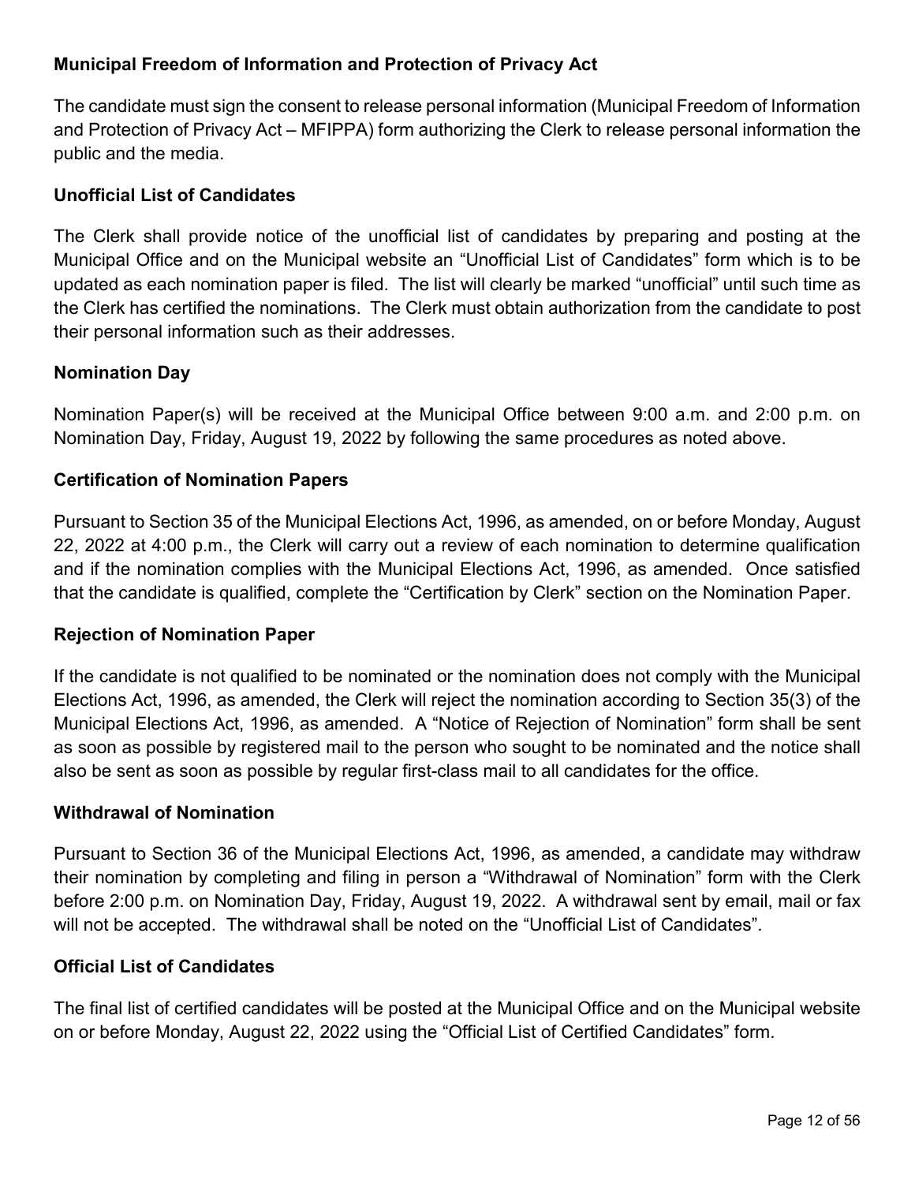**Municipal Freedom of Information and Protection of Privacy Act**

The candidate must sign the consent to release personal information (Municipal Freedom of Information and Protection of Privacy Act – MFIPPA) form authorizing the Clerk to release personal information the public and the media.

**Unofficial List of Candidates**

The Clerk shall provide notice of the unofficial list of candidates by preparing and posting at the Municipal Office and on the Municipal website an "Unofficial List of Candidates" form which is to be updated as each nomination paper is filed. The list will clearly be marked "unofficial" until such time as the Clerk has certified the nominations. The Clerk must obtain authorization from the candidate to post their personal information such as their addresses.

**Nomination Day**

Nomination Paper(s) will be received at the Municipal Office between 9:00 a.m. and 2:00 p.m. on Nomination Day, Friday, August 19, 2022 by following the same procedures as noted above.

**Certification of Nomination Papers**

Pursuant to Section 35 of the Municipal Elections Act, 1996, as amended, on or before Monday, August 22, 2022 at 4:00 p.m., the Clerk will carry out a review of each nomination to determine qualification and if the nomination complies with the Municipal Elections Act, 1996, as amended. Once satisfied that the candidate is qualified, complete the "Certification by Clerk" section on the Nomination Paper.

**Rejection of Nomination Paper**

If the candidate is not qualified to be nominated or the nomination does not comply with the Municipal Elections Act, 1996, as amended, the Clerk will reject the nomination according to Section 35(3) of the Municipal Elections Act, 1996, as amended. A "Notice of Rejection of Nomination" form shall be sent as soon as possible by registered mail to the person who sought to be nominated and the notice shall also be sent as soon as possible by regular first-class mail to all candidates for the office.

**Withdrawal of Nomination**

Pursuant to Section 36 of the Municipal Elections Act, 1996, as amended, a candidate may withdraw their nomination by completing and filing in person a "Withdrawal of Nomination" form with the Clerk before 2:00 p.m. on Nomination Day, Friday, August 19, 2022. A withdrawal sent by email, mail or fax will not be accepted. The withdrawal shall be noted on the "Unofficial List of Candidates".

**Official List of Candidates**

The final list of certified candidates will be posted at the Municipal Office and on the Municipal website on or before Monday, August 22, 2022 using the "Official List of Certified Candidates" form.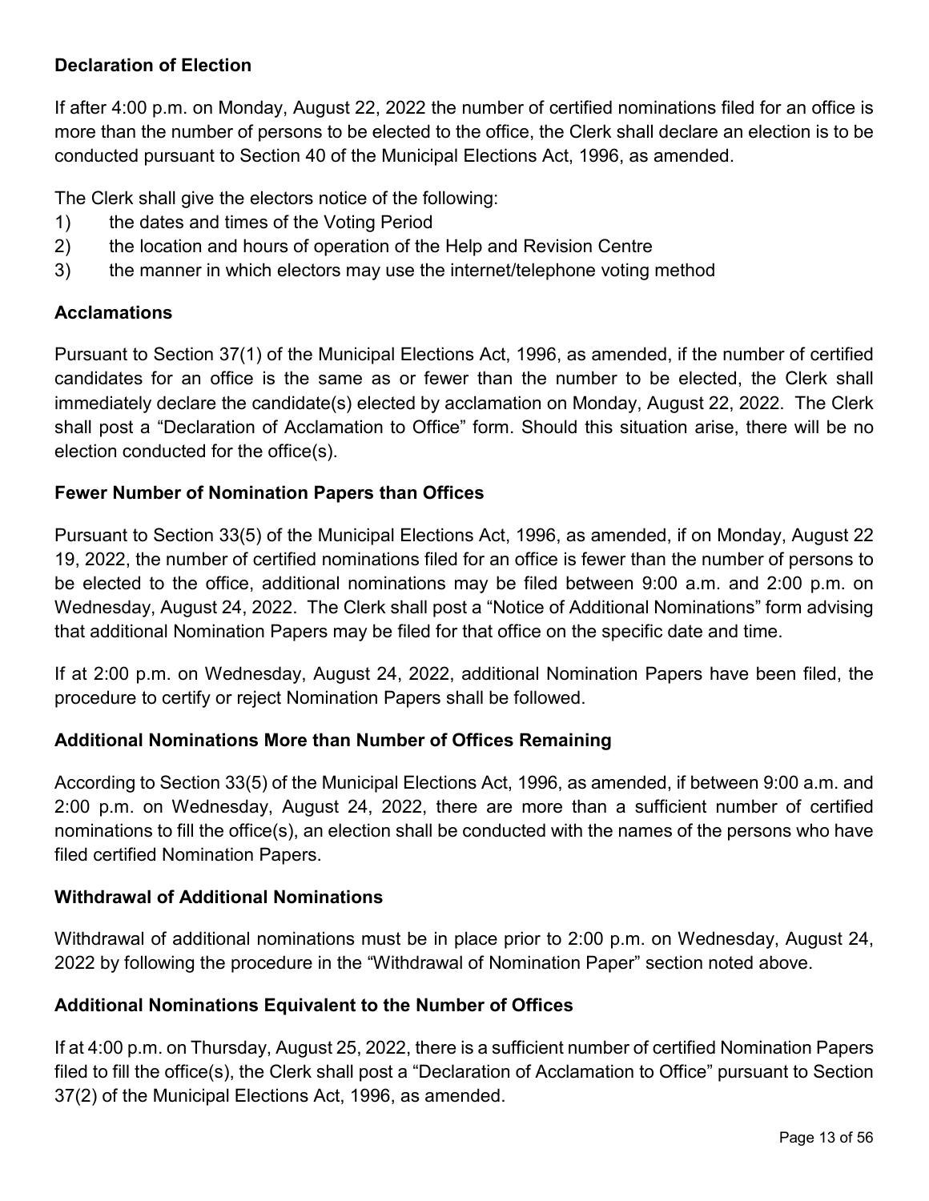**Declaration of Election**

If after 4:00 p.m. on Monday, August 22, 2022 the number of certified nominations filed for an office is more than the number of persons to be elected to the office, the Clerk shall declare an election is to be conducted pursuant to Section 40 of the Municipal Elections Act, 1996, as amended.

The Clerk shall give the electors notice of the following:

1) the dates and times of the Voting Period
2) the location and hours of operation of the Help and Revision Centre
3) the manner in which electors may use the internet/telephone voting method

**Acclamations**

Pursuant to Section 37(1) of the Municipal Elections Act, 1996, as amended, if the number of certified candidates for an office is the same as or fewer than the number to be elected, the Clerk shall immediately declare the candidate(s) elected by acclamation on Monday, August 22, 2022. The Clerk shall post a "Declaration of Acclamation to Office" form. Should this situation arise, there will be no election conducted for the office(s).

**Fewer Number of Nomination Papers than Offices**

Pursuant to Section 33(5) of the Municipal Elections Act, 1996, as amended, if on Monday, August 22 19, 2022, the number of certified nominations filed for an office is fewer than the number of persons to be elected to the office, additional nominations may be filed between 9:00 a.m. and 2:00 p.m. on Wednesday, August 24, 2022. The Clerk shall post a "Notice of Additional Nominations" form advising that additional Nomination Papers may be filed for that office on the specific date and time.

If at 2:00 p.m. on Wednesday, August 24, 2022, additional Nomination Papers have been filed, the procedure to certify or reject Nomination Papers shall be followed.

**Additional Nominations More than Number of Offices Remaining**

According to Section 33(5) of the Municipal Elections Act, 1996, as amended, if between 9:00 a.m. and 2:00 p.m. on Wednesday, August 24, 2022, there are more than a sufficient number of certified nominations to fill the office(s), an election shall be conducted with the names of the persons who have filed certified Nomination Papers.

**Withdrawal of Additional Nominations**

Withdrawal of additional nominations must be in place prior to 2:00 p.m. on Wednesday, August 24, 2022 by following the procedure in the "Withdrawal of Nomination Paper" section noted above.

**Additional Nominations Equivalent to the Number of Offices**

If at 4:00 p.m. on Thursday, August 25, 2022, there is a sufficient number of certified Nomination Papers filed to fill the office(s), the Clerk shall post a "Declaration of Acclamation to Office" pursuant to Section 37(2) of the Municipal Elections Act, 1996, as amended.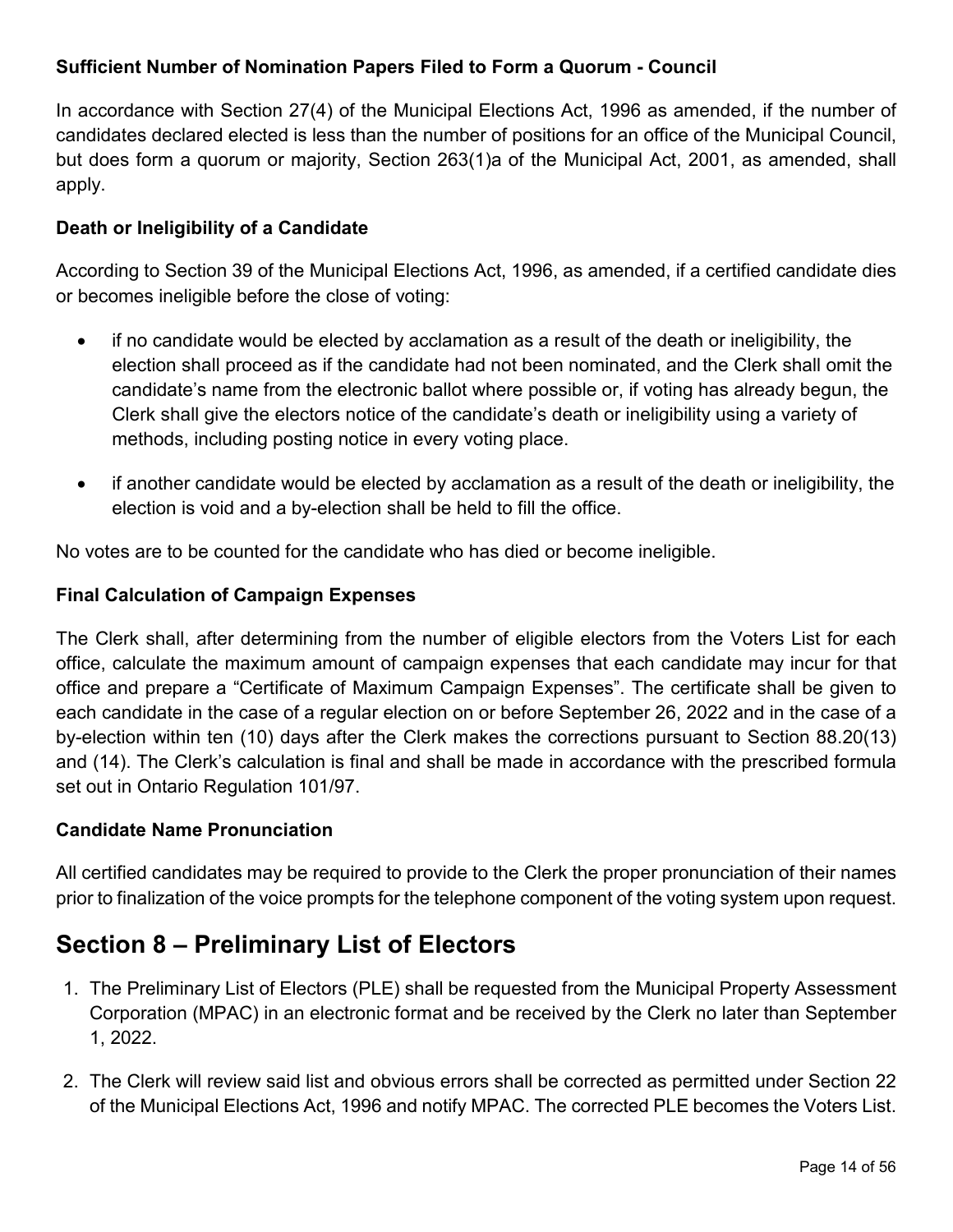**Sufficient Number of Nomination Papers Filed to Form a Quorum - Council**

In accordance with Section 27(4) of the Municipal Elections Act, 1996 as amended, if the number of candidates declared elected is less than the number of positions for an office of the Municipal Council, but does form a quorum or majority, Section 263(1)a of the Municipal Act, 2001, as amended, shall apply.

**Death or Ineligibility of a Candidate**

According to Section 39 of the Municipal Elections Act, 1996, as amended, if a certified candidate dies or becomes ineligible before the close of voting:

- if no candidate would be elected by acclamation as a result of the death or ineligibility, the election shall proceed as if the candidate had not been nominated, and the Clerk shall omit the candidate's name from the electronic ballot where possible or, if voting has already begun, the Clerk shall give the electors notice of the candidate's death or ineligibility using a variety of methods, including posting notice in every voting place.
- if another candidate would be elected by acclamation as a result of the death or ineligibility, the election is void and a by-election shall be held to fill the office.

No votes are to be counted for the candidate who has died or become ineligible.

**Final Calculation of Campaign Expenses**

The Clerk shall, after determining from the number of eligible electors from the Voters List for each office, calculate the maximum amount of campaign expenses that each candidate may incur for that office and prepare a "Certificate of Maximum Campaign Expenses". The certificate shall be given to each candidate in the case of a regular election on or before September 26, 2022 and in the case of a by-election within ten (10) days after the Clerk makes the corrections pursuant to Section 88.20(13) and (14). The Clerk's calculation is final and shall be made in accordance with the prescribed formula set out in Ontario Regulation 101/97.

**Candidate Name Pronunciation**

All certified candidates may be required to provide to the Clerk the proper pronunciation of their names prior to finalization of the voice prompts for the telephone component of the voting system upon request.

## Section 8 – Preliminary List of Electors

1. The Preliminary List of Electors (PLE) shall be requested from the Municipal Property Assessment Corporation (MPAC) in an electronic format and be received by the Clerk no later than September 1, 2022.
2. The Clerk will review said list and obvious errors shall be corrected as permitted under Section 22 of the Municipal Elections Act, 1996 and notify MPAC. The corrected PLE becomes the Voters List.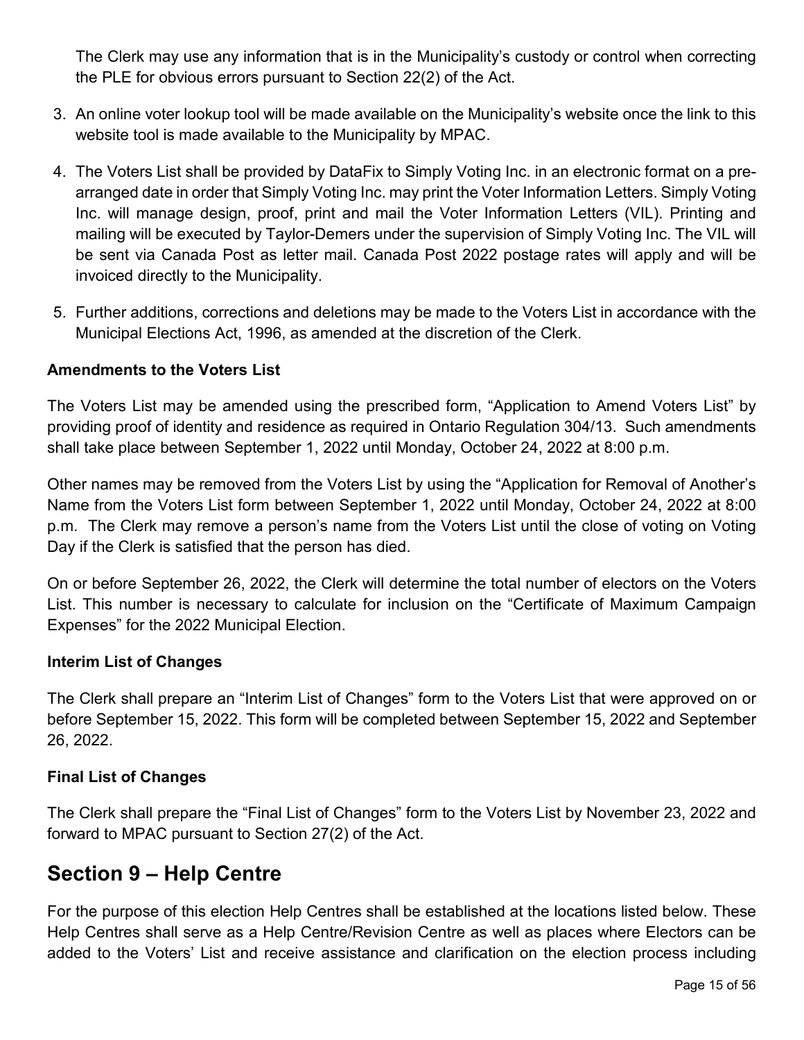The Clerk may use any information that is in the Municipality's custody or control when correcting the PLE for obvious errors pursuant to Section 22(2) of the Act.

3. An online voter lookup tool will be made available on the Municipality's website once the link to this website tool is made available to the Municipality by MPAC.

4. The Voters List shall be provided by DataFix to Simply Voting Inc. in an electronic format on a pre-arranged date in order that Simply Voting Inc. may print the Voter Information Letters. Simply Voting Inc. will manage design, proof, print and mail the Voter Information Letters (VIL). Printing and mailing will be executed by Taylor-Demers under the supervision of Simply Voting Inc. The VIL will be sent via Canada Post as letter mail. Canada Post 2022 postage rates will apply and will be invoiced directly to the Municipality.

5. Further additions, corrections and deletions may be made to the Voters List in accordance with the Municipal Elections Act, 1996, as amended at the discretion of the Clerk.

**Amendments to the Voters List**

The Voters List may be amended using the prescribed form, "Application to Amend Voters List" by providing proof of identity and residence as required in Ontario Regulation 304/13. Such amendments shall take place between September 1, 2022 until Monday, October 24, 2022 at 8:00 p.m.

Other names may be removed from the Voters List by using the "Application for Removal of Another's Name from the Voters List form between September 1, 2022 until Monday, October 24, 2022 at 8:00 p.m. The Clerk may remove a person's name from the Voters List until the close of voting on Voting Day if the Clerk is satisfied that the person has died.

On or before September 26, 2022, the Clerk will determine the total number of electors on the Voters List. This number is necessary to calculate for inclusion on the "Certificate of Maximum Campaign Expenses" for the 2022 Municipal Election.

**Interim List of Changes**

The Clerk shall prepare an "Interim List of Changes" form to the Voters List that were approved on or before September 15, 2022. This form will be completed between September 15, 2022 and September 26, 2022.

**Final List of Changes**

The Clerk shall prepare the "Final List of Changes" form to the Voters List by November 23, 2022 and forward to MPAC pursuant to Section 27(2) of the Act.

## Section 9 – Help Centre

For the purpose of this election Help Centres shall be established at the locations listed below. These Help Centres shall serve as a Help Centre/Revision Centre as well as places where Electors can be added to the Voters' List and receive assistance and clarification on the election process including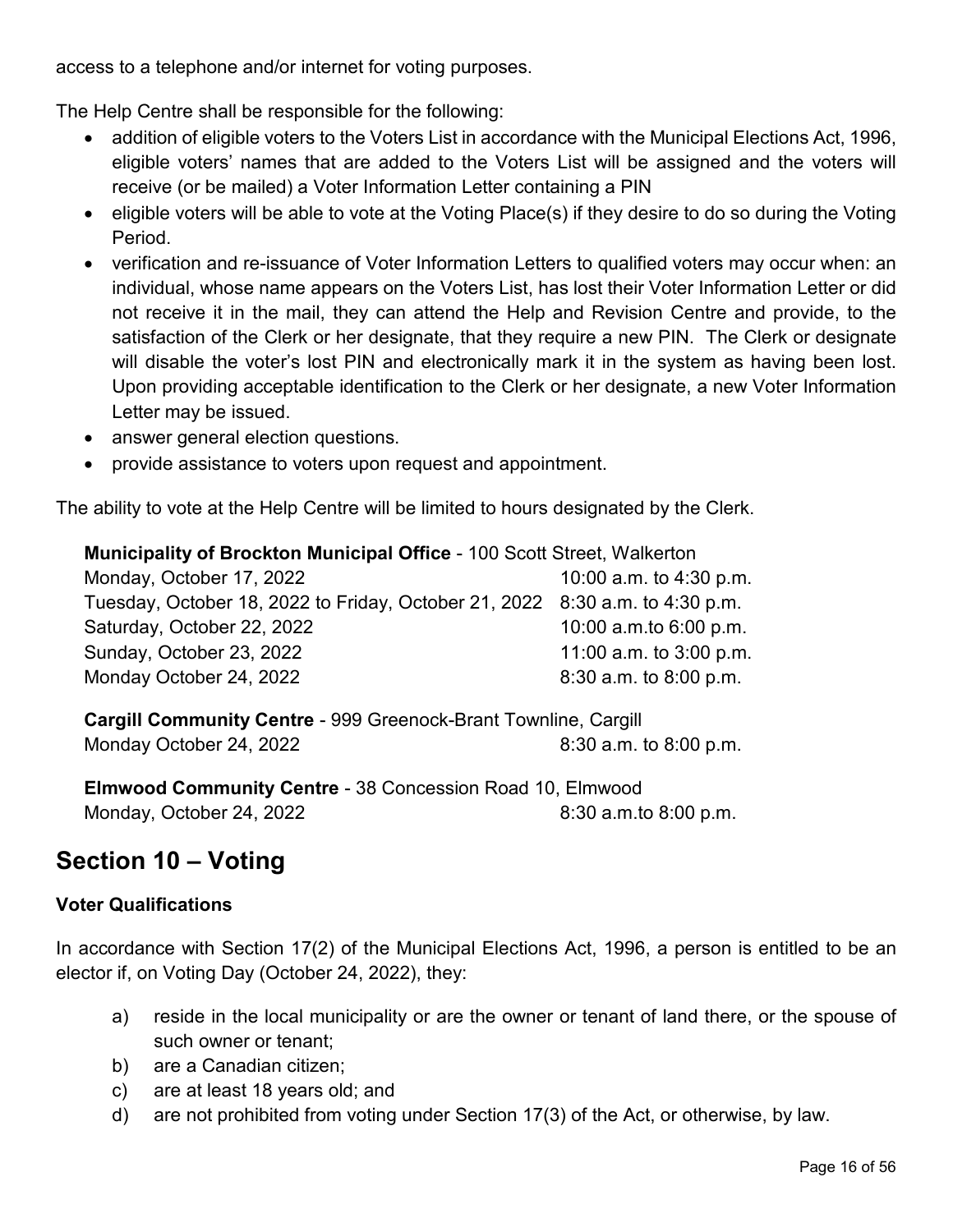access to a telephone and/or internet for voting purposes.

The Help Centre shall be responsible for the following:

- addition of eligible voters to the Voters List in accordance with the Municipal Elections Act, 1996, eligible voters' names that are added to the Voters List will be assigned and the voters will receive (or be mailed) a Voter Information Letter containing a PIN
- eligible voters will be able to vote at the Voting Place(s) if they desire to do so during the Voting Period.
- verification and re-issuance of Voter Information Letters to qualified voters may occur when: an individual, whose name appears on the Voters List, has lost their Voter Information Letter or did not receive it in the mail, they can attend the Help and Revision Centre and provide, to the satisfaction of the Clerk or her designate, that they require a new PIN. The Clerk or designate will disable the voter's lost PIN and electronically mark it in the system as having been lost. Upon providing acceptable identification to the Clerk or her designate, a new Voter Information Letter may be issued.
- answer general election questions.
- provide assistance to voters upon request and appointment.

The ability to vote at the Help Centre will be limited to hours designated by the Clerk.

**Municipality of Brockton Municipal Office** - 100 Scott Street, Walkerton

| | |
|---|---|
| Monday, October 17, 2022 | 10:00 a.m. to 4:30 p.m. |
| Tuesday, October 18, 2022 to Friday, October 21, 2022 | 8:30 a.m. to 4:30 p.m. |
| Saturday, October 22, 2022 | 10:00 a.m.to 6:00 p.m. |
| Sunday, October 23, 2022 | 11:00 a.m. to 3:00 p.m. |
| Monday October 24, 2022 | 8:30 a.m. to 8:00 p.m. |

**Cargill Community Centre** - 999 Greenock-Brant Townline, Cargill

| | |
|---|---|
| Monday October 24, 2022 | 8:30 a.m. to 8:00 p.m. |

**Elmwood Community Centre** - 38 Concession Road 10, Elmwood

| | |
|---|---|
| Monday, October 24, 2022 | 8:30 a.m.to 8:00 p.m. |

## Section 10 – Voting

### Voter Qualifications

In accordance with Section 17(2) of the Municipal Elections Act, 1996, a person is entitled to be an elector if, on Voting Day (October 24, 2022), they:

a) reside in the local municipality or are the owner or tenant of land there, or the spouse of such owner or tenant;
b) are a Canadian citizen;
c) are at least 18 years old; and
d) are not prohibited from voting under Section 17(3) of the Act, or otherwise, by law.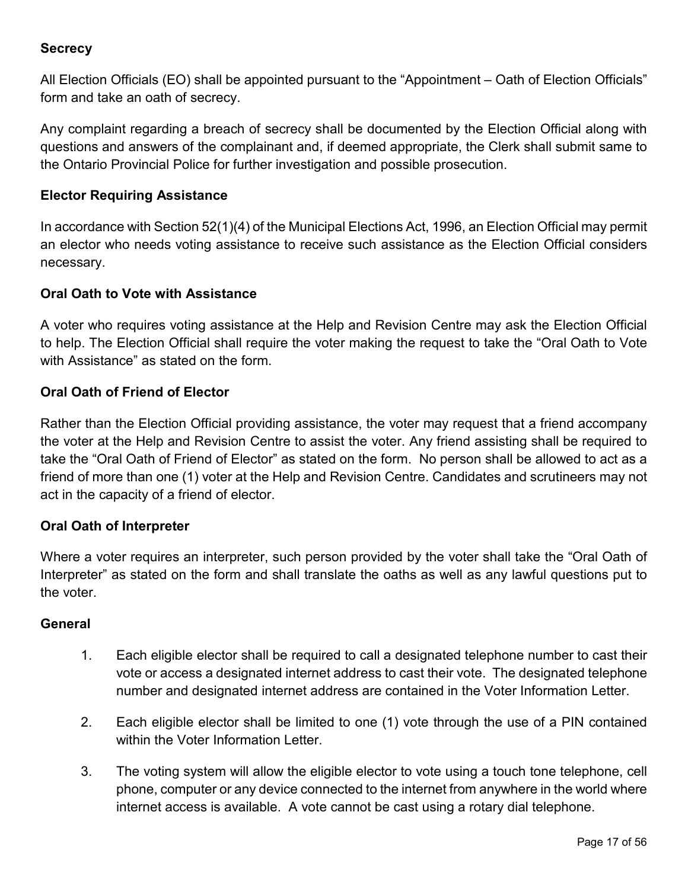### Secrecy

All Election Officials (EO) shall be appointed pursuant to the "Appointment – Oath of Election Officials" form and take an oath of secrecy.

Any complaint regarding a breach of secrecy shall be documented by the Election Official along with questions and answers of the complainant and, if deemed appropriate, the Clerk shall submit same to the Ontario Provincial Police for further investigation and possible prosecution.

### Elector Requiring Assistance

In accordance with Section 52(1)(4) of the Municipal Elections Act, 1996, an Election Official may permit an elector who needs voting assistance to receive such assistance as the Election Official considers necessary.

### Oral Oath to Vote with Assistance

A voter who requires voting assistance at the Help and Revision Centre may ask the Election Official to help. The Election Official shall require the voter making the request to take the "Oral Oath to Vote with Assistance" as stated on the form.

### Oral Oath of Friend of Elector

Rather than the Election Official providing assistance, the voter may request that a friend accompany the voter at the Help and Revision Centre to assist the voter. Any friend assisting shall be required to take the "Oral Oath of Friend of Elector" as stated on the form. No person shall be allowed to act as a friend of more than one (1) voter at the Help and Revision Centre. Candidates and scrutineers may not act in the capacity of a friend of elector.

### Oral Oath of Interpreter

Where a voter requires an interpreter, such person provided by the voter shall take the "Oral Oath of Interpreter" as stated on the form and shall translate the oaths as well as any lawful questions put to the voter.

### General

1. Each eligible elector shall be required to call a designated telephone number to cast their vote or access a designated internet address to cast their vote. The designated telephone number and designated internet address are contained in the Voter Information Letter.

2. Each eligible elector shall be limited to one (1) vote through the use of a PIN contained within the Voter Information Letter.

3. The voting system will allow the eligible elector to vote using a touch tone telephone, cell phone, computer or any device connected to the internet from anywhere in the world where internet access is available. A vote cannot be cast using a rotary dial telephone.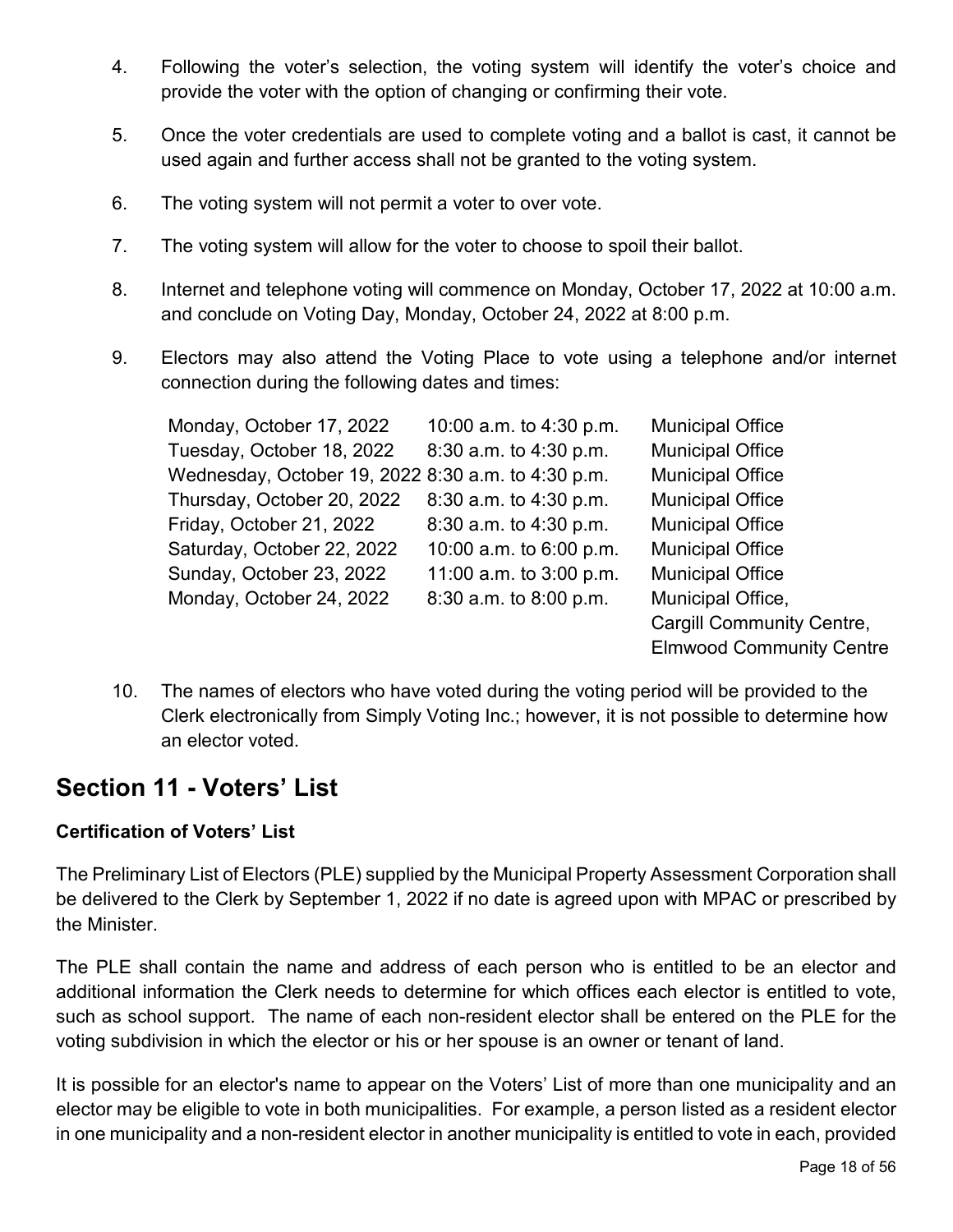4. Following the voter's selection, the voting system will identify the voter's choice and provide the voter with the option of changing or confirming their vote.

5. Once the voter credentials are used to complete voting and a ballot is cast, it cannot be used again and further access shall not be granted to the voting system.

6. The voting system will not permit a voter to over vote.

7. The voting system will allow for the voter to choose to spoil their ballot.

8. Internet and telephone voting will commence on Monday, October 17, 2022 at 10:00 a.m. and conclude on Voting Day, Monday, October 24, 2022 at 8:00 p.m.

9. Electors may also attend the Voting Place to vote using a telephone and/or internet connection during the following dates and times:

| | | |
|---|---|---|
| Monday, October 17, 2022 | 10:00 a.m. to 4:30 p.m. | Municipal Office |
| Tuesday, October 18, 2022 | 8:30 a.m. to 4:30 p.m. | Municipal Office |
| Wednesday, October 19, 2022 | 8:30 a.m. to 4:30 p.m. | Municipal Office |
| Thursday, October 20, 2022 | 8:30 a.m. to 4:30 p.m. | Municipal Office |
| Friday, October 21, 2022 | 8:30 a.m. to 4:30 p.m. | Municipal Office |
| Saturday, October 22, 2022 | 10:00 a.m. to 6:00 p.m. | Municipal Office |
| Sunday, October 23, 2022 | 11:00 a.m. to 3:00 p.m. | Municipal Office |
| Monday, October 24, 2022 | 8:30 a.m. to 8:00 p.m. | Municipal Office, Cargill Community Centre, Elmwood Community Centre |

10. The names of electors who have voted during the voting period will be provided to the Clerk electronically from Simply Voting Inc.; however, it is not possible to determine how an elector voted.

## Section 11 - Voters' List

**Certification of Voters' List**

The Preliminary List of Electors (PLE) supplied by the Municipal Property Assessment Corporation shall be delivered to the Clerk by September 1, 2022 if no date is agreed upon with MPAC or prescribed by the Minister.

The PLE shall contain the name and address of each person who is entitled to be an elector and additional information the Clerk needs to determine for which offices each elector is entitled to vote, such as school support. The name of each non-resident elector shall be entered on the PLE for the voting subdivision in which the elector or his or her spouse is an owner or tenant of land.

It is possible for an elector's name to appear on the Voters' List of more than one municipality and an elector may be eligible to vote in both municipalities. For example, a person listed as a resident elector in one municipality and a non-resident elector in another municipality is entitled to vote in each, provided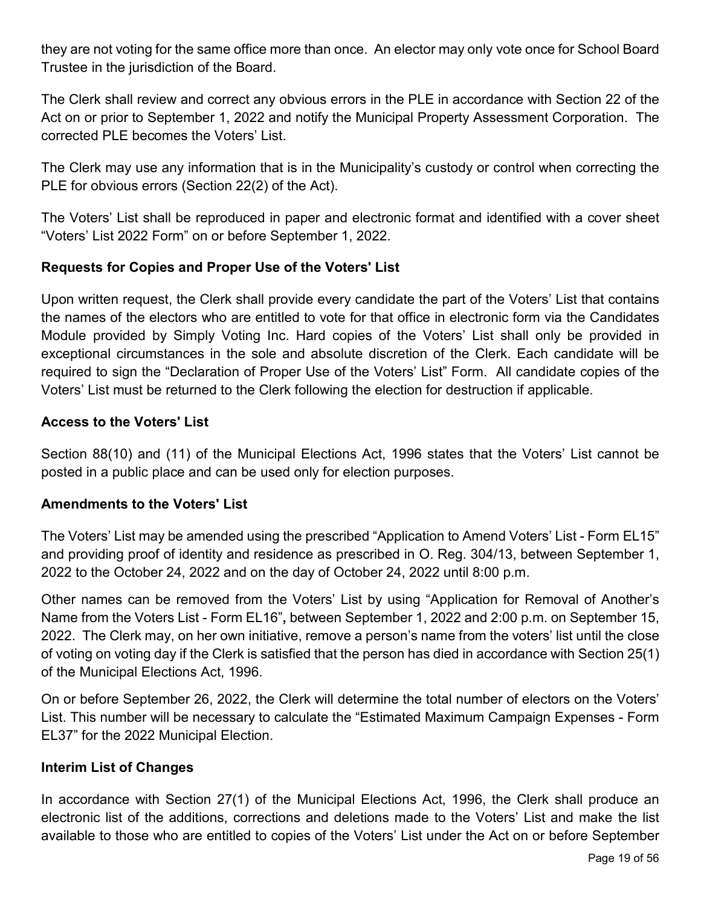they are not voting for the same office more than once. An elector may only vote once for School Board Trustee in the jurisdiction of the Board.

The Clerk shall review and correct any obvious errors in the PLE in accordance with Section 22 of the Act on or prior to September 1, 2022 and notify the Municipal Property Assessment Corporation. The corrected PLE becomes the Voters' List.

The Clerk may use any information that is in the Municipality's custody or control when correcting the PLE for obvious errors (Section 22(2) of the Act).

The Voters' List shall be reproduced in paper and electronic format and identified with a cover sheet "Voters' List 2022 Form" on or before September 1, 2022.

**Requests for Copies and Proper Use of the Voters' List**

Upon written request, the Clerk shall provide every candidate the part of the Voters' List that contains the names of the electors who are entitled to vote for that office in electronic form via the Candidates Module provided by Simply Voting Inc. Hard copies of the Voters' List shall only be provided in exceptional circumstances in the sole and absolute discretion of the Clerk. Each candidate will be required to sign the "Declaration of Proper Use of the Voters' List" Form. All candidate copies of the Voters' List must be returned to the Clerk following the election for destruction if applicable.

**Access to the Voters' List**

Section 88(10) and (11) of the Municipal Elections Act, 1996 states that the Voters' List cannot be posted in a public place and can be used only for election purposes.

**Amendments to the Voters' List**

The Voters' List may be amended using the prescribed "Application to Amend Voters' List - Form EL15" and providing proof of identity and residence as prescribed in O. Reg. 304/13, between September 1, 2022 to the October 24, 2022 and on the day of October 24, 2022 until 8:00 p.m.

Other names can be removed from the Voters' List by using "Application for Removal of Another's Name from the Voters List - Form EL16"**,** between September 1, 2022 and 2:00 p.m. on September 15, 2022. The Clerk may, on her own initiative, remove a person's name from the voters' list until the close of voting on voting day if the Clerk is satisfied that the person has died in accordance with Section 25(1) of the Municipal Elections Act, 1996.

On or before September 26, 2022, the Clerk will determine the total number of electors on the Voters' List. This number will be necessary to calculate the "Estimated Maximum Campaign Expenses - Form EL37" for the 2022 Municipal Election.

**Interim List of Changes**

In accordance with Section 27(1) of the Municipal Elections Act, 1996, the Clerk shall produce an electronic list of the additions, corrections and deletions made to the Voters' List and make the list available to those who are entitled to copies of the Voters' List under the Act on or before September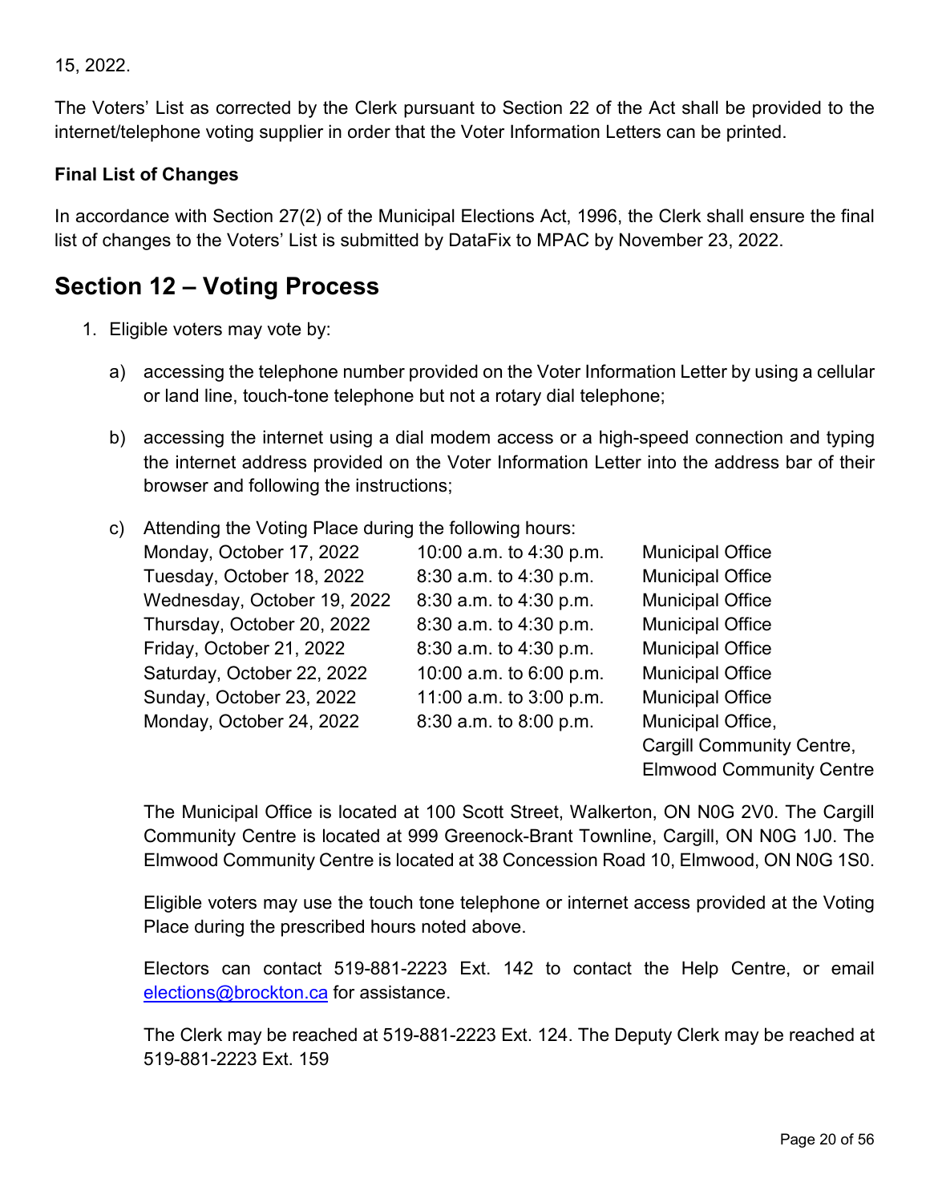15, 2022.

The Voters' List as corrected by the Clerk pursuant to Section 22 of the Act shall be provided to the internet/telephone voting supplier in order that the Voter Information Letters can be printed.

**Final List of Changes**

In accordance with Section 27(2) of the Municipal Elections Act, 1996, the Clerk shall ensure the final list of changes to the Voters' List is submitted by DataFix to MPAC by November 23, 2022.

## Section 12 – Voting Process

1. Eligible voters may vote by:

   a) accessing the telephone number provided on the Voter Information Letter by using a cellular or land line, touch-tone telephone but not a rotary dial telephone;

   b) accessing the internet using a dial modem access or a high-speed connection and typing the internet address provided on the Voter Information Letter into the address bar of their browser and following the instructions;

   c) Attending the Voting Place during the following hours:

   | Date | Hours | Location |
   |---|---|---|
   | Monday, October 17, 2022 | 10:00 a.m. to 4:30 p.m. | Municipal Office |
   | Tuesday, October 18, 2022 | 8:30 a.m. to 4:30 p.m. | Municipal Office |
   | Wednesday, October 19, 2022 | 8:30 a.m. to 4:30 p.m. | Municipal Office |
   | Thursday, October 20, 2022 | 8:30 a.m. to 4:30 p.m. | Municipal Office |
   | Friday, October 21, 2022 | 8:30 a.m. to 4:30 p.m. | Municipal Office |
   | Saturday, October 22, 2022 | 10:00 a.m. to 6:00 p.m. | Municipal Office |
   | Sunday, October 23, 2022 | 11:00 a.m. to 3:00 p.m. | Municipal Office |
   | Monday, October 24, 2022 | 8:30 a.m. to 8:00 p.m. | Municipal Office, Cargill Community Centre, Elmwood Community Centre |

   The Municipal Office is located at 100 Scott Street, Walkerton, ON N0G 2V0. The Cargill Community Centre is located at 999 Greenock-Brant Townline, Cargill, ON N0G 1J0. The Elmwood Community Centre is located at 38 Concession Road 10, Elmwood, ON N0G 1S0.

   Eligible voters may use the touch tone telephone or internet access provided at the Voting Place during the prescribed hours noted above.

   Electors can contact 519-881-2223 Ext. 142 to contact the Help Centre, or email elections@brockton.ca for assistance.

   The Clerk may be reached at 519-881-2223 Ext. 124. The Deputy Clerk may be reached at 519-881-2223 Ext. 159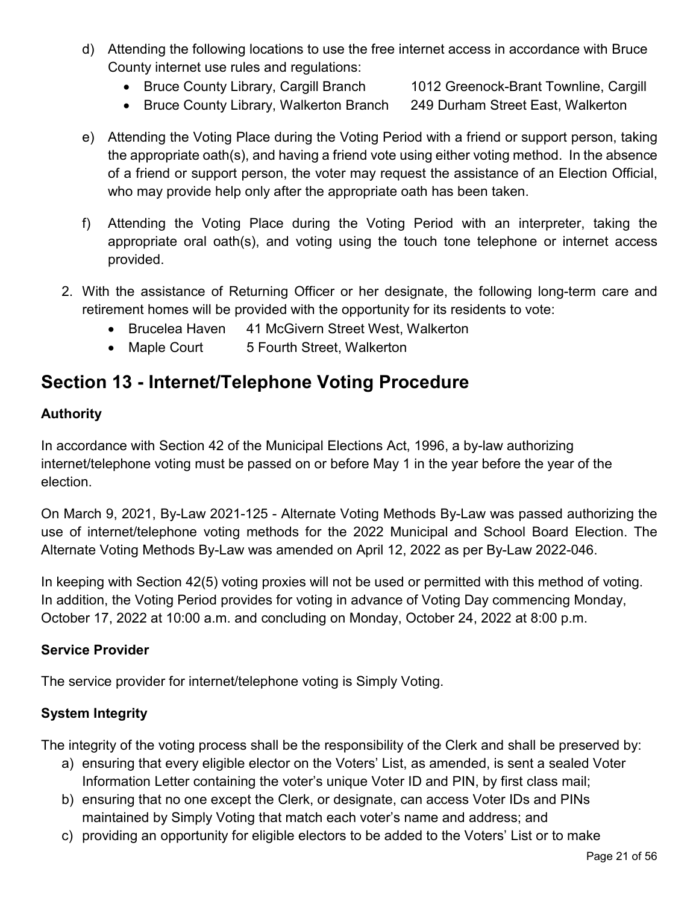d) Attending the following locations to use the free internet access in accordance with Bruce County internet use rules and regulations:
   - Bruce County Library, Cargill Branch 1012 Greenock-Brant Townline, Cargill
   - Bruce County Library, Walkerton Branch 249 Durham Street East, Walkerton

e) Attending the Voting Place during the Voting Period with a friend or support person, taking the appropriate oath(s), and having a friend vote using either voting method. In the absence of a friend or support person, the voter may request the assistance of an Election Official, who may provide help only after the appropriate oath has been taken.

f) Attending the Voting Place during the Voting Period with an interpreter, taking the appropriate oral oath(s), and voting using the touch tone telephone or internet access provided.

2. With the assistance of Returning Officer or her designate, the following long-term care and retirement homes will be provided with the opportunity for its residents to vote:
   - Brucelea Haven 41 McGivern Street West, Walkerton
   - Maple Court 5 Fourth Street, Walkerton

## Section 13 - Internet/Telephone Voting Procedure

### Authority

In accordance with Section 42 of the Municipal Elections Act, 1996, a by-law authorizing internet/telephone voting must be passed on or before May 1 in the year before the year of the election.

On March 9, 2021, By-Law 2021-125 - Alternate Voting Methods By-Law was passed authorizing the use of internet/telephone voting methods for the 2022 Municipal and School Board Election. The Alternate Voting Methods By-Law was amended on April 12, 2022 as per By-Law 2022-046.

In keeping with Section 42(5) voting proxies will not be used or permitted with this method of voting. In addition, the Voting Period provides for voting in advance of Voting Day commencing Monday, October 17, 2022 at 10:00 a.m. and concluding on Monday, October 24, 2022 at 8:00 p.m.

### Service Provider

The service provider for internet/telephone voting is Simply Voting.

### System Integrity

The integrity of the voting process shall be the responsibility of the Clerk and shall be preserved by:

a) ensuring that every eligible elector on the Voters' List, as amended, is sent a sealed Voter Information Letter containing the voter's unique Voter ID and PIN, by first class mail;
b) ensuring that no one except the Clerk, or designate, can access Voter IDs and PINs maintained by Simply Voting that match each voter's name and address; and
c) providing an opportunity for eligible electors to be added to the Voters' List or to make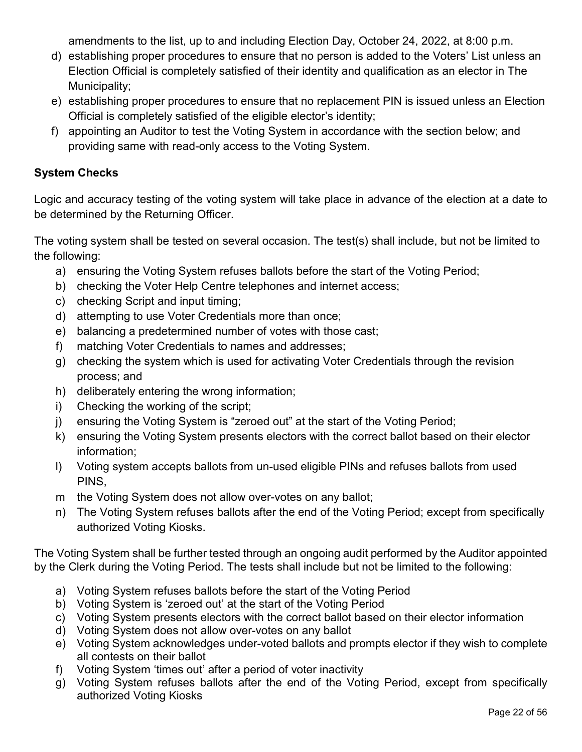amendments to the list, up to and including Election Day, October 24, 2022, at 8:00 p.m.

d) establishing proper procedures to ensure that no person is added to the Voters' List unless an Election Official is completely satisfied of their identity and qualification as an elector in The Municipality;
e) establishing proper procedures to ensure that no replacement PIN is issued unless an Election Official is completely satisfied of the eligible elector's identity;
f) appointing an Auditor to test the Voting System in accordance with the section below; and providing same with read-only access to the Voting System.

**System Checks**

Logic and accuracy testing of the voting system will take place in advance of the election at a date to be determined by the Returning Officer.

The voting system shall be tested on several occasion. The test(s) shall include, but not be limited to the following:

a) ensuring the Voting System refuses ballots before the start of the Voting Period;
b) checking the Voter Help Centre telephones and internet access;
c) checking Script and input timing;
d) attempting to use Voter Credentials more than once;
e) balancing a predetermined number of votes with those cast;
f) matching Voter Credentials to names and addresses;
g) checking the system which is used for activating Voter Credentials through the revision process; and
h) deliberately entering the wrong information;
i) Checking the working of the script;
j) ensuring the Voting System is "zeroed out" at the start of the Voting Period;
k) ensuring the Voting System presents electors with the correct ballot based on their elector information;
l) Voting system accepts ballots from un-used eligible PINs and refuses ballots from used PINS,
m the Voting System does not allow over-votes on any ballot;
n) The Voting System refuses ballots after the end of the Voting Period; except from specifically authorized Voting Kiosks.

The Voting System shall be further tested through an ongoing audit performed by the Auditor appointed by the Clerk during the Voting Period. The tests shall include but not be limited to the following:

a) Voting System refuses ballots before the start of the Voting Period
b) Voting System is 'zeroed out' at the start of the Voting Period
c) Voting System presents electors with the correct ballot based on their elector information
d) Voting System does not allow over-votes on any ballot
e) Voting System acknowledges under-voted ballots and prompts elector if they wish to complete all contests on their ballot
f) Voting System 'times out' after a period of voter inactivity
g) Voting System refuses ballots after the end of the Voting Period, except from specifically authorized Voting Kiosks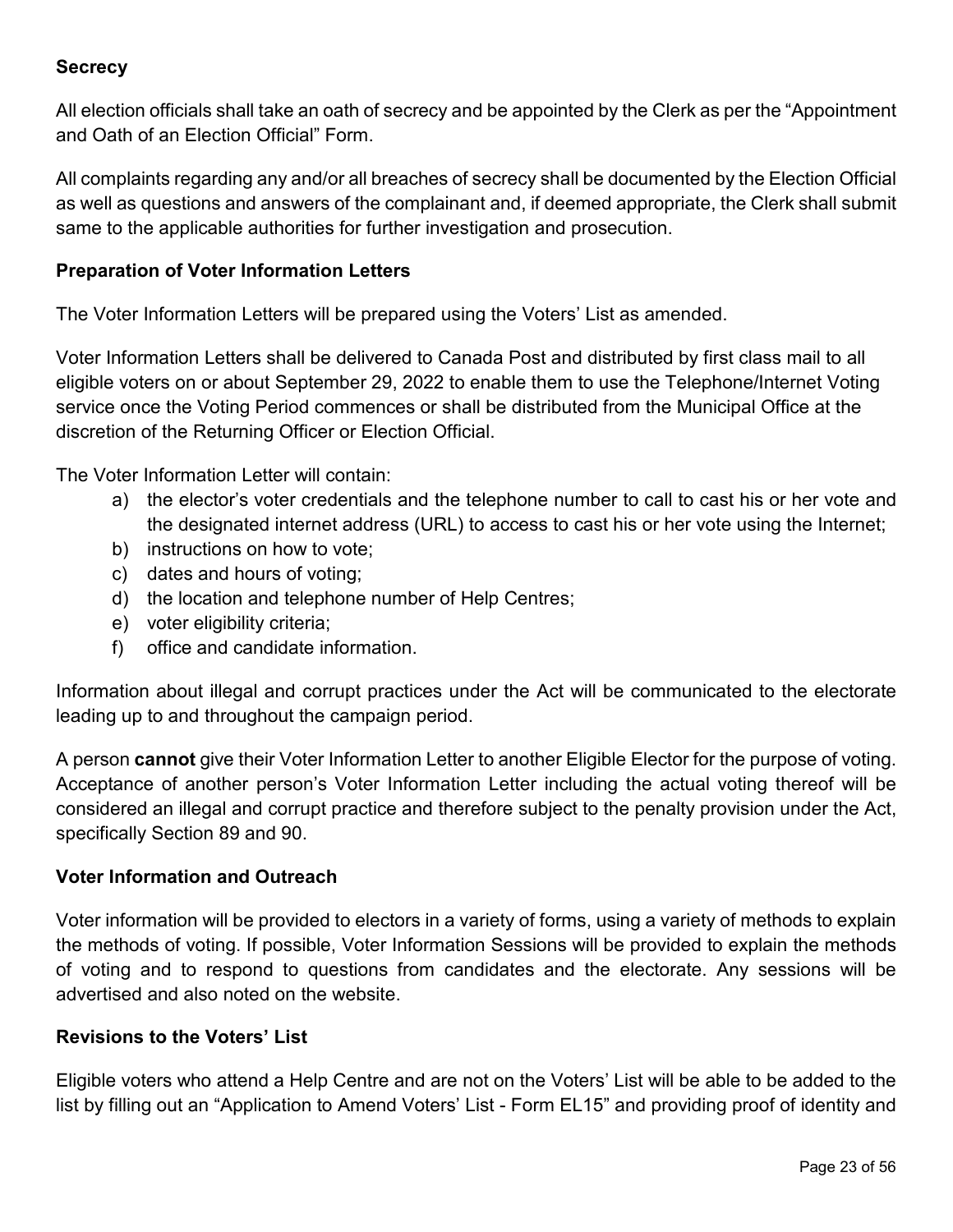**Secrecy**

All election officials shall take an oath of secrecy and be appointed by the Clerk as per the "Appointment and Oath of an Election Official" Form.

All complaints regarding any and/or all breaches of secrecy shall be documented by the Election Official as well as questions and answers of the complainant and, if deemed appropriate, the Clerk shall submit same to the applicable authorities for further investigation and prosecution.

**Preparation of Voter Information Letters**

The Voter Information Letters will be prepared using the Voters' List as amended.

Voter Information Letters shall be delivered to Canada Post and distributed by first class mail to all eligible voters on or about September 29, 2022 to enable them to use the Telephone/Internet Voting service once the Voting Period commences or shall be distributed from the Municipal Office at the discretion of the Returning Officer or Election Official.

The Voter Information Letter will contain:

a) the elector's voter credentials and the telephone number to call to cast his or her vote and the designated internet address (URL) to access to cast his or her vote using the Internet;
b) instructions on how to vote;
c) dates and hours of voting;
d) the location and telephone number of Help Centres;
e) voter eligibility criteria;
f) office and candidate information.

Information about illegal and corrupt practices under the Act will be communicated to the electorate leading up to and throughout the campaign period.

A person **cannot** give their Voter Information Letter to another Eligible Elector for the purpose of voting. Acceptance of another person's Voter Information Letter including the actual voting thereof will be considered an illegal and corrupt practice and therefore subject to the penalty provision under the Act, specifically Section 89 and 90.

**Voter Information and Outreach**

Voter information will be provided to electors in a variety of forms, using a variety of methods to explain the methods of voting. If possible, Voter Information Sessions will be provided to explain the methods of voting and to respond to questions from candidates and the electorate. Any sessions will be advertised and also noted on the website.

**Revisions to the Voters' List**

Eligible voters who attend a Help Centre and are not on the Voters' List will be able to be added to the list by filling out an "Application to Amend Voters' List - Form EL15" and providing proof of identity and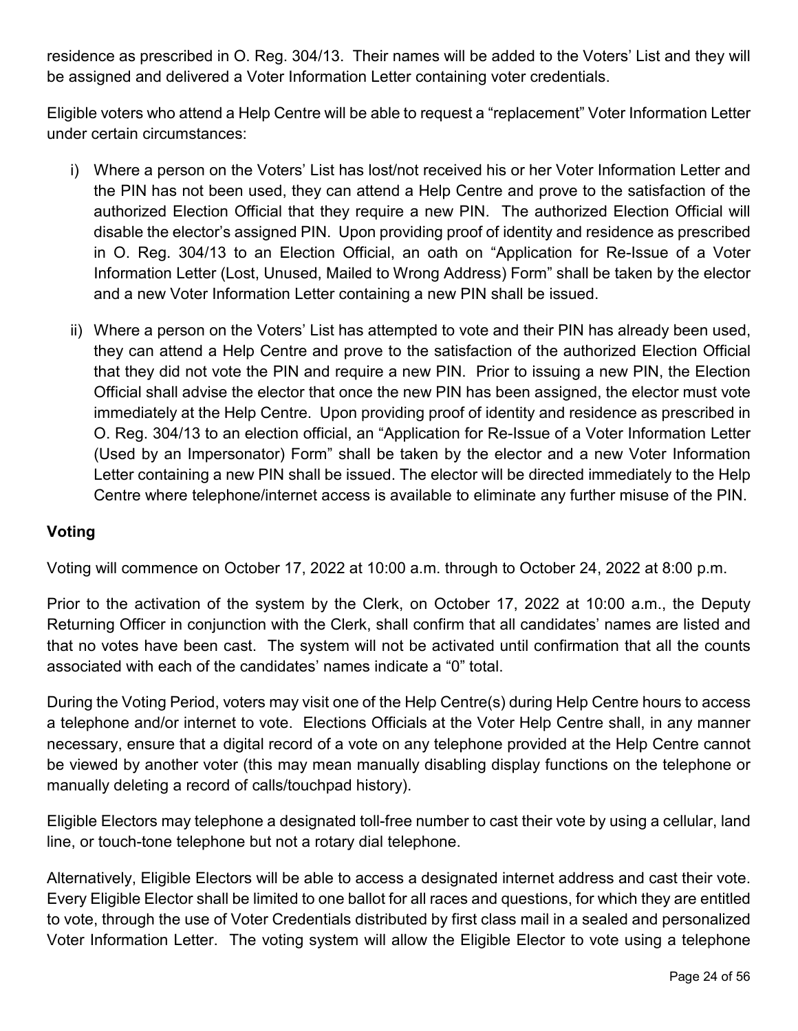residence as prescribed in O. Reg. 304/13. Their names will be added to the Voters' List and they will be assigned and delivered a Voter Information Letter containing voter credentials.

Eligible voters who attend a Help Centre will be able to request a "replacement" Voter Information Letter under certain circumstances:

i) Where a person on the Voters' List has lost/not received his or her Voter Information Letter and the PIN has not been used, they can attend a Help Centre and prove to the satisfaction of the authorized Election Official that they require a new PIN. The authorized Election Official will disable the elector's assigned PIN. Upon providing proof of identity and residence as prescribed in O. Reg. 304/13 to an Election Official, an oath on "Application for Re-Issue of a Voter Information Letter (Lost, Unused, Mailed to Wrong Address) Form" shall be taken by the elector and a new Voter Information Letter containing a new PIN shall be issued.

ii) Where a person on the Voters' List has attempted to vote and their PIN has already been used, they can attend a Help Centre and prove to the satisfaction of the authorized Election Official that they did not vote the PIN and require a new PIN. Prior to issuing a new PIN, the Election Official shall advise the elector that once the new PIN has been assigned, the elector must vote immediately at the Help Centre. Upon providing proof of identity and residence as prescribed in O. Reg. 304/13 to an election official, an "Application for Re-Issue of a Voter Information Letter (Used by an Impersonator) Form" shall be taken by the elector and a new Voter Information Letter containing a new PIN shall be issued. The elector will be directed immediately to the Help Centre where telephone/internet access is available to eliminate any further misuse of the PIN.

**Voting**

Voting will commence on October 17, 2022 at 10:00 a.m. through to October 24, 2022 at 8:00 p.m.

Prior to the activation of the system by the Clerk, on October 17, 2022 at 10:00 a.m., the Deputy Returning Officer in conjunction with the Clerk, shall confirm that all candidates' names are listed and that no votes have been cast. The system will not be activated until confirmation that all the counts associated with each of the candidates' names indicate a "0" total.

During the Voting Period, voters may visit one of the Help Centre(s) during Help Centre hours to access a telephone and/or internet to vote. Elections Officials at the Voter Help Centre shall, in any manner necessary, ensure that a digital record of a vote on any telephone provided at the Help Centre cannot be viewed by another voter (this may mean manually disabling display functions on the telephone or manually deleting a record of calls/touchpad history).

Eligible Electors may telephone a designated toll-free number to cast their vote by using a cellular, land line, or touch-tone telephone but not a rotary dial telephone.

Alternatively, Eligible Electors will be able to access a designated internet address and cast their vote. Every Eligible Elector shall be limited to one ballot for all races and questions, for which they are entitled to vote, through the use of Voter Credentials distributed by first class mail in a sealed and personalized Voter Information Letter. The voting system will allow the Eligible Elector to vote using a telephone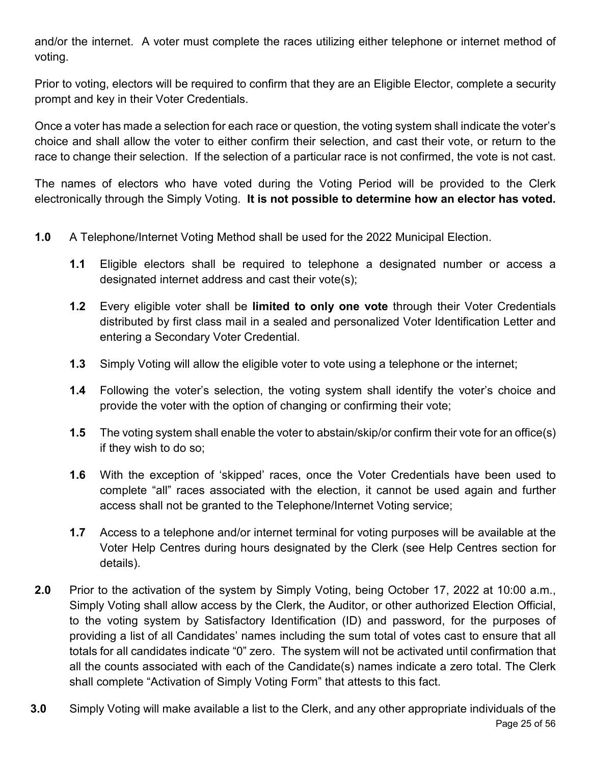and/or the internet. A voter must complete the races utilizing either telephone or internet method of voting.

Prior to voting, electors will be required to confirm that they are an Eligible Elector, complete a security prompt and key in their Voter Credentials.

Once a voter has made a selection for each race or question, the voting system shall indicate the voter's choice and shall allow the voter to either confirm their selection, and cast their vote, or return to the race to change their selection. If the selection of a particular race is not confirmed, the vote is not cast.

The names of electors who have voted during the Voting Period will be provided to the Clerk electronically through the Simply Voting. **It is not possible to determine how an elector has voted.**

**1.0** A Telephone/Internet Voting Method shall be used for the 2022 Municipal Election.

- **1.1** Eligible electors shall be required to telephone a designated number or access a designated internet address and cast their vote(s);
- **1.2** Every eligible voter shall be **limited to only one vote** through their Voter Credentials distributed by first class mail in a sealed and personalized Voter Identification Letter and entering a Secondary Voter Credential.
- **1.3** Simply Voting will allow the eligible voter to vote using a telephone or the internet;
- **1.4** Following the voter's selection, the voting system shall identify the voter's choice and provide the voter with the option of changing or confirming their vote;
- **1.5** The voting system shall enable the voter to abstain/skip/or confirm their vote for an office(s) if they wish to do so;
- **1.6** With the exception of 'skipped' races, once the Voter Credentials have been used to complete "all" races associated with the election, it cannot be used again and further access shall not be granted to the Telephone/Internet Voting service;
- **1.7** Access to a telephone and/or internet terminal for voting purposes will be available at the Voter Help Centres during hours designated by the Clerk (see Help Centres section for details).

**2.0** Prior to the activation of the system by Simply Voting, being October 17, 2022 at 10:00 a.m., Simply Voting shall allow access by the Clerk, the Auditor, or other authorized Election Official, to the voting system by Satisfactory Identification (ID) and password, for the purposes of providing a list of all Candidates' names including the sum total of votes cast to ensure that all totals for all candidates indicate "0" zero. The system will not be activated until confirmation that all the counts associated with each of the Candidate(s) names indicate a zero total. The Clerk shall complete "Activation of Simply Voting Form" that attests to this fact.

**3.0** Simply Voting will make available a list to the Clerk, and any other appropriate individuals of the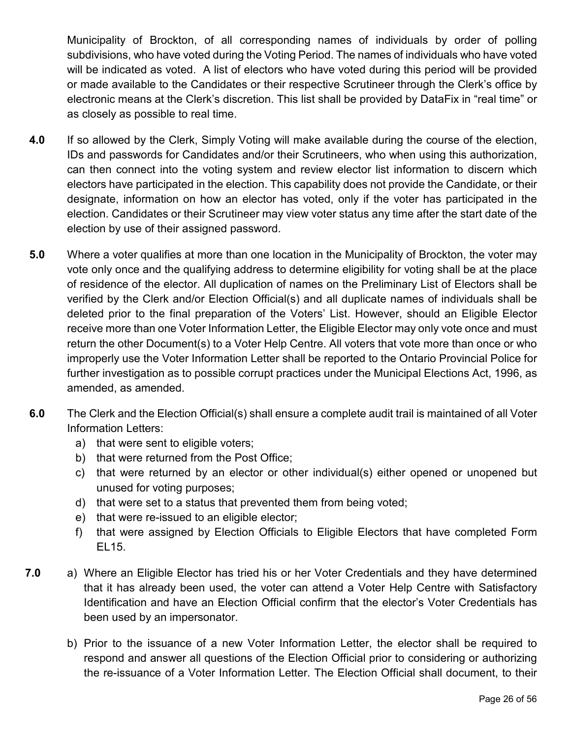Municipality of Brockton, of all corresponding names of individuals by order of polling subdivisions, who have voted during the Voting Period. The names of individuals who have voted will be indicated as voted. A list of electors who have voted during this period will be provided or made available to the Candidates or their respective Scrutineer through the Clerk's office by electronic means at the Clerk's discretion. This list shall be provided by DataFix in "real time" or as closely as possible to real time.

**4.0** If so allowed by the Clerk, Simply Voting will make available during the course of the election, IDs and passwords for Candidates and/or their Scrutineers, who when using this authorization, can then connect into the voting system and review elector list information to discern which electors have participated in the election. This capability does not provide the Candidate, or their designate, information on how an elector has voted, only if the voter has participated in the election. Candidates or their Scrutineer may view voter status any time after the start date of the election by use of their assigned password.

**5.0** Where a voter qualifies at more than one location in the Municipality of Brockton, the voter may vote only once and the qualifying address to determine eligibility for voting shall be at the place of residence of the elector. All duplication of names on the Preliminary List of Electors shall be verified by the Clerk and/or Election Official(s) and all duplicate names of individuals shall be deleted prior to the final preparation of the Voters' List. However, should an Eligible Elector receive more than one Voter Information Letter, the Eligible Elector may only vote once and must return the other Document(s) to a Voter Help Centre. All voters that vote more than once or who improperly use the Voter Information Letter shall be reported to the Ontario Provincial Police for further investigation as to possible corrupt practices under the Municipal Elections Act, 1996, as amended, as amended.

**6.0** The Clerk and the Election Official(s) shall ensure a complete audit trail is maintained of all Voter Information Letters:

a) that were sent to eligible voters;
b) that were returned from the Post Office;
c) that were returned by an elector or other individual(s) either opened or unopened but unused for voting purposes;
d) that were set to a status that prevented them from being voted;
e) that were re-issued to an eligible elector;
f) that were assigned by Election Officials to Eligible Electors that have completed Form EL15.

**7.0**

a) Where an Eligible Elector has tried his or her Voter Credentials and they have determined that it has already been used, the voter can attend a Voter Help Centre with Satisfactory Identification and have an Election Official confirm that the elector's Voter Credentials has been used by an impersonator.

b) Prior to the issuance of a new Voter Information Letter, the elector shall be required to respond and answer all questions of the Election Official prior to considering or authorizing the re-issuance of a Voter Information Letter. The Election Official shall document, to their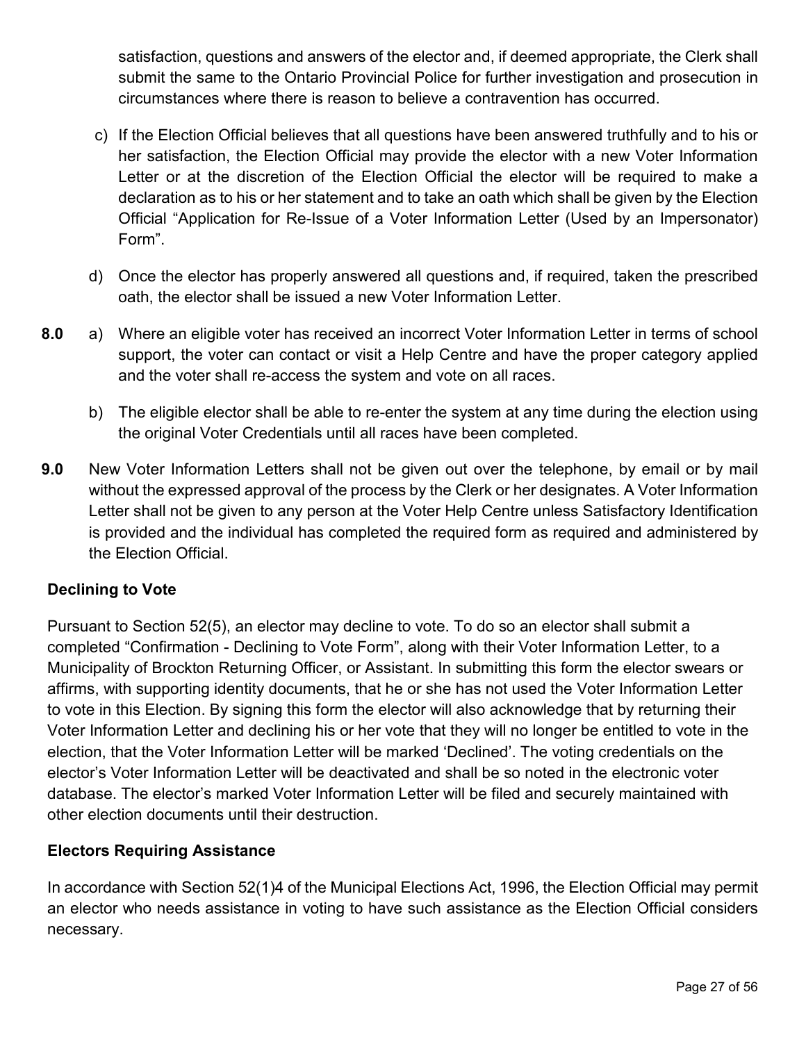satisfaction, questions and answers of the elector and, if deemed appropriate, the Clerk shall submit the same to the Ontario Provincial Police for further investigation and prosecution in circumstances where there is reason to believe a contravention has occurred.

c) If the Election Official believes that all questions have been answered truthfully and to his or her satisfaction, the Election Official may provide the elector with a new Voter Information Letter or at the discretion of the Election Official the elector will be required to make a declaration as to his or her statement and to take an oath which shall be given by the Election Official "Application for Re-Issue of a Voter Information Letter (Used by an Impersonator) Form".

d) Once the elector has properly answered all questions and, if required, taken the prescribed oath, the elector shall be issued a new Voter Information Letter.

**8.0** a) Where an eligible voter has received an incorrect Voter Information Letter in terms of school support, the voter can contact or visit a Help Centre and have the proper category applied and the voter shall re-access the system and vote on all races.

b) The eligible elector shall be able to re-enter the system at any time during the election using the original Voter Credentials until all races have been completed.

**9.0** New Voter Information Letters shall not be given out over the telephone, by email or by mail without the expressed approval of the process by the Clerk or her designates. A Voter Information Letter shall not be given to any person at the Voter Help Centre unless Satisfactory Identification is provided and the individual has completed the required form as required and administered by the Election Official.

**Declining to Vote**

Pursuant to Section 52(5), an elector may decline to vote. To do so an elector shall submit a completed "Confirmation - Declining to Vote Form", along with their Voter Information Letter, to a Municipality of Brockton Returning Officer, or Assistant. In submitting this form the elector swears or affirms, with supporting identity documents, that he or she has not used the Voter Information Letter to vote in this Election. By signing this form the elector will also acknowledge that by returning their Voter Information Letter and declining his or her vote that they will no longer be entitled to vote in the election, that the Voter Information Letter will be marked 'Declined'. The voting credentials on the elector's Voter Information Letter will be deactivated and shall be so noted in the electronic voter database. The elector's marked Voter Information Letter will be filed and securely maintained with other election documents until their destruction.

**Electors Requiring Assistance**

In accordance with Section 52(1)4 of the Municipal Elections Act, 1996, the Election Official may permit an elector who needs assistance in voting to have such assistance as the Election Official considers necessary.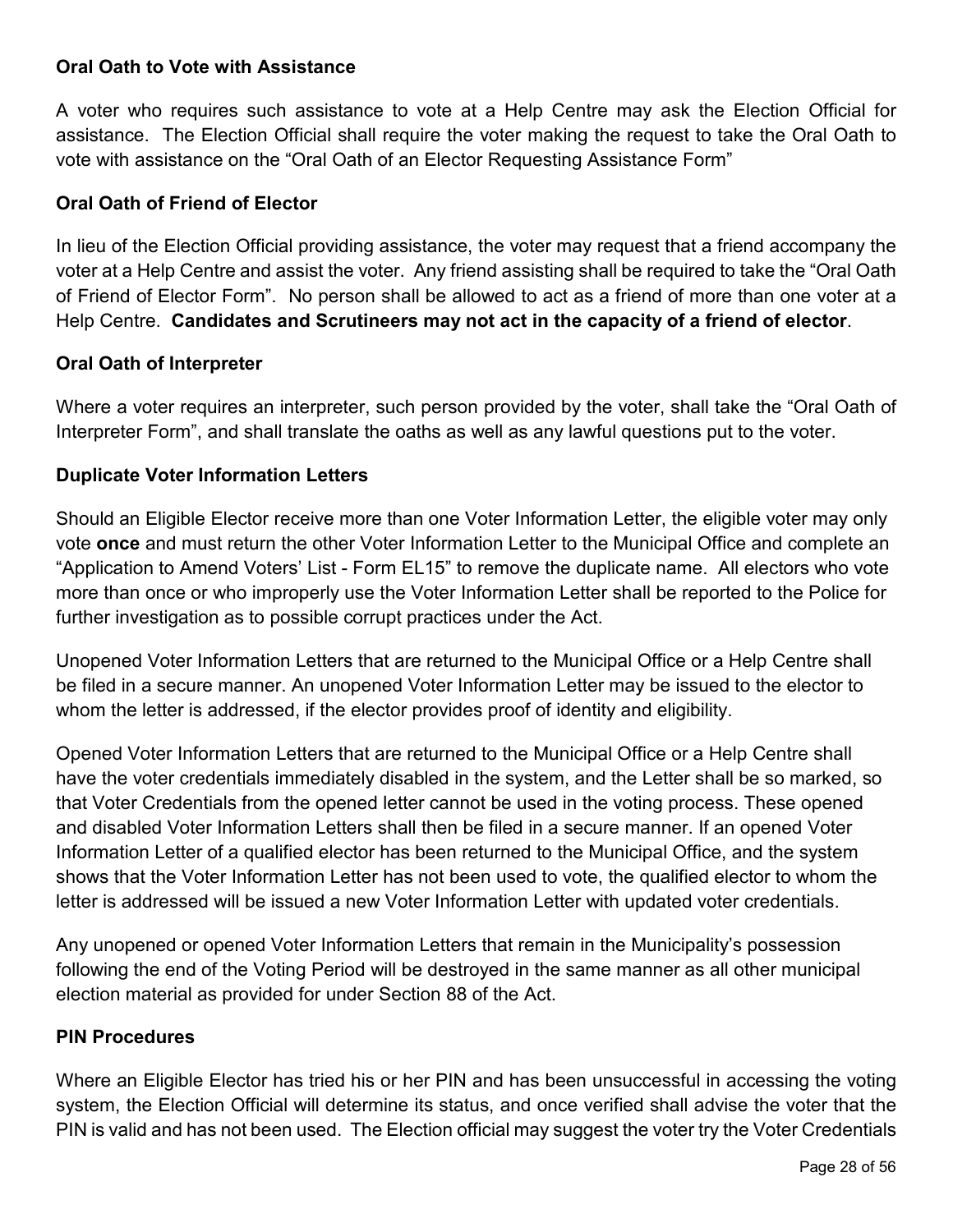**Oral Oath to Vote with Assistance**

A voter who requires such assistance to vote at a Help Centre may ask the Election Official for assistance. The Election Official shall require the voter making the request to take the Oral Oath to vote with assistance on the "Oral Oath of an Elector Requesting Assistance Form"

**Oral Oath of Friend of Elector**

In lieu of the Election Official providing assistance, the voter may request that a friend accompany the voter at a Help Centre and assist the voter. Any friend assisting shall be required to take the "Oral Oath of Friend of Elector Form". No person shall be allowed to act as a friend of more than one voter at a Help Centre. **Candidates and Scrutineers may not act in the capacity of a friend of elector**.

**Oral Oath of Interpreter**

Where a voter requires an interpreter, such person provided by the voter, shall take the "Oral Oath of Interpreter Form", and shall translate the oaths as well as any lawful questions put to the voter.

**Duplicate Voter Information Letters**

Should an Eligible Elector receive more than one Voter Information Letter, the eligible voter may only vote **once** and must return the other Voter Information Letter to the Municipal Office and complete an "Application to Amend Voters' List - Form EL15" to remove the duplicate name. All electors who vote more than once or who improperly use the Voter Information Letter shall be reported to the Police for further investigation as to possible corrupt practices under the Act.

Unopened Voter Information Letters that are returned to the Municipal Office or a Help Centre shall be filed in a secure manner. An unopened Voter Information Letter may be issued to the elector to whom the letter is addressed, if the elector provides proof of identity and eligibility.

Opened Voter Information Letters that are returned to the Municipal Office or a Help Centre shall have the voter credentials immediately disabled in the system, and the Letter shall be so marked, so that Voter Credentials from the opened letter cannot be used in the voting process. These opened and disabled Voter Information Letters shall then be filed in a secure manner. If an opened Voter Information Letter of a qualified elector has been returned to the Municipal Office, and the system shows that the Voter Information Letter has not been used to vote, the qualified elector to whom the letter is addressed will be issued a new Voter Information Letter with updated voter credentials.

Any unopened or opened Voter Information Letters that remain in the Municipality's possession following the end of the Voting Period will be destroyed in the same manner as all other municipal election material as provided for under Section 88 of the Act.

**PIN Procedures**

Where an Eligible Elector has tried his or her PIN and has been unsuccessful in accessing the voting system, the Election Official will determine its status, and once verified shall advise the voter that the PIN is valid and has not been used. The Election official may suggest the voter try the Voter Credentials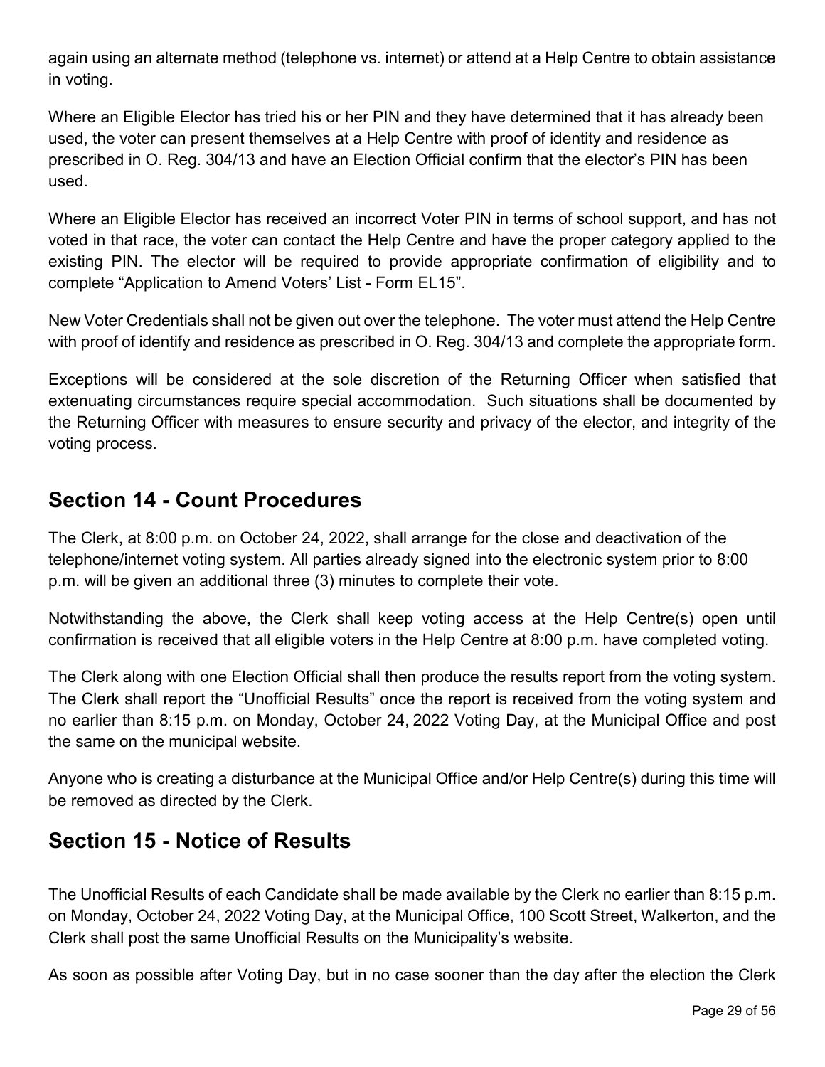again using an alternate method (telephone vs. internet) or attend at a Help Centre to obtain assistance in voting.

Where an Eligible Elector has tried his or her PIN and they have determined that it has already been used, the voter can present themselves at a Help Centre with proof of identity and residence as prescribed in O. Reg. 304/13 and have an Election Official confirm that the elector's PIN has been used.

Where an Eligible Elector has received an incorrect Voter PIN in terms of school support, and has not voted in that race, the voter can contact the Help Centre and have the proper category applied to the existing PIN. The elector will be required to provide appropriate confirmation of eligibility and to complete "Application to Amend Voters' List - Form EL15".

New Voter Credentials shall not be given out over the telephone. The voter must attend the Help Centre with proof of identify and residence as prescribed in O. Reg. 304/13 and complete the appropriate form.

Exceptions will be considered at the sole discretion of the Returning Officer when satisfied that extenuating circumstances require special accommodation. Such situations shall be documented by the Returning Officer with measures to ensure security and privacy of the elector, and integrity of the voting process.

## Section 14 - Count Procedures

The Clerk, at 8:00 p.m. on October 24, 2022, shall arrange for the close and deactivation of the telephone/internet voting system. All parties already signed into the electronic system prior to 8:00 p.m. will be given an additional three (3) minutes to complete their vote.

Notwithstanding the above, the Clerk shall keep voting access at the Help Centre(s) open until confirmation is received that all eligible voters in the Help Centre at 8:00 p.m. have completed voting.

The Clerk along with one Election Official shall then produce the results report from the voting system. The Clerk shall report the "Unofficial Results" once the report is received from the voting system and no earlier than 8:15 p.m. on Monday, October 24, 2022 Voting Day, at the Municipal Office and post the same on the municipal website.

Anyone who is creating a disturbance at the Municipal Office and/or Help Centre(s) during this time will be removed as directed by the Clerk.

## Section 15 - Notice of Results

The Unofficial Results of each Candidate shall be made available by the Clerk no earlier than 8:15 p.m. on Monday, October 24, 2022 Voting Day, at the Municipal Office, 100 Scott Street, Walkerton, and the Clerk shall post the same Unofficial Results on the Municipality's website.

As soon as possible after Voting Day, but in no case sooner than the day after the election the Clerk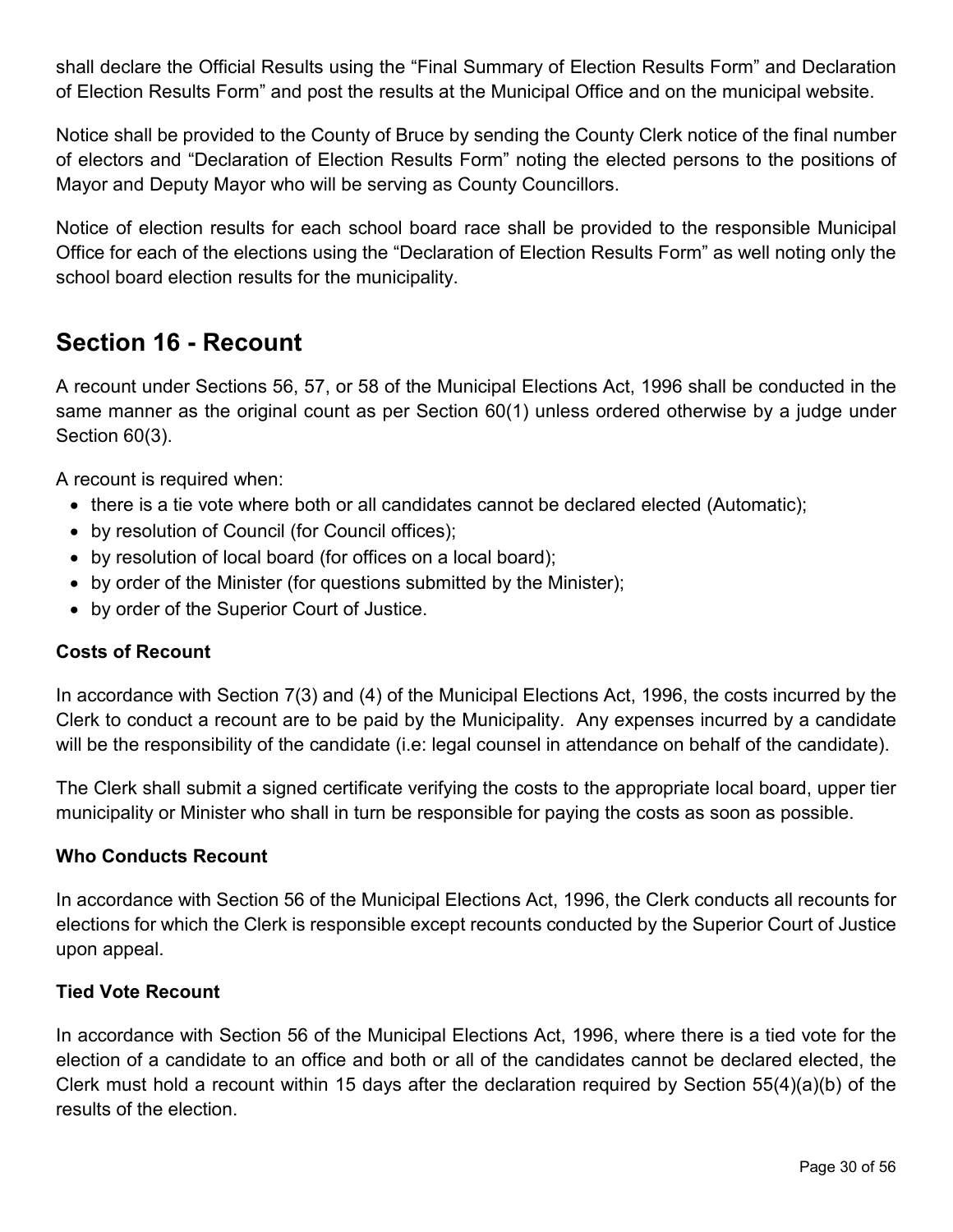shall declare the Official Results using the “Final Summary of Election Results Form” and Declaration of Election Results Form” and post the results at the Municipal Office and on the municipal website.

Notice shall be provided to the County of Bruce by sending the County Clerk notice of the final number of electors and “Declaration of Election Results Form” noting the elected persons to the positions of Mayor and Deputy Mayor who will be serving as County Councillors.

Notice of election results for each school board race shall be provided to the responsible Municipal Office for each of the elections using the “Declaration of Election Results Form” as well noting only the school board election results for the municipality.

## Section 16 - Recount

A recount under Sections 56, 57, or 58 of the Municipal Elections Act, 1996 shall be conducted in the same manner as the original count as per Section 60(1) unless ordered otherwise by a judge under Section 60(3).

A recount is required when:

- there is a tie vote where both or all candidates cannot be declared elected (Automatic);
- by resolution of Council (for Council offices);
- by resolution of local board (for offices on a local board);
- by order of the Minister (for questions submitted by the Minister);
- by order of the Superior Court of Justice.

### Costs of Recount

In accordance with Section 7(3) and (4) of the Municipal Elections Act, 1996, the costs incurred by the Clerk to conduct a recount are to be paid by the Municipality. Any expenses incurred by a candidate will be the responsibility of the candidate (i.e: legal counsel in attendance on behalf of the candidate).

The Clerk shall submit a signed certificate verifying the costs to the appropriate local board, upper tier municipality or Minister who shall in turn be responsible for paying the costs as soon as possible.

### Who Conducts Recount

In accordance with Section 56 of the Municipal Elections Act, 1996, the Clerk conducts all recounts for elections for which the Clerk is responsible except recounts conducted by the Superior Court of Justice upon appeal.

### Tied Vote Recount

In accordance with Section 56 of the Municipal Elections Act, 1996, where there is a tied vote for the election of a candidate to an office and both or all of the candidates cannot be declared elected, the Clerk must hold a recount within 15 days after the declaration required by Section 55(4)(a)(b) of the results of the election.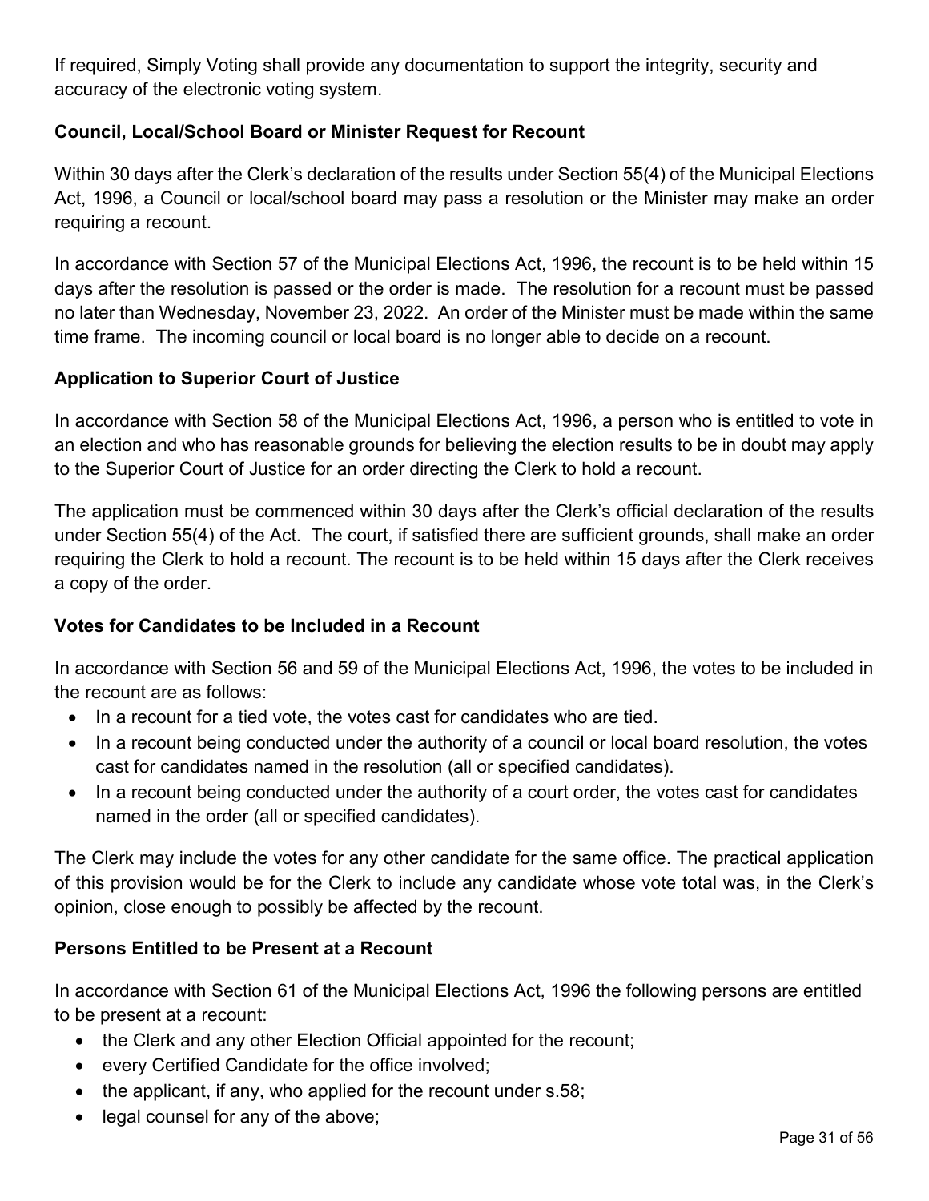If required, Simply Voting shall provide any documentation to support the integrity, security and accuracy of the electronic voting system.

### Council, Local/School Board or Minister Request for Recount

Within 30 days after the Clerk's declaration of the results under Section 55(4) of the Municipal Elections Act, 1996, a Council or local/school board may pass a resolution or the Minister may make an order requiring a recount.

In accordance with Section 57 of the Municipal Elections Act, 1996, the recount is to be held within 15 days after the resolution is passed or the order is made. The resolution for a recount must be passed no later than Wednesday, November 23, 2022. An order of the Minister must be made within the same time frame. The incoming council or local board is no longer able to decide on a recount.

### Application to Superior Court of Justice

In accordance with Section 58 of the Municipal Elections Act, 1996, a person who is entitled to vote in an election and who has reasonable grounds for believing the election results to be in doubt may apply to the Superior Court of Justice for an order directing the Clerk to hold a recount.

The application must be commenced within 30 days after the Clerk's official declaration of the results under Section 55(4) of the Act. The court, if satisfied there are sufficient grounds, shall make an order requiring the Clerk to hold a recount. The recount is to be held within 15 days after the Clerk receives a copy of the order.

### Votes for Candidates to be Included in a Recount

In accordance with Section 56 and 59 of the Municipal Elections Act, 1996, the votes to be included in the recount are as follows:

- In a recount for a tied vote, the votes cast for candidates who are tied.
- In a recount being conducted under the authority of a council or local board resolution, the votes cast for candidates named in the resolution (all or specified candidates).
- In a recount being conducted under the authority of a court order, the votes cast for candidates named in the order (all or specified candidates).

The Clerk may include the votes for any other candidate for the same office. The practical application of this provision would be for the Clerk to include any candidate whose vote total was, in the Clerk's opinion, close enough to possibly be affected by the recount.

### Persons Entitled to be Present at a Recount

In accordance with Section 61 of the Municipal Elections Act, 1996 the following persons are entitled to be present at a recount:

- the Clerk and any other Election Official appointed for the recount;
- every Certified Candidate for the office involved;
- the applicant, if any, who applied for the recount under s.58;
- legal counsel for any of the above;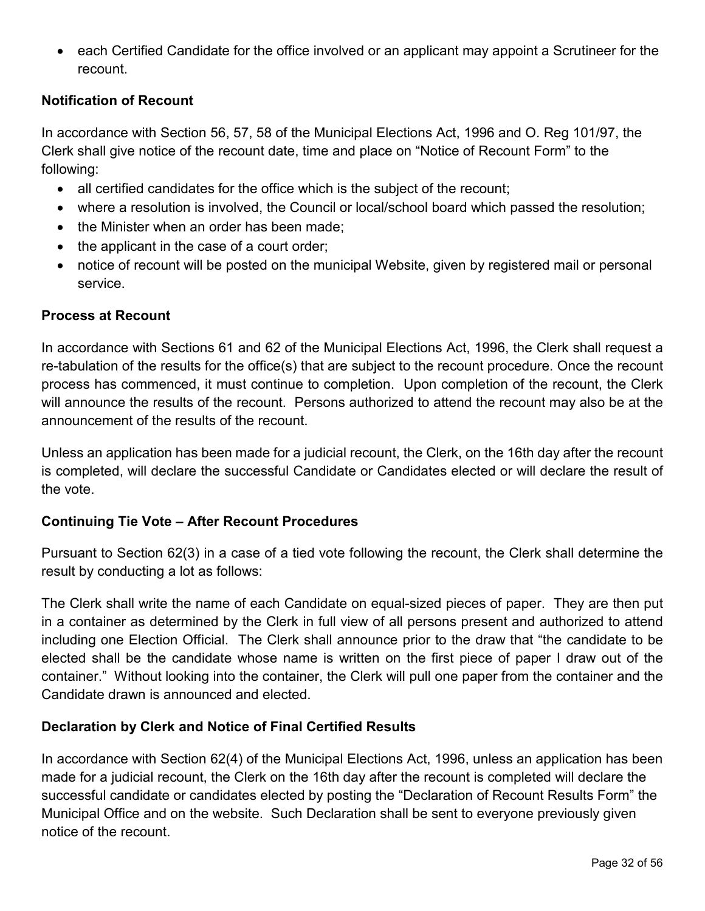- each Certified Candidate for the office involved or an applicant may appoint a Scrutineer for the recount.

**Notification of Recount**

In accordance with Section 56, 57, 58 of the Municipal Elections Act, 1996 and O. Reg 101/97, the Clerk shall give notice of the recount date, time and place on “Notice of Recount Form” to the following:

- all certified candidates for the office which is the subject of the recount;
- where a resolution is involved, the Council or local/school board which passed the resolution;
- the Minister when an order has been made;
- the applicant in the case of a court order;
- notice of recount will be posted on the municipal Website, given by registered mail or personal service.

**Process at Recount**

In accordance with Sections 61 and 62 of the Municipal Elections Act, 1996, the Clerk shall request a re-tabulation of the results for the office(s) that are subject to the recount procedure. Once the recount process has commenced, it must continue to completion. Upon completion of the recount, the Clerk will announce the results of the recount. Persons authorized to attend the recount may also be at the announcement of the results of the recount.

Unless an application has been made for a judicial recount, the Clerk, on the 16th day after the recount is completed, will declare the successful Candidate or Candidates elected or will declare the result of the vote.

**Continuing Tie Vote – After Recount Procedures**

Pursuant to Section 62(3) in a case of a tied vote following the recount, the Clerk shall determine the result by conducting a lot as follows:

The Clerk shall write the name of each Candidate on equal-sized pieces of paper. They are then put in a container as determined by the Clerk in full view of all persons present and authorized to attend including one Election Official. The Clerk shall announce prior to the draw that “the candidate to be elected shall be the candidate whose name is written on the first piece of paper I draw out of the container.” Without looking into the container, the Clerk will pull one paper from the container and the Candidate drawn is announced and elected.

**Declaration by Clerk and Notice of Final Certified Results**

In accordance with Section 62(4) of the Municipal Elections Act, 1996, unless an application has been made for a judicial recount, the Clerk on the 16th day after the recount is completed will declare the successful candidate or candidates elected by posting the “Declaration of Recount Results Form” the Municipal Office and on the website. Such Declaration shall be sent to everyone previously given notice of the recount.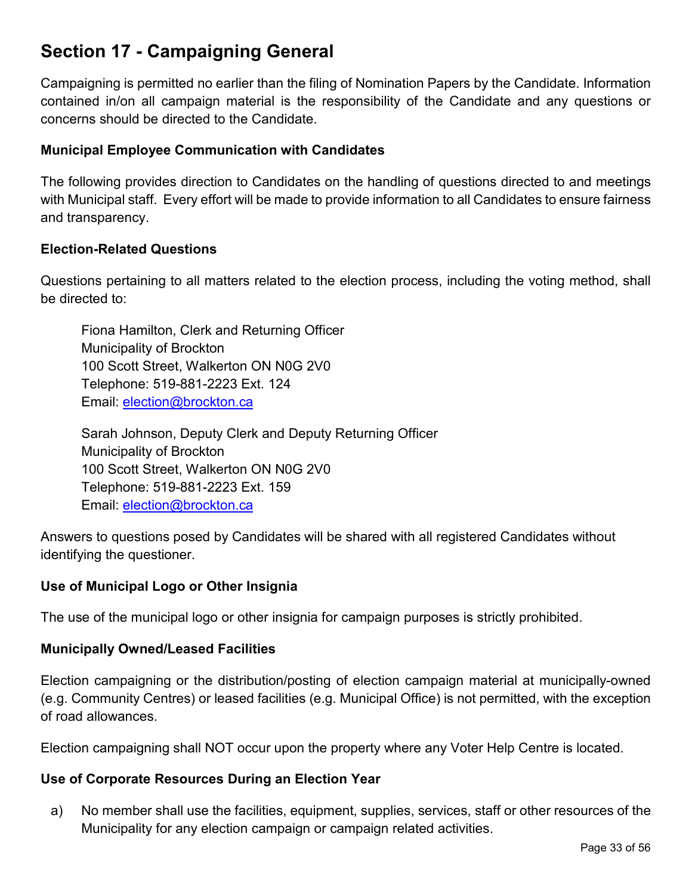# Section 17 - Campaigning General

Campaigning is permitted no earlier than the filing of Nomination Papers by the Candidate. Information contained in/on all campaign material is the responsibility of the Candidate and any questions or concerns should be directed to the Candidate.

### Municipal Employee Communication with Candidates

The following provides direction to Candidates on the handling of questions directed to and meetings with Municipal staff. Every effort will be made to provide information to all Candidates to ensure fairness and transparency.

### Election-Related Questions

Questions pertaining to all matters related to the election process, including the voting method, shall be directed to:

> Fiona Hamilton, Clerk and Returning Officer
> Municipality of Brockton
> 100 Scott Street, Walkerton ON N0G 2V0
> Telephone: 519-881-2223 Ext. 124
> Email: election@brockton.ca

> Sarah Johnson, Deputy Clerk and Deputy Returning Officer
> Municipality of Brockton
> 100 Scott Street, Walkerton ON N0G 2V0
> Telephone: 519-881-2223 Ext. 159
> Email: election@brockton.ca

Answers to questions posed by Candidates will be shared with all registered Candidates without identifying the questioner.

### Use of Municipal Logo or Other Insignia

The use of the municipal logo or other insignia for campaign purposes is strictly prohibited.

### Municipally Owned/Leased Facilities

Election campaigning or the distribution/posting of election campaign material at municipally-owned (e.g. Community Centres) or leased facilities (e.g. Municipal Office) is not permitted, with the exception of road allowances.

Election campaigning shall NOT occur upon the property where any Voter Help Centre is located.

### Use of Corporate Resources During an Election Year

a) No member shall use the facilities, equipment, supplies, services, staff or other resources of the Municipality for any election campaign or campaign related activities.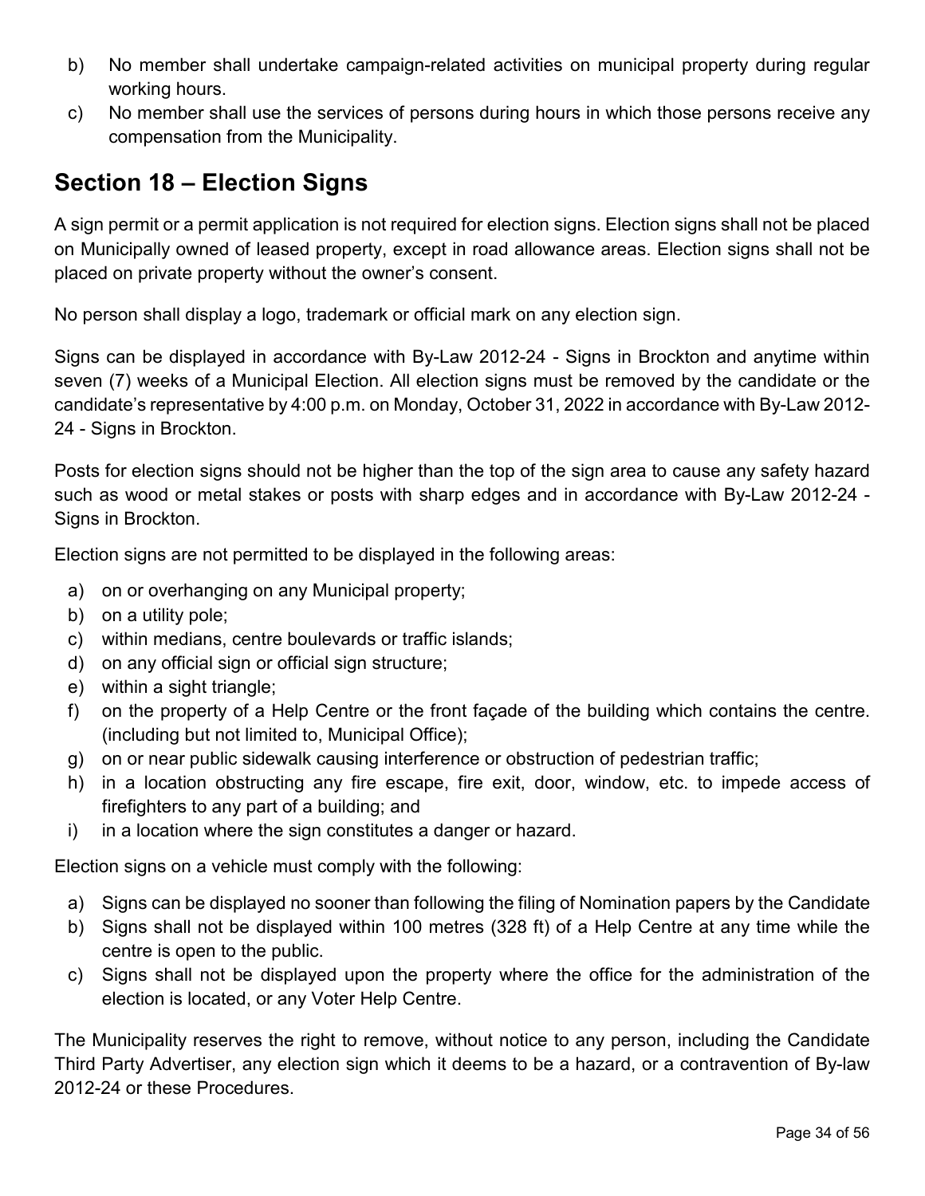b) No member shall undertake campaign-related activities on municipal property during regular working hours.
c) No member shall use the services of persons during hours in which those persons receive any compensation from the Municipality.

## Section 18 – Election Signs

A sign permit or a permit application is not required for election signs. Election signs shall not be placed on Municipally owned of leased property, except in road allowance areas. Election signs shall not be placed on private property without the owner's consent.

No person shall display a logo, trademark or official mark on any election sign.

Signs can be displayed in accordance with By-Law 2012-24 - Signs in Brockton and anytime within seven (7) weeks of a Municipal Election. All election signs must be removed by the candidate or the candidate's representative by 4:00 p.m. on Monday, October 31, 2022 in accordance with By-Law 2012-24 - Signs in Brockton.

Posts for election signs should not be higher than the top of the sign area to cause any safety hazard such as wood or metal stakes or posts with sharp edges and in accordance with By-Law 2012-24 - Signs in Brockton.

Election signs are not permitted to be displayed in the following areas:

a) on or overhanging on any Municipal property;
b) on a utility pole;
c) within medians, centre boulevards or traffic islands;
d) on any official sign or official sign structure;
e) within a sight triangle;
f) on the property of a Help Centre or the front façade of the building which contains the centre. (including but not limited to, Municipal Office);
g) on or near public sidewalk causing interference or obstruction of pedestrian traffic;
h) in a location obstructing any fire escape, fire exit, door, window, etc. to impede access of firefighters to any part of a building; and
i) in a location where the sign constitutes a danger or hazard.

Election signs on a vehicle must comply with the following:

a) Signs can be displayed no sooner than following the filing of Nomination papers by the Candidate
b) Signs shall not be displayed within 100 metres (328 ft) of a Help Centre at any time while the centre is open to the public.
c) Signs shall not be displayed upon the property where the office for the administration of the election is located, or any Voter Help Centre.

The Municipality reserves the right to remove, without notice to any person, including the Candidate Third Party Advertiser, any election sign which it deems to be a hazard, or a contravention of By-law 2012-24 or these Procedures.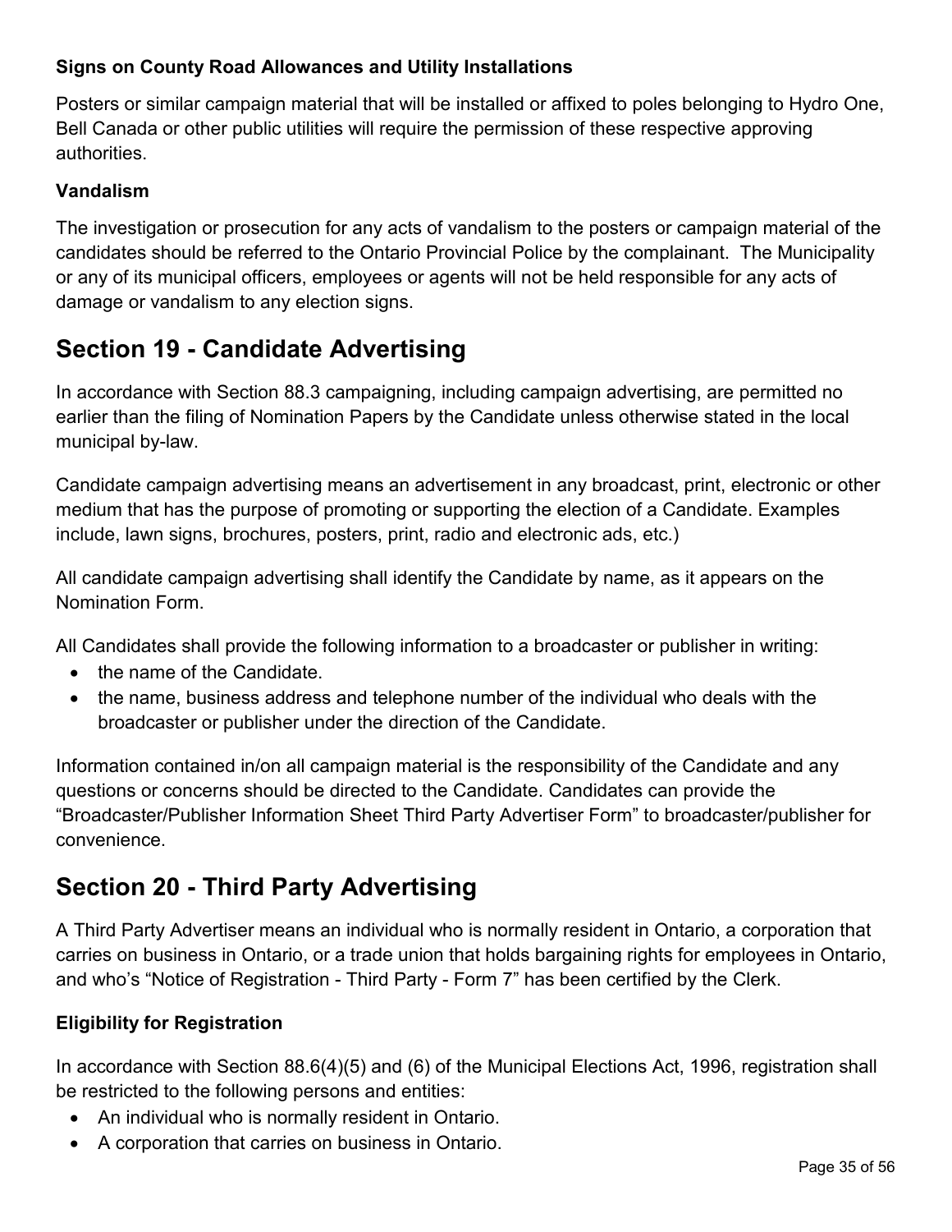### Signs on County Road Allowances and Utility Installations

Posters or similar campaign material that will be installed or affixed to poles belonging to Hydro One, Bell Canada or other public utilities will require the permission of these respective approving authorities.

### Vandalism

The investigation or prosecution for any acts of vandalism to the posters or campaign material of the candidates should be referred to the Ontario Provincial Police by the complainant. The Municipality or any of its municipal officers, employees or agents will not be held responsible for any acts of damage or vandalism to any election signs.

## Section 19 - Candidate Advertising

In accordance with Section 88.3 campaigning, including campaign advertising, are permitted no earlier than the filing of Nomination Papers by the Candidate unless otherwise stated in the local municipal by-law.

Candidate campaign advertising means an advertisement in any broadcast, print, electronic or other medium that has the purpose of promoting or supporting the election of a Candidate. Examples include, lawn signs, brochures, posters, print, radio and electronic ads, etc.)

All candidate campaign advertising shall identify the Candidate by name, as it appears on the Nomination Form.

All Candidates shall provide the following information to a broadcaster or publisher in writing:

- the name of the Candidate.
- the name, business address and telephone number of the individual who deals with the broadcaster or publisher under the direction of the Candidate.

Information contained in/on all campaign material is the responsibility of the Candidate and any questions or concerns should be directed to the Candidate. Candidates can provide the "Broadcaster/Publisher Information Sheet Third Party Advertiser Form" to broadcaster/publisher for convenience.

## Section 20 - Third Party Advertising

A Third Party Advertiser means an individual who is normally resident in Ontario, a corporation that carries on business in Ontario, or a trade union that holds bargaining rights for employees in Ontario, and who's "Notice of Registration - Third Party - Form 7" has been certified by the Clerk.

### Eligibility for Registration

In accordance with Section 88.6(4)(5) and (6) of the Municipal Elections Act, 1996, registration shall be restricted to the following persons and entities:

- An individual who is normally resident in Ontario.
- A corporation that carries on business in Ontario.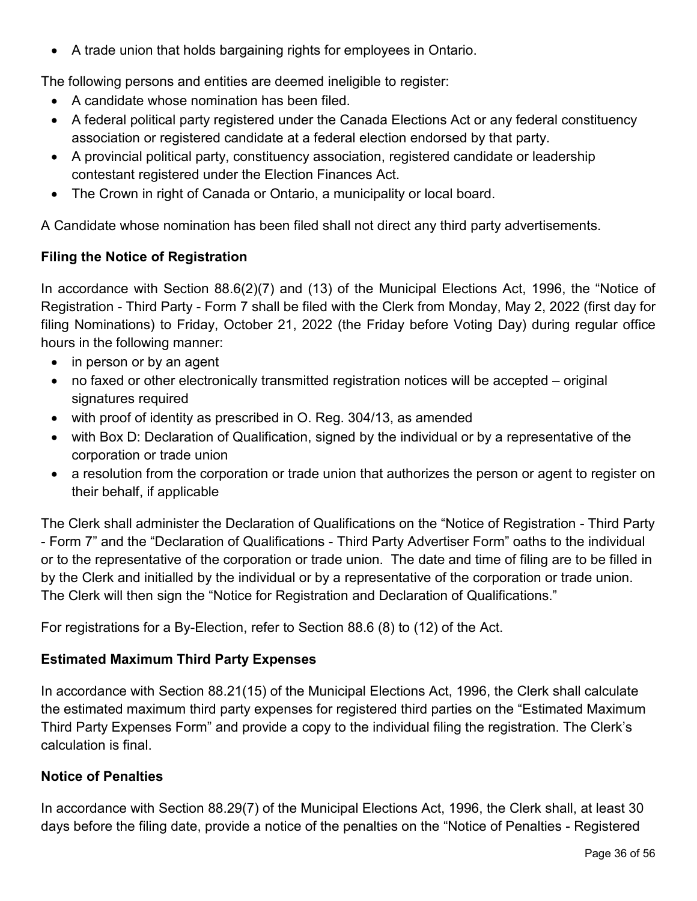- A trade union that holds bargaining rights for employees in Ontario.

The following persons and entities are deemed ineligible to register:

- A candidate whose nomination has been filed.
- A federal political party registered under the Canada Elections Act or any federal constituency association or registered candidate at a federal election endorsed by that party.
- A provincial political party, constituency association, registered candidate or leadership contestant registered under the Election Finances Act.
- The Crown in right of Canada or Ontario, a municipality or local board.

A Candidate whose nomination has been filed shall not direct any third party advertisements.

**Filing the Notice of Registration**

In accordance with Section 88.6(2)(7) and (13) of the Municipal Elections Act, 1996, the "Notice of Registration - Third Party - Form 7 shall be filed with the Clerk from Monday, May 2, 2022 (first day for filing Nominations) to Friday, October 21, 2022 (the Friday before Voting Day) during regular office hours in the following manner:

- in person or by an agent
- no faxed or other electronically transmitted registration notices will be accepted – original signatures required
- with proof of identity as prescribed in O. Reg. 304/13, as amended
- with Box D: Declaration of Qualification, signed by the individual or by a representative of the corporation or trade union
- a resolution from the corporation or trade union that authorizes the person or agent to register on their behalf, if applicable

The Clerk shall administer the Declaration of Qualifications on the "Notice of Registration - Third Party - Form 7" and the "Declaration of Qualifications - Third Party Advertiser Form" oaths to the individual or to the representative of the corporation or trade union. The date and time of filing are to be filled in by the Clerk and initialled by the individual or by a representative of the corporation or trade union. The Clerk will then sign the "Notice for Registration and Declaration of Qualifications."

For registrations for a By-Election, refer to Section 88.6 (8) to (12) of the Act.

**Estimated Maximum Third Party Expenses**

In accordance with Section 88.21(15) of the Municipal Elections Act, 1996, the Clerk shall calculate the estimated maximum third party expenses for registered third parties on the "Estimated Maximum Third Party Expenses Form" and provide a copy to the individual filing the registration. The Clerk's calculation is final.

**Notice of Penalties**

In accordance with Section 88.29(7) of the Municipal Elections Act, 1996, the Clerk shall, at least 30 days before the filing date, provide a notice of the penalties on the "Notice of Penalties - Registered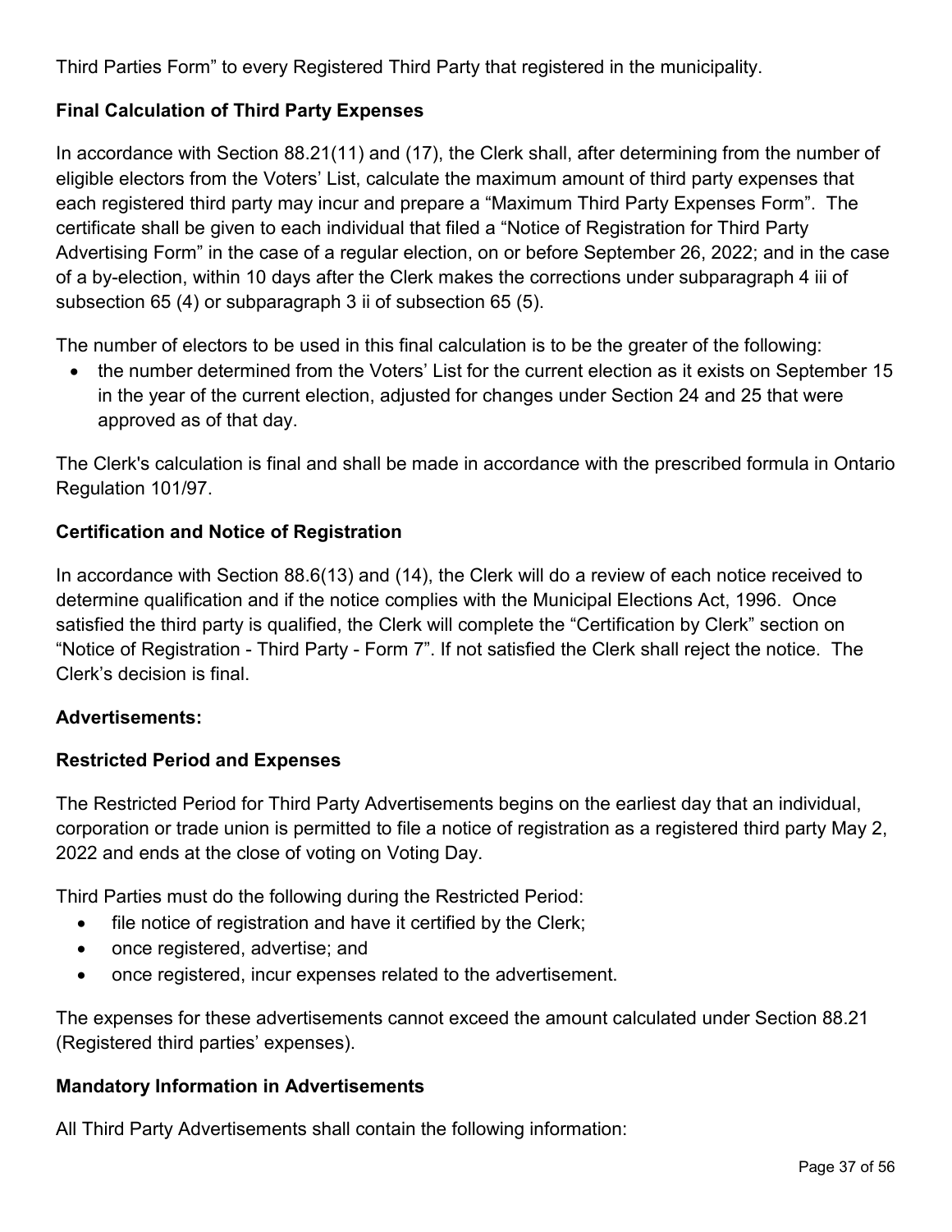Third Parties Form" to every Registered Third Party that registered in the municipality.

**Final Calculation of Third Party Expenses**

In accordance with Section 88.21(11) and (17), the Clerk shall, after determining from the number of eligible electors from the Voters' List, calculate the maximum amount of third party expenses that each registered third party may incur and prepare a "Maximum Third Party Expenses Form". The certificate shall be given to each individual that filed a "Notice of Registration for Third Party Advertising Form" in the case of a regular election, on or before September 26, 2022; and in the case of a by-election, within 10 days after the Clerk makes the corrections under subparagraph 4 iii of subsection 65 (4) or subparagraph 3 ii of subsection 65 (5).

The number of electors to be used in this final calculation is to be the greater of the following:

- the number determined from the Voters' List for the current election as it exists on September 15 in the year of the current election, adjusted for changes under Section 24 and 25 that were approved as of that day.

The Clerk's calculation is final and shall be made in accordance with the prescribed formula in Ontario Regulation 101/97.

**Certification and Notice of Registration**

In accordance with Section 88.6(13) and (14), the Clerk will do a review of each notice received to determine qualification and if the notice complies with the Municipal Elections Act, 1996. Once satisfied the third party is qualified, the Clerk will complete the "Certification by Clerk" section on "Notice of Registration - Third Party - Form 7". If not satisfied the Clerk shall reject the notice. The Clerk's decision is final.

**Advertisements:**

**Restricted Period and Expenses**

The Restricted Period for Third Party Advertisements begins on the earliest day that an individual, corporation or trade union is permitted to file a notice of registration as a registered third party May 2, 2022 and ends at the close of voting on Voting Day.

Third Parties must do the following during the Restricted Period:

- file notice of registration and have it certified by the Clerk;
- once registered, advertise; and
- once registered, incur expenses related to the advertisement.

The expenses for these advertisements cannot exceed the amount calculated under Section 88.21 (Registered third parties' expenses).

**Mandatory Information in Advertisements**

All Third Party Advertisements shall contain the following information: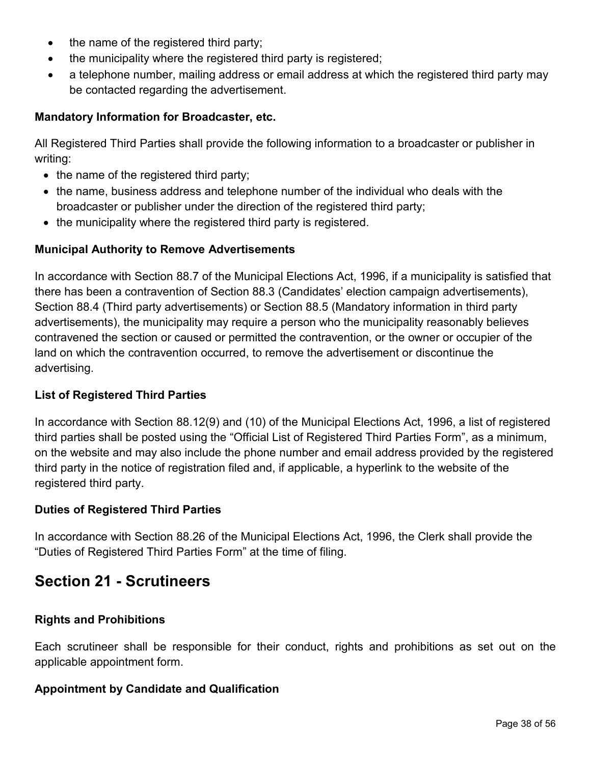- the name of the registered third party;
- the municipality where the registered third party is registered;
- a telephone number, mailing address or email address at which the registered third party may be contacted regarding the advertisement.

### Mandatory Information for Broadcaster, etc.

All Registered Third Parties shall provide the following information to a broadcaster or publisher in writing:

- the name of the registered third party;
- the name, business address and telephone number of the individual who deals with the broadcaster or publisher under the direction of the registered third party;
- the municipality where the registered third party is registered.

### Municipal Authority to Remove Advertisements

In accordance with Section 88.7 of the Municipal Elections Act, 1996, if a municipality is satisfied that there has been a contravention of Section 88.3 (Candidates' election campaign advertisements), Section 88.4 (Third party advertisements) or Section 88.5 (Mandatory information in third party advertisements), the municipality may require a person who the municipality reasonably believes contravened the section or caused or permitted the contravention, or the owner or occupier of the land on which the contravention occurred, to remove the advertisement or discontinue the advertising.

### List of Registered Third Parties

In accordance with Section 88.12(9) and (10) of the Municipal Elections Act, 1996, a list of registered third parties shall be posted using the "Official List of Registered Third Parties Form", as a minimum, on the website and may also include the phone number and email address provided by the registered third party in the notice of registration filed and, if applicable, a hyperlink to the website of the registered third party.

### Duties of Registered Third Parties

In accordance with Section 88.26 of the Municipal Elections Act, 1996, the Clerk shall provide the "Duties of Registered Third Parties Form" at the time of filing.

## Section 21 - Scrutineers

### Rights and Prohibitions

Each scrutineer shall be responsible for their conduct, rights and prohibitions as set out on the applicable appointment form.

### Appointment by Candidate and Qualification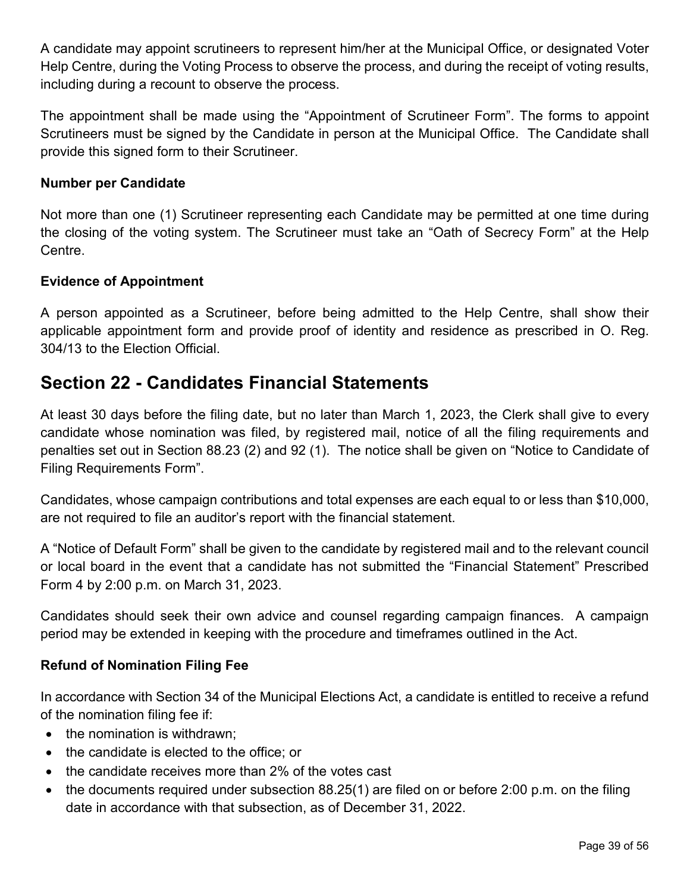A candidate may appoint scrutineers to represent him/her at the Municipal Office, or designated Voter Help Centre, during the Voting Process to observe the process, and during the receipt of voting results, including during a recount to observe the process.

The appointment shall be made using the "Appointment of Scrutineer Form". The forms to appoint Scrutineers must be signed by the Candidate in person at the Municipal Office. The Candidate shall provide this signed form to their Scrutineer.

**Number per Candidate**

Not more than one (1) Scrutineer representing each Candidate may be permitted at one time during the closing of the voting system. The Scrutineer must take an "Oath of Secrecy Form" at the Help Centre.

**Evidence of Appointment**

A person appointed as a Scrutineer, before being admitted to the Help Centre, shall show their applicable appointment form and provide proof of identity and residence as prescribed in O. Reg. 304/13 to the Election Official.

# Section 22 - Candidates Financial Statements

At least 30 days before the filing date, but no later than March 1, 2023, the Clerk shall give to every candidate whose nomination was filed, by registered mail, notice of all the filing requirements and penalties set out in Section 88.23 (2) and 92 (1). The notice shall be given on "Notice to Candidate of Filing Requirements Form".

Candidates, whose campaign contributions and total expenses are each equal to or less than $10,000, are not required to file an auditor's report with the financial statement.

A "Notice of Default Form" shall be given to the candidate by registered mail and to the relevant council or local board in the event that a candidate has not submitted the "Financial Statement" Prescribed Form 4 by 2:00 p.m. on March 31, 2023.

Candidates should seek their own advice and counsel regarding campaign finances. A campaign period may be extended in keeping with the procedure and timeframes outlined in the Act.

**Refund of Nomination Filing Fee**

In accordance with Section 34 of the Municipal Elections Act, a candidate is entitled to receive a refund of the nomination filing fee if:

- the nomination is withdrawn;
- the candidate is elected to the office; or
- the candidate receives more than 2% of the votes cast
- the documents required under subsection 88.25(1) are filed on or before 2:00 p.m. on the filing date in accordance with that subsection, as of December 31, 2022.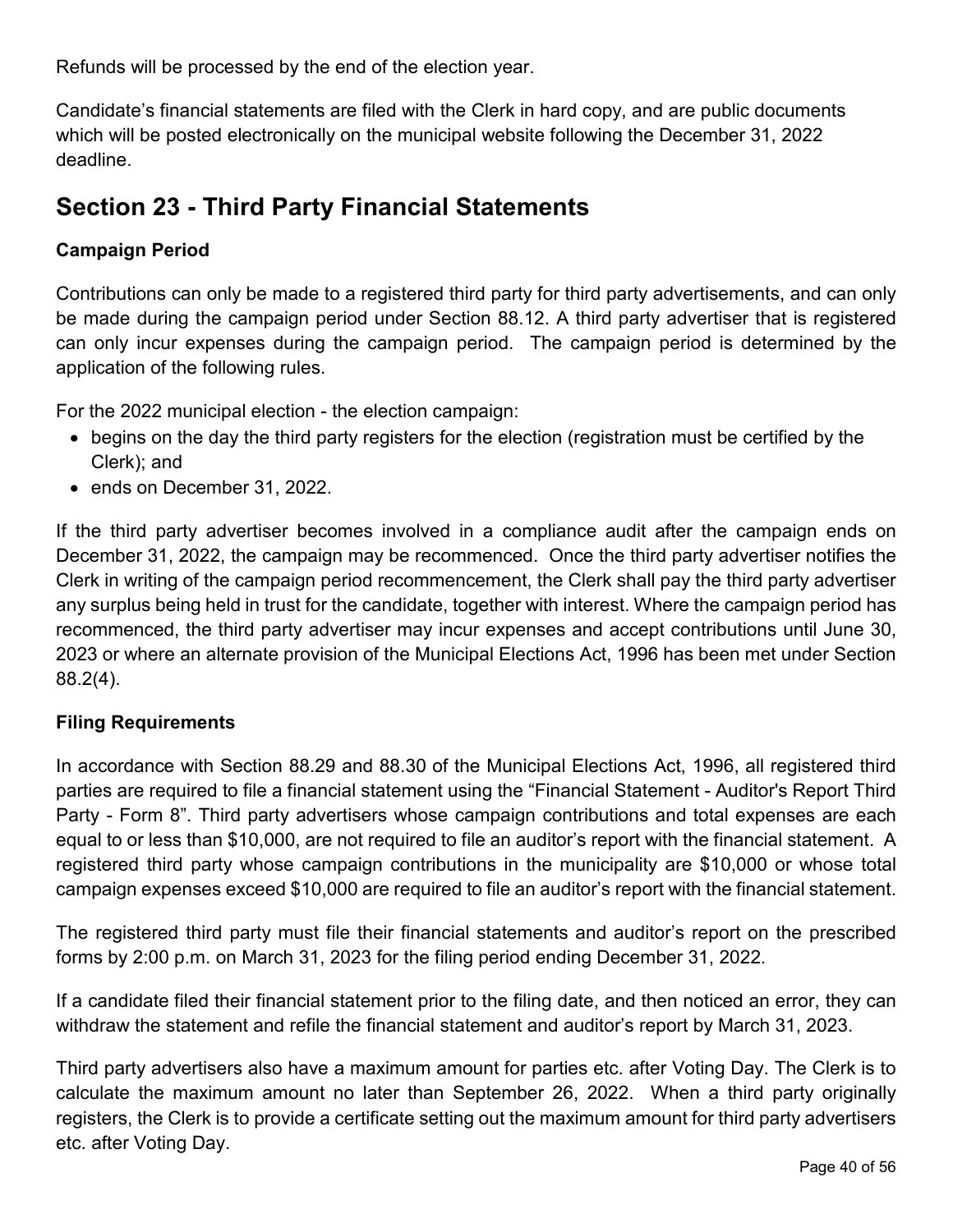Refunds will be processed by the end of the election year.

Candidate's financial statements are filed with the Clerk in hard copy, and are public documents which will be posted electronically on the municipal website following the December 31, 2022 deadline.

## Section 23 - Third Party Financial Statements

### Campaign Period

Contributions can only be made to a registered third party for third party advertisements, and can only be made during the campaign period under Section 88.12. A third party advertiser that is registered can only incur expenses during the campaign period. The campaign period is determined by the application of the following rules.

For the 2022 municipal election - the election campaign:

- begins on the day the third party registers for the election (registration must be certified by the Clerk); and
- ends on December 31, 2022.

If the third party advertiser becomes involved in a compliance audit after the campaign ends on December 31, 2022, the campaign may be recommenced. Once the third party advertiser notifies the Clerk in writing of the campaign period recommencement, the Clerk shall pay the third party advertiser any surplus being held in trust for the candidate, together with interest. Where the campaign period has recommenced, the third party advertiser may incur expenses and accept contributions until June 30, 2023 or where an alternate provision of the Municipal Elections Act, 1996 has been met under Section 88.2(4).

### Filing Requirements

In accordance with Section 88.29 and 88.30 of the Municipal Elections Act, 1996, all registered third parties are required to file a financial statement using the "Financial Statement - Auditor's Report Third Party - Form 8". Third party advertisers whose campaign contributions and total expenses are each equal to or less than $10,000, are not required to file an auditor's report with the financial statement. A registered third party whose campaign contributions in the municipality are $10,000 or whose total campaign expenses exceed $10,000 are required to file an auditor's report with the financial statement.

The registered third party must file their financial statements and auditor's report on the prescribed forms by 2:00 p.m. on March 31, 2023 for the filing period ending December 31, 2022.

If a candidate filed their financial statement prior to the filing date, and then noticed an error, they can withdraw the statement and refile the financial statement and auditor's report by March 31, 2023.

Third party advertisers also have a maximum amount for parties etc. after Voting Day. The Clerk is to calculate the maximum amount no later than September 26, 2022. When a third party originally registers, the Clerk is to provide a certificate setting out the maximum amount for third party advertisers etc. after Voting Day.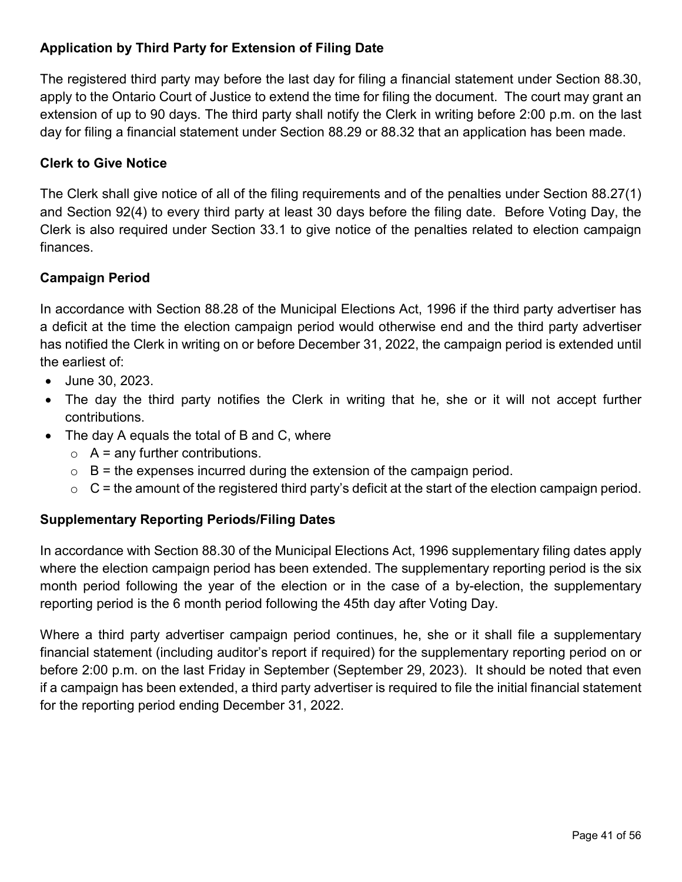**Application by Third Party for Extension of Filing Date**

The registered third party may before the last day for filing a financial statement under Section 88.30, apply to the Ontario Court of Justice to extend the time for filing the document. The court may grant an extension of up to 90 days. The third party shall notify the Clerk in writing before 2:00 p.m. on the last day for filing a financial statement under Section 88.29 or 88.32 that an application has been made.

**Clerk to Give Notice**

The Clerk shall give notice of all of the filing requirements and of the penalties under Section 88.27(1) and Section 92(4) to every third party at least 30 days before the filing date. Before Voting Day, the Clerk is also required under Section 33.1 to give notice of the penalties related to election campaign finances.

**Campaign Period**

In accordance with Section 88.28 of the Municipal Elections Act, 1996 if the third party advertiser has a deficit at the time the election campaign period would otherwise end and the third party advertiser has notified the Clerk in writing on or before December 31, 2022, the campaign period is extended until the earliest of:

- June 30, 2023.
- The day the third party notifies the Clerk in writing that he, she or it will not accept further contributions.
- The day A equals the total of B and C, where
  - A = any further contributions.
  - B = the expenses incurred during the extension of the campaign period.
  - C = the amount of the registered third party's deficit at the start of the election campaign period.

**Supplementary Reporting Periods/Filing Dates**

In accordance with Section 88.30 of the Municipal Elections Act, 1996 supplementary filing dates apply where the election campaign period has been extended. The supplementary reporting period is the six month period following the year of the election or in the case of a by-election, the supplementary reporting period is the 6 month period following the 45th day after Voting Day.

Where a third party advertiser campaign period continues, he, she or it shall file a supplementary financial statement (including auditor's report if required) for the supplementary reporting period on or before 2:00 p.m. on the last Friday in September (September 29, 2023). It should be noted that even if a campaign has been extended, a third party advertiser is required to file the initial financial statement for the reporting period ending December 31, 2022.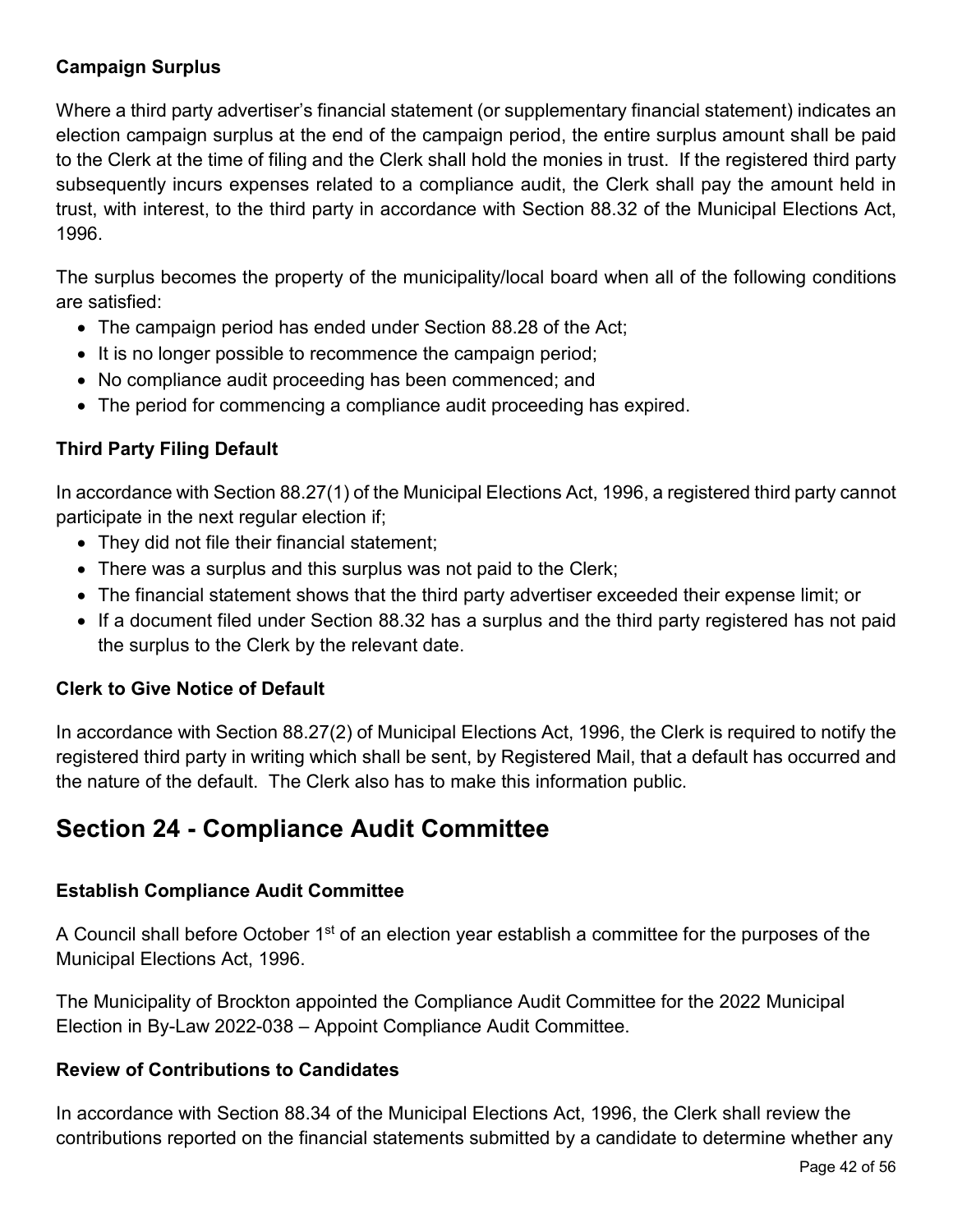### Campaign Surplus

Where a third party advertiser's financial statement (or supplementary financial statement) indicates an election campaign surplus at the end of the campaign period, the entire surplus amount shall be paid to the Clerk at the time of filing and the Clerk shall hold the monies in trust. If the registered third party subsequently incurs expenses related to a compliance audit, the Clerk shall pay the amount held in trust, with interest, to the third party in accordance with Section 88.32 of the Municipal Elections Act, 1996.

The surplus becomes the property of the municipality/local board when all of the following conditions are satisfied:

- The campaign period has ended under Section 88.28 of the Act;
- It is no longer possible to recommence the campaign period;
- No compliance audit proceeding has been commenced; and
- The period for commencing a compliance audit proceeding has expired.

### Third Party Filing Default

In accordance with Section 88.27(1) of the Municipal Elections Act, 1996, a registered third party cannot participate in the next regular election if;

- They did not file their financial statement;
- There was a surplus and this surplus was not paid to the Clerk;
- The financial statement shows that the third party advertiser exceeded their expense limit; or
- If a document filed under Section 88.32 has a surplus and the third party registered has not paid the surplus to the Clerk by the relevant date.

### Clerk to Give Notice of Default

In accordance with Section 88.27(2) of Municipal Elections Act, 1996, the Clerk is required to notify the registered third party in writing which shall be sent, by Registered Mail, that a default has occurred and the nature of the default. The Clerk also has to make this information public.

## Section 24 - Compliance Audit Committee

### Establish Compliance Audit Committee

A Council shall before October 1st of an election year establish a committee for the purposes of the Municipal Elections Act, 1996.

The Municipality of Brockton appointed the Compliance Audit Committee for the 2022 Municipal Election in By-Law 2022-038 – Appoint Compliance Audit Committee.

### Review of Contributions to Candidates

In accordance with Section 88.34 of the Municipal Elections Act, 1996, the Clerk shall review the contributions reported on the financial statements submitted by a candidate to determine whether any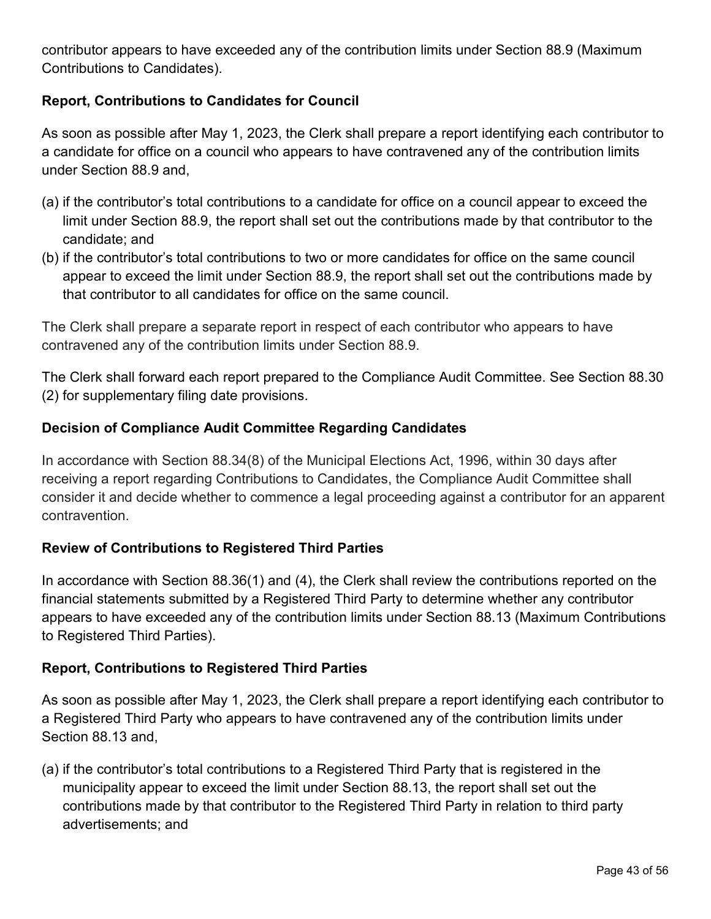contributor appears to have exceeded any of the contribution limits under Section 88.9 (Maximum Contributions to Candidates).

**Report, Contributions to Candidates for Council**

As soon as possible after May 1, 2023, the Clerk shall prepare a report identifying each contributor to a candidate for office on a council who appears to have contravened any of the contribution limits under Section 88.9 and,

(a) if the contributor's total contributions to a candidate for office on a council appear to exceed the limit under Section 88.9, the report shall set out the contributions made by that contributor to the candidate; and
(b) if the contributor's total contributions to two or more candidates for office on the same council appear to exceed the limit under Section 88.9, the report shall set out the contributions made by that contributor to all candidates for office on the same council.

The Clerk shall prepare a separate report in respect of each contributor who appears to have contravened any of the contribution limits under Section 88.9.

The Clerk shall forward each report prepared to the Compliance Audit Committee. See Section 88.30 (2) for supplementary filing date provisions.

**Decision of Compliance Audit Committee Regarding Candidates**

In accordance with Section 88.34(8) of the Municipal Elections Act, 1996, within 30 days after receiving a report regarding Contributions to Candidates, the Compliance Audit Committee shall consider it and decide whether to commence a legal proceeding against a contributor for an apparent contravention.

**Review of Contributions to Registered Third Parties**

In accordance with Section 88.36(1) and (4), the Clerk shall review the contributions reported on the financial statements submitted by a Registered Third Party to determine whether any contributor appears to have exceeded any of the contribution limits under Section 88.13 (Maximum Contributions to Registered Third Parties).

**Report, Contributions to Registered Third Parties**

As soon as possible after May 1, 2023, the Clerk shall prepare a report identifying each contributor to a Registered Third Party who appears to have contravened any of the contribution limits under Section 88.13 and,

(a) if the contributor's total contributions to a Registered Third Party that is registered in the municipality appear to exceed the limit under Section 88.13, the report shall set out the contributions made by that contributor to the Registered Third Party in relation to third party advertisements; and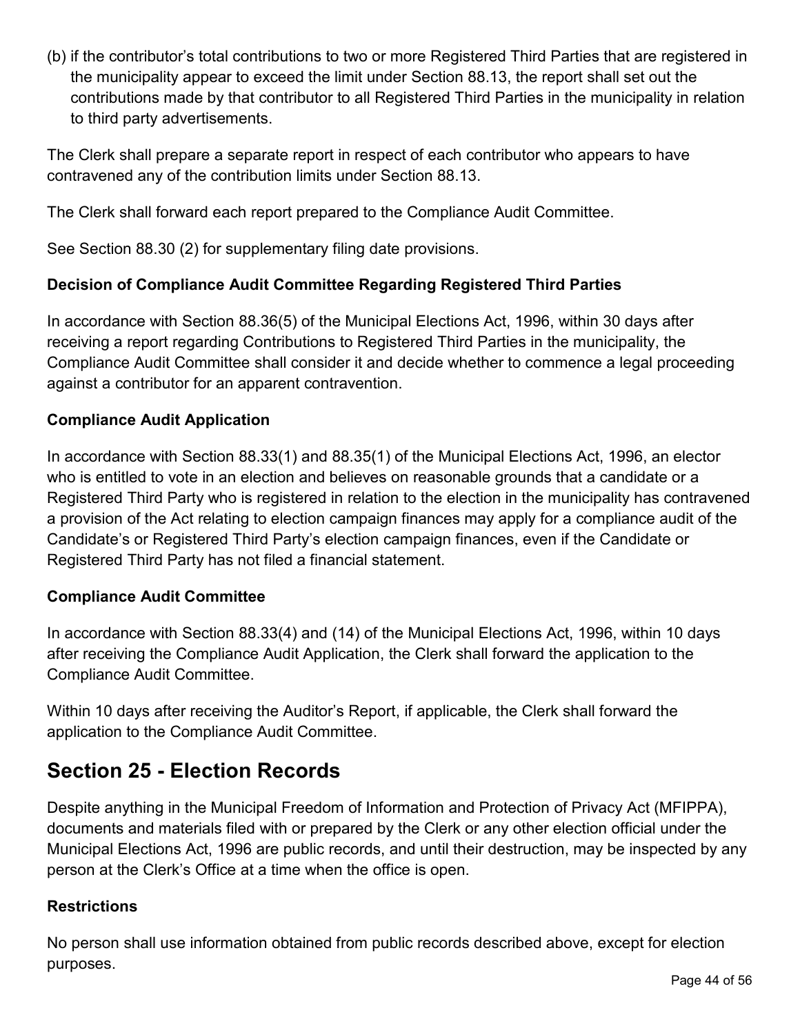(b) if the contributor's total contributions to two or more Registered Third Parties that are registered in the municipality appear to exceed the limit under Section 88.13, the report shall set out the contributions made by that contributor to all Registered Third Parties in the municipality in relation to third party advertisements.

The Clerk shall prepare a separate report in respect of each contributor who appears to have contravened any of the contribution limits under Section 88.13.

The Clerk shall forward each report prepared to the Compliance Audit Committee.

See Section 88.30 (2) for supplementary filing date provisions.

### Decision of Compliance Audit Committee Regarding Registered Third Parties

In accordance with Section 88.36(5) of the Municipal Elections Act, 1996, within 30 days after receiving a report regarding Contributions to Registered Third Parties in the municipality, the Compliance Audit Committee shall consider it and decide whether to commence a legal proceeding against a contributor for an apparent contravention.

### Compliance Audit Application

In accordance with Section 88.33(1) and 88.35(1) of the Municipal Elections Act, 1996, an elector who is entitled to vote in an election and believes on reasonable grounds that a candidate or a Registered Third Party who is registered in relation to the election in the municipality has contravened a provision of the Act relating to election campaign finances may apply for a compliance audit of the Candidate's or Registered Third Party's election campaign finances, even if the Candidate or Registered Third Party has not filed a financial statement.

### Compliance Audit Committee

In accordance with Section 88.33(4) and (14) of the Municipal Elections Act, 1996, within 10 days after receiving the Compliance Audit Application, the Clerk shall forward the application to the Compliance Audit Committee.

Within 10 days after receiving the Auditor's Report, if applicable, the Clerk shall forward the application to the Compliance Audit Committee.

## Section 25 - Election Records

Despite anything in the Municipal Freedom of Information and Protection of Privacy Act (MFIPPA), documents and materials filed with or prepared by the Clerk or any other election official under the Municipal Elections Act, 1996 are public records, and until their destruction, may be inspected by any person at the Clerk's Office at a time when the office is open.

### Restrictions

No person shall use information obtained from public records described above, except for election purposes.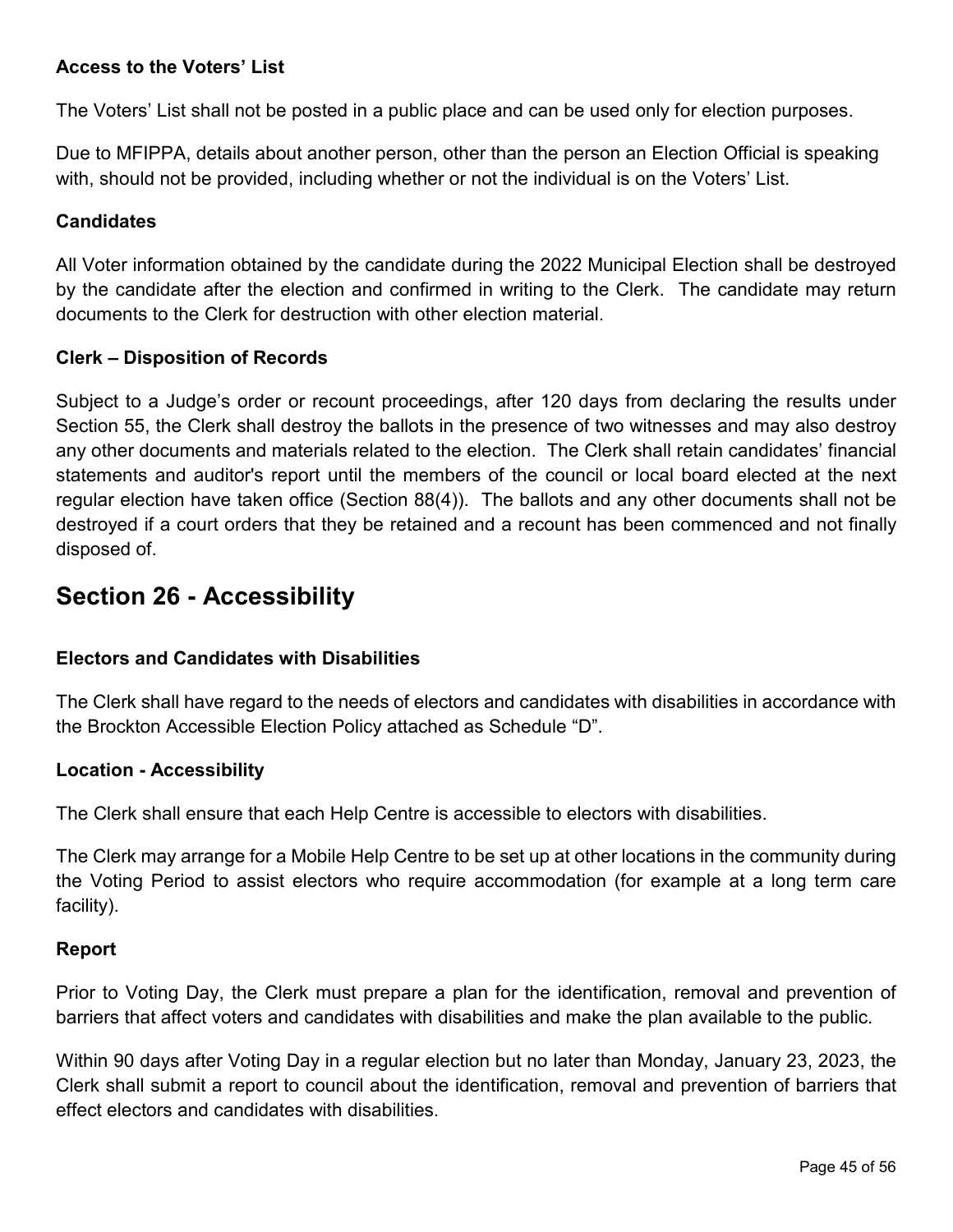### Access to the Voters' List

The Voters' List shall not be posted in a public place and can be used only for election purposes.

Due to MFIPPA, details about another person, other than the person an Election Official is speaking with, should not be provided, including whether or not the individual is on the Voters' List.

### Candidates

All Voter information obtained by the candidate during the 2022 Municipal Election shall be destroyed by the candidate after the election and confirmed in writing to the Clerk. The candidate may return documents to the Clerk for destruction with other election material.

### Clerk – Disposition of Records

Subject to a Judge's order or recount proceedings, after 120 days from declaring the results under Section 55, the Clerk shall destroy the ballots in the presence of two witnesses and may also destroy any other documents and materials related to the election. The Clerk shall retain candidates' financial statements and auditor's report until the members of the council or local board elected at the next regular election have taken office (Section 88(4)). The ballots and any other documents shall not be destroyed if a court orders that they be retained and a recount has been commenced and not finally disposed of.

## Section 26 - Accessibility

### Electors and Candidates with Disabilities

The Clerk shall have regard to the needs of electors and candidates with disabilities in accordance with the Brockton Accessible Election Policy attached as Schedule "D".

### Location - Accessibility

The Clerk shall ensure that each Help Centre is accessible to electors with disabilities.

The Clerk may arrange for a Mobile Help Centre to be set up at other locations in the community during the Voting Period to assist electors who require accommodation (for example at a long term care facility).

### Report

Prior to Voting Day, the Clerk must prepare a plan for the identification, removal and prevention of barriers that affect voters and candidates with disabilities and make the plan available to the public.

Within 90 days after Voting Day in a regular election but no later than Monday, January 23, 2023, the Clerk shall submit a report to council about the identification, removal and prevention of barriers that effect electors and candidates with disabilities.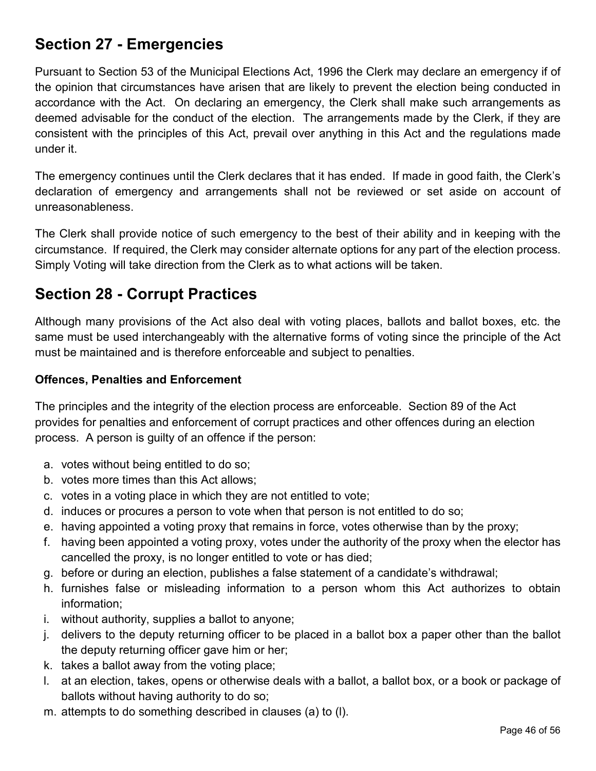## Section 27 - Emergencies

Pursuant to Section 53 of the Municipal Elections Act, 1996 the Clerk may declare an emergency if of the opinion that circumstances have arisen that are likely to prevent the election being conducted in accordance with the Act. On declaring an emergency, the Clerk shall make such arrangements as deemed advisable for the conduct of the election. The arrangements made by the Clerk, if they are consistent with the principles of this Act, prevail over anything in this Act and the regulations made under it.

The emergency continues until the Clerk declares that it has ended. If made in good faith, the Clerk's declaration of emergency and arrangements shall not be reviewed or set aside on account of unreasonableness.

The Clerk shall provide notice of such emergency to the best of their ability and in keeping with the circumstance. If required, the Clerk may consider alternate options for any part of the election process. Simply Voting will take direction from the Clerk as to what actions will be taken.

## Section 28 - Corrupt Practices

Although many provisions of the Act also deal with voting places, ballots and ballot boxes, etc. the same must be used interchangeably with the alternative forms of voting since the principle of the Act must be maintained and is therefore enforceable and subject to penalties.

### Offences, Penalties and Enforcement

The principles and the integrity of the election process are enforceable. Section 89 of the Act provides for penalties and enforcement of corrupt practices and other offences during an election process. A person is guilty of an offence if the person:

a. votes without being entitled to do so;
b. votes more times than this Act allows;
c. votes in a voting place in which they are not entitled to vote;
d. induces or procures a person to vote when that person is not entitled to do so;
e. having appointed a voting proxy that remains in force, votes otherwise than by the proxy;
f. having been appointed a voting proxy, votes under the authority of the proxy when the elector has cancelled the proxy, is no longer entitled to vote or has died;
g. before or during an election, publishes a false statement of a candidate's withdrawal;
h. furnishes false or misleading information to a person whom this Act authorizes to obtain information;
i. without authority, supplies a ballot to anyone;
j. delivers to the deputy returning officer to be placed in a ballot box a paper other than the ballot the deputy returning officer gave him or her;
k. takes a ballot away from the voting place;
l. at an election, takes, opens or otherwise deals with a ballot, a ballot box, or a book or package of ballots without having authority to do so;
m. attempts to do something described in clauses (a) to (l).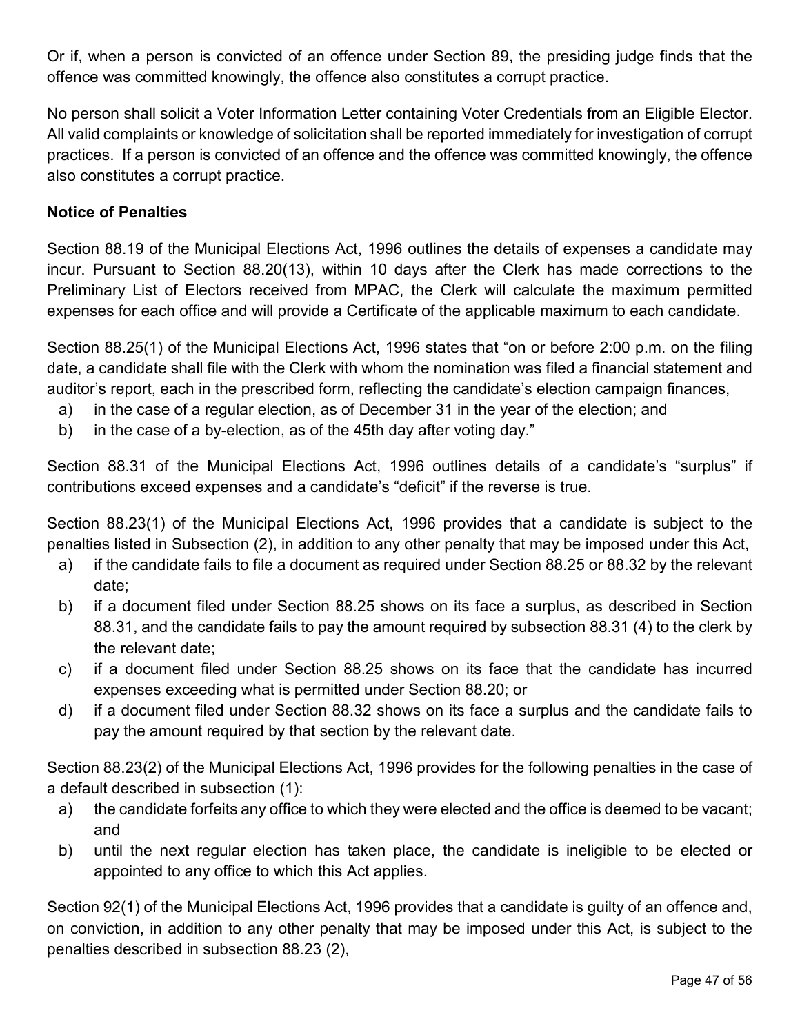Or if, when a person is convicted of an offence under Section 89, the presiding judge finds that the offence was committed knowingly, the offence also constitutes a corrupt practice.

No person shall solicit a Voter Information Letter containing Voter Credentials from an Eligible Elector. All valid complaints or knowledge of solicitation shall be reported immediately for investigation of corrupt practices. If a person is convicted of an offence and the offence was committed knowingly, the offence also constitutes a corrupt practice.

**Notice of Penalties**

Section 88.19 of the Municipal Elections Act, 1996 outlines the details of expenses a candidate may incur. Pursuant to Section 88.20(13), within 10 days after the Clerk has made corrections to the Preliminary List of Electors received from MPAC, the Clerk will calculate the maximum permitted expenses for each office and will provide a Certificate of the applicable maximum to each candidate.

Section 88.25(1) of the Municipal Elections Act, 1996 states that "on or before 2:00 p.m. on the filing date, a candidate shall file with the Clerk with whom the nomination was filed a financial statement and auditor's report, each in the prescribed form, reflecting the candidate's election campaign finances,

a) in the case of a regular election, as of December 31 in the year of the election; and
b) in the case of a by-election, as of the 45th day after voting day."

Section 88.31 of the Municipal Elections Act, 1996 outlines details of a candidate's "surplus" if contributions exceed expenses and a candidate's "deficit" if the reverse is true.

Section 88.23(1) of the Municipal Elections Act, 1996 provides that a candidate is subject to the penalties listed in Subsection (2), in addition to any other penalty that may be imposed under this Act,

a) if the candidate fails to file a document as required under Section 88.25 or 88.32 by the relevant date;
b) if a document filed under Section 88.25 shows on its face a surplus, as described in Section 88.31, and the candidate fails to pay the amount required by subsection 88.31 (4) to the clerk by the relevant date;
c) if a document filed under Section 88.25 shows on its face that the candidate has incurred expenses exceeding what is permitted under Section 88.20; or
d) if a document filed under Section 88.32 shows on its face a surplus and the candidate fails to pay the amount required by that section by the relevant date.

Section 88.23(2) of the Municipal Elections Act, 1996 provides for the following penalties in the case of a default described in subsection (1):

a) the candidate forfeits any office to which they were elected and the office is deemed to be vacant; and
b) until the next regular election has taken place, the candidate is ineligible to be elected or appointed to any office to which this Act applies.

Section 92(1) of the Municipal Elections Act, 1996 provides that a candidate is guilty of an offence and, on conviction, in addition to any other penalty that may be imposed under this Act, is subject to the penalties described in subsection 88.23 (2),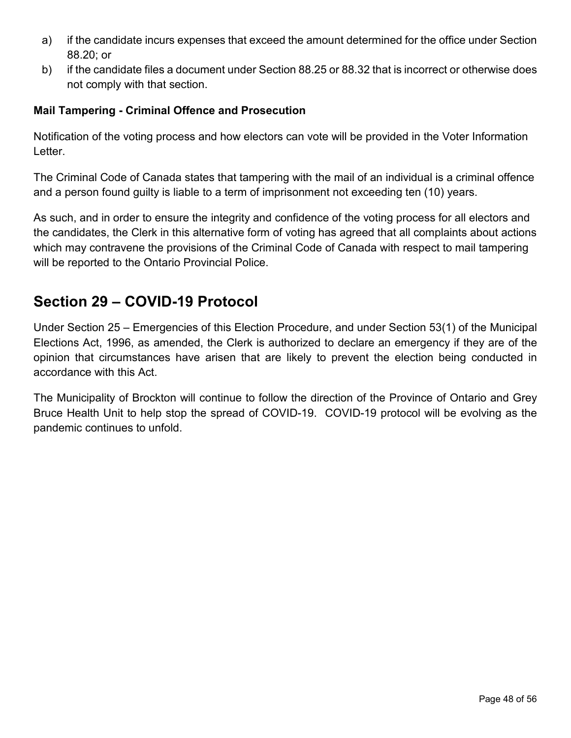a) if the candidate incurs expenses that exceed the amount determined for the office under Section 88.20; or
b) if the candidate files a document under Section 88.25 or 88.32 that is incorrect or otherwise does not comply with that section.

**Mail Tampering - Criminal Offence and Prosecution**

Notification of the voting process and how electors can vote will be provided in the Voter Information Letter.

The Criminal Code of Canada states that tampering with the mail of an individual is a criminal offence and a person found guilty is liable to a term of imprisonment not exceeding ten (10) years.

As such, and in order to ensure the integrity and confidence of the voting process for all electors and the candidates, the Clerk in this alternative form of voting has agreed that all complaints about actions which may contravene the provisions of the Criminal Code of Canada with respect to mail tampering will be reported to the Ontario Provincial Police.

## Section 29 – COVID-19 Protocol

Under Section 25 – Emergencies of this Election Procedure, and under Section 53(1) of the Municipal Elections Act, 1996, as amended, the Clerk is authorized to declare an emergency if they are of the opinion that circumstances have arisen that are likely to prevent the election being conducted in accordance with this Act.

The Municipality of Brockton will continue to follow the direction of the Province of Ontario and Grey Bruce Health Unit to help stop the spread of COVID-19. COVID-19 protocol will be evolving as the pandemic continues to unfold.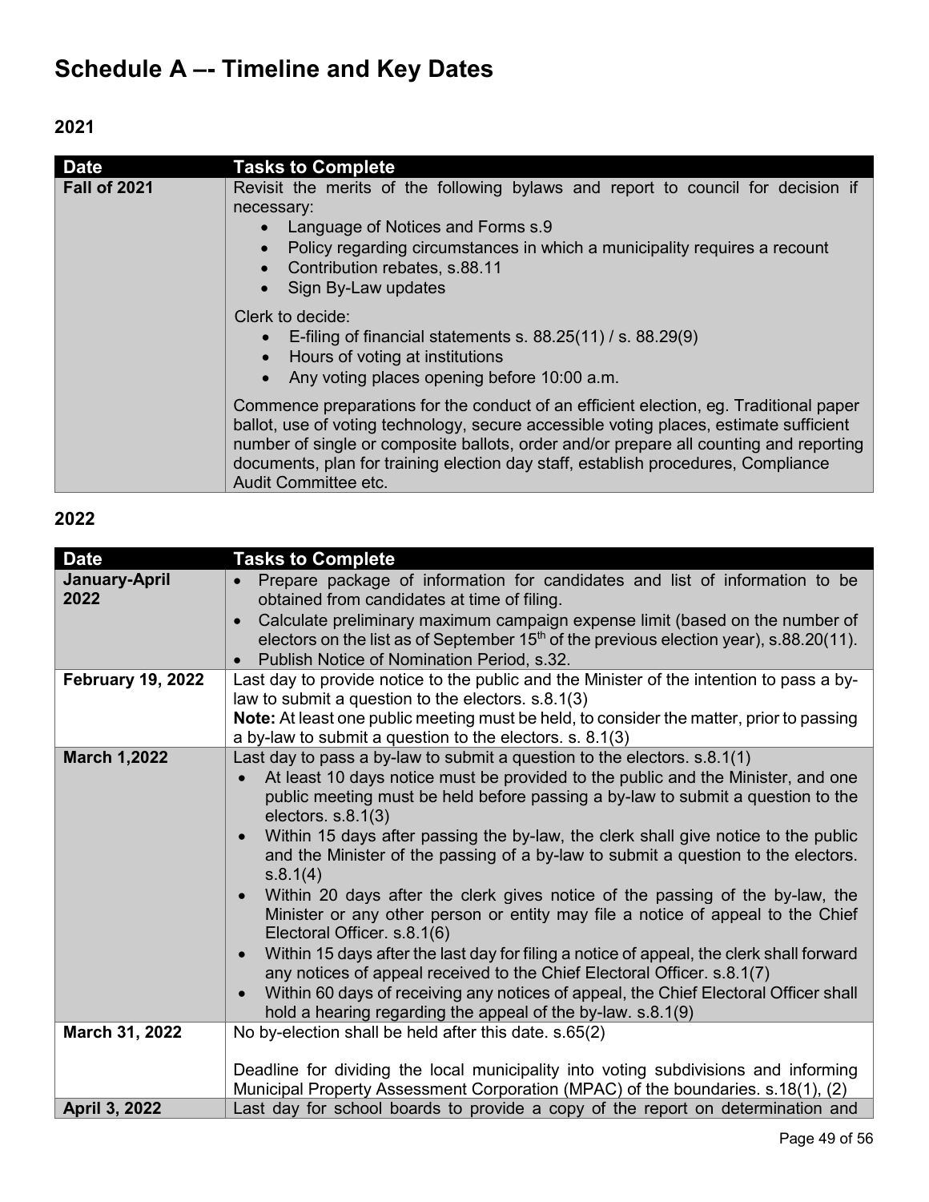# Schedule A –- Timeline and Key Dates

## 2021

| Date | Tasks to Complete |
|---|---|
| **Fall of 2021** | Revisit the merits of the following bylaws and report to council for decision if necessary:<br>• Language of Notices and Forms s.9<br>• Policy regarding circumstances in which a municipality requires a recount<br>• Contribution rebates, s.88.11<br>• Sign By-Law updates<br><br>Clerk to decide:<br>• E-filing of financial statements s. 88.25(11) / s. 88.29(9)<br>• Hours of voting at institutions<br>• Any voting places opening before 10:00 a.m.<br><br>Commence preparations for the conduct of an efficient election, eg. Traditional paper ballot, use of voting technology, secure accessible voting places, estimate sufficient number of single or composite ballots, order and/or prepare all counting and reporting documents, plan for training election day staff, establish procedures, Compliance Audit Committee etc. |

## 2022

| Date | Tasks to Complete |
|---|---|
| **January-April 2022** | • Prepare package of information for candidates and list of information to be obtained from candidates at time of filing.<br>• Calculate preliminary maximum campaign expense limit (based on the number of electors on the list as of September 15th of the previous election year), s.88.20(11).<br>• Publish Notice of Nomination Period, s.32. |
| **February 19, 2022** | Last day to provide notice to the public and the Minister of the intention to pass a by-law to submit a question to the electors. s.8.1(3)<br>**Note:** At least one public meeting must be held, to consider the matter, prior to passing a by-law to submit a question to the electors. s. 8.1(3) |
| **March 1,2022** | Last day to pass a by-law to submit a question to the electors. s.8.1(1)<br>• At least 10 days notice must be provided to the public and the Minister, and one public meeting must be held before passing a by-law to submit a question to the electors. s.8.1(3)<br>• Within 15 days after passing the by-law, the clerk shall give notice to the public and the Minister of the passing of a by-law to submit a question to the electors. s.8.1(4)<br>• Within 20 days after the clerk gives notice of the passing of the by-law, the Minister or any other person or entity may file a notice of appeal to the Chief Electoral Officer. s.8.1(6)<br>• Within 15 days after the last day for filing a notice of appeal, the clerk shall forward any notices of appeal received to the Chief Electoral Officer. s.8.1(7)<br>• Within 60 days of receiving any notices of appeal, the Chief Electoral Officer shall hold a hearing regarding the appeal of the by-law. s.8.1(9) |
| **March 31, 2022** | No by-election shall be held after this date. s.65(2)<br><br>Deadline for dividing the local municipality into voting subdivisions and informing Municipal Property Assessment Corporation (MPAC) of the boundaries. s.18(1), (2) |
| **April 3, 2022** | Last day for school boards to provide a copy of the report on determination and |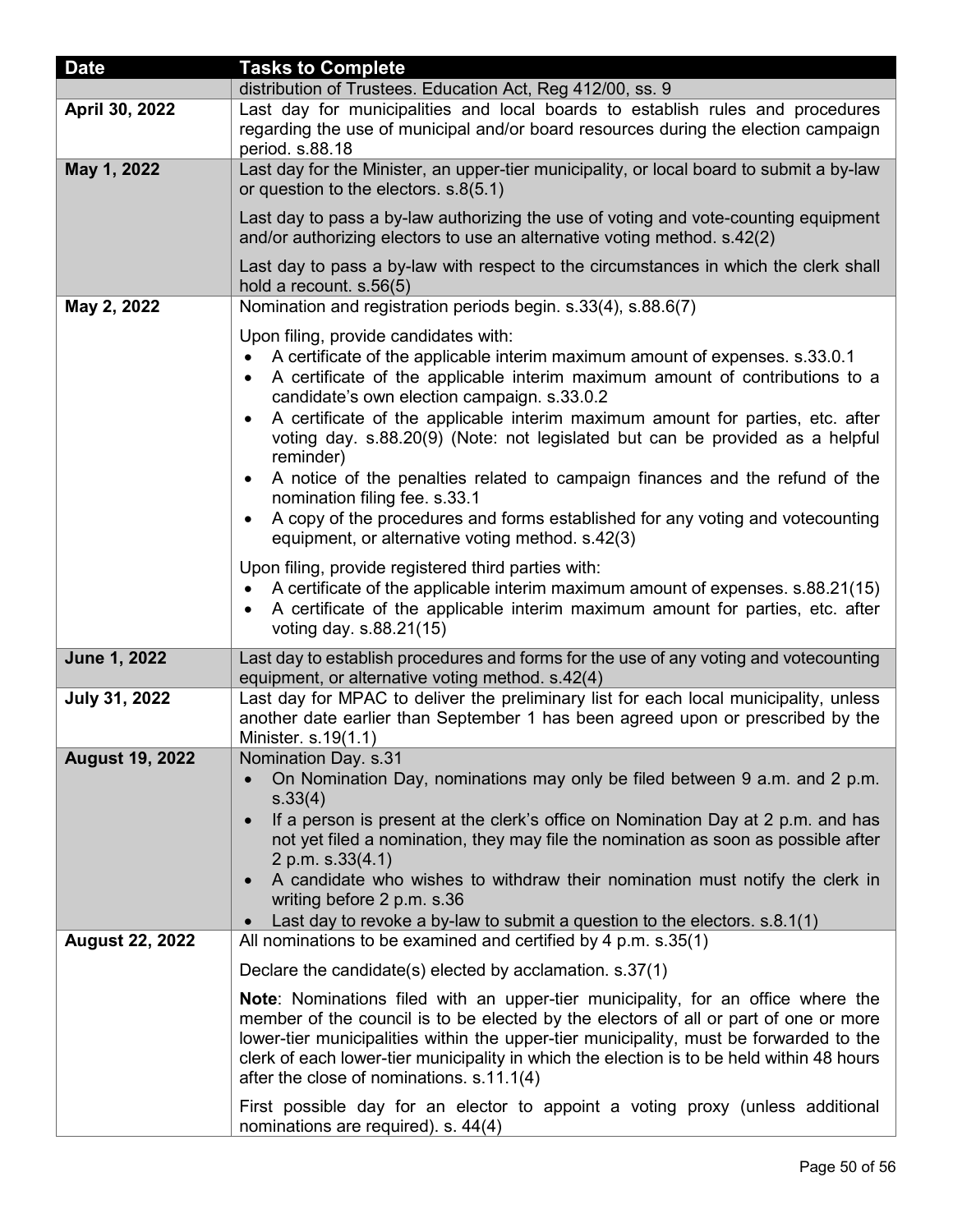| Date | Tasks to Complete |
|---|---|
| | distribution of Trustees. Education Act, Reg 412/00, ss. 9 |
| **April 30, 2022** | Last day for municipalities and local boards to establish rules and procedures regarding the use of municipal and/or board resources during the election campaign period. s.88.18 |
| **May 1, 2022** | Last day for the Minister, an upper-tier municipality, or local board to submit a by-law or question to the electors. s.8(5.1)<br><br>Last day to pass a by-law authorizing the use of voting and vote-counting equipment and/or authorizing electors to use an alternative voting method. s.42(2)<br><br>Last day to pass a by-law with respect to the circumstances in which the clerk shall hold a recount. s.56(5) |
| **May 2, 2022** | Nomination and registration periods begin. s.33(4), s.88.6(7)<br><br>Upon filing, provide candidates with:<br>• A certificate of the applicable interim maximum amount of expenses. s.33.0.1<br>• A certificate of the applicable interim maximum amount of contributions to a candidate's own election campaign. s.33.0.2<br>• A certificate of the applicable interim maximum amount for parties, etc. after voting day. s.88.20(9) (Note: not legislated but can be provided as a helpful reminder)<br>• A notice of the penalties related to campaign finances and the refund of the nomination filing fee. s.33.1<br>• A copy of the procedures and forms established for any voting and votecounting equipment, or alternative voting method. s.42(3)<br><br>Upon filing, provide registered third parties with:<br>• A certificate of the applicable interim maximum amount of expenses. s.88.21(15)<br>• A certificate of the applicable interim maximum amount for parties, etc. after voting day. s.88.21(15) |
| **June 1, 2022** | Last day to establish procedures and forms for the use of any voting and votecounting equipment, or alternative voting method. s.42(4) |
| **July 31, 2022** | Last day for MPAC to deliver the preliminary list for each local municipality, unless another date earlier than September 1 has been agreed upon or prescribed by the Minister. s.19(1.1) |
| **August 19, 2022** | Nomination Day. s.31<br>• On Nomination Day, nominations may only be filed between 9 a.m. and 2 p.m. s.33(4)<br>• If a person is present at the clerk's office on Nomination Day at 2 p.m. and has not yet filed a nomination, they may file the nomination as soon as possible after 2 p.m. s.33(4.1)<br>• A candidate who wishes to withdraw their nomination must notify the clerk in writing before 2 p.m. s.36<br>• Last day to revoke a by-law to submit a question to the electors. s.8.1(1) |
| **August 22, 2022** | All nominations to be examined and certified by 4 p.m. s.35(1)<br><br>Declare the candidate(s) elected by acclamation. s.37(1)<br><br>**Note**: Nominations filed with an upper-tier municipality, for an office where the member of the council is to be elected by the electors of all or part of one or more lower-tier municipalities within the upper-tier municipality, must be forwarded to the clerk of each lower-tier municipality in which the election is to be held within 48 hours after the close of nominations. s.11.1(4)<br><br>First possible day for an elector to appoint a voting proxy (unless additional nominations are required). s. 44(4) |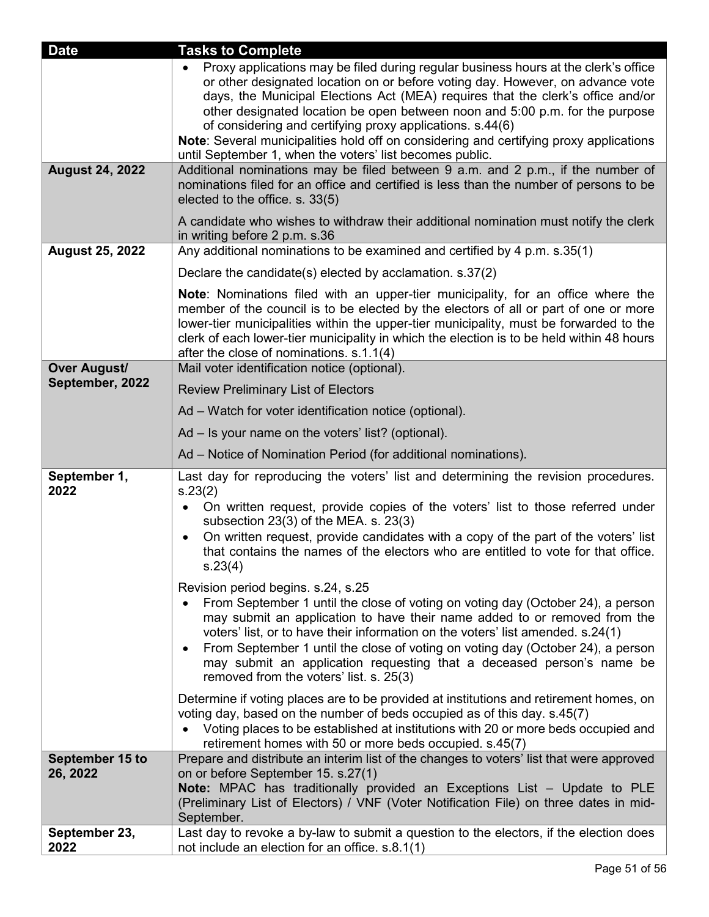| Date | Tasks to Complete |
| --- | --- |
| | • Proxy applications may be filed during regular business hours at the clerk's office or other designated location on or before voting day. However, on advance vote days, the Municipal Elections Act (MEA) requires that the clerk's office and/or other designated location be open between noon and 5:00 p.m. for the purpose of considering and certifying proxy applications. s.44(6)<br>**Note**: Several municipalities hold off on considering and certifying proxy applications until September 1, when the voters' list becomes public. |
| **August 24, 2022** | Additional nominations may be filed between 9 a.m. and 2 p.m., if the number of nominations filed for an office and certified is less than the number of persons to be elected to the office. s. 33(5)<br><br>A candidate who wishes to withdraw their additional nomination must notify the clerk in writing before 2 p.m. s.36 |
| **August 25, 2022** | Any additional nominations to be examined and certified by 4 p.m. s.35(1)<br><br>Declare the candidate(s) elected by acclamation. s.37(2)<br><br>**Note**: Nominations filed with an upper-tier municipality, for an office where the member of the council is to be elected by the electors of all or part of one or more lower-tier municipalities within the upper-tier municipality, must be forwarded to the clerk of each lower-tier municipality in which the election is to be held within 48 hours after the close of nominations. s.1.1(4) |
| **Over August/ September, 2022** | Mail voter identification notice (optional).<br><br>Review Preliminary List of Electors<br><br>Ad – Watch for voter identification notice (optional).<br><br>Ad – Is your name on the voters' list? (optional).<br><br>Ad – Notice of Nomination Period (for additional nominations). |
| **September 1, 2022** | Last day for reproducing the voters' list and determining the revision procedures. s.23(2)<br>• On written request, provide copies of the voters' list to those referred under subsection 23(3) of the MEA. s. 23(3)<br>• On written request, provide candidates with a copy of the part of the voters' list that contains the names of the electors who are entitled to vote for that office. s.23(4)<br><br>Revision period begins. s.24, s.25<br>• From September 1 until the close of voting on voting day (October 24), a person may submit an application to have their name added to or removed from the voters' list, or to have their information on the voters' list amended. s.24(1)<br>• From September 1 until the close of voting on voting day (October 24), a person may submit an application requesting that a deceased person's name be removed from the voters' list. s. 25(3)<br><br>Determine if voting places are to be provided at institutions and retirement homes, on voting day, based on the number of beds occupied as of this day. s.45(7)<br>• Voting places to be established at institutions with 20 or more beds occupied and retirement homes with 50 or more beds occupied. s.45(7) |
| **September 15 to 26, 2022** | Prepare and distribute an interim list of the changes to voters' list that were approved on or before September 15. s.27(1)<br>**Note:** MPAC has traditionally provided an Exceptions List – Update to PLE (Preliminary List of Electors) / VNF (Voter Notification File) on three dates in mid-September. |
| **September 23, 2022** | Last day to revoke a by-law to submit a question to the electors, if the election does not include an election for an office. s.8.1(1) |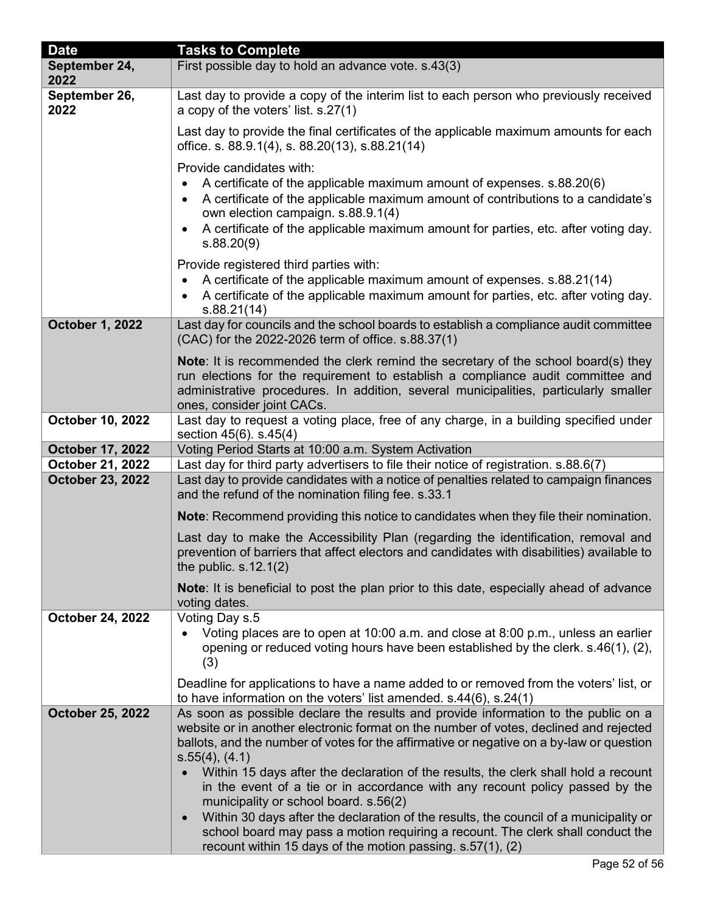| Date | Tasks to Complete |
|---|---|
| **September 24, 2022** | First possible day to hold an advance vote. s.43(3) |
| **September 26, 2022** | Last day to provide a copy of the interim list to each person who previously received a copy of the voters' list. s.27(1)<br><br>Last day to provide the final certificates of the applicable maximum amounts for each office. s. 88.9.1(4), s. 88.20(13), s.88.21(14)<br><br>Provide candidates with:<br>• A certificate of the applicable maximum amount of expenses. s.88.20(6)<br>• A certificate of the applicable maximum amount of contributions to a candidate's own election campaign. s.88.9.1(4)<br>• A certificate of the applicable maximum amount for parties, etc. after voting day. s.88.20(9)<br><br>Provide registered third parties with:<br>• A certificate of the applicable maximum amount of expenses. s.88.21(14)<br>• A certificate of the applicable maximum amount for parties, etc. after voting day. s.88.21(14) |
| **October 1, 2022** | Last day for councils and the school boards to establish a compliance audit committee (CAC) for the 2022-2026 term of office. s.88.37(1)<br><br>**Note**: It is recommended the clerk remind the secretary of the school board(s) they run elections for the requirement to establish a compliance audit committee and administrative procedures. In addition, several municipalities, particularly smaller ones, consider joint CACs. |
| **October 10, 2022** | Last day to request a voting place, free of any charge, in a building specified under section 45(6). s.45(4) |
| **October 17, 2022** | Voting Period Starts at 10:00 a.m. System Activation |
| **October 21, 2022** | Last day for third party advertisers to file their notice of registration. s.88.6(7) |
| **October 23, 2022** | Last day to provide candidates with a notice of penalties related to campaign finances and the refund of the nomination filing fee. s.33.1<br><br>**Note**: Recommend providing this notice to candidates when they file their nomination.<br><br>Last day to make the Accessibility Plan (regarding the identification, removal and prevention of barriers that affect electors and candidates with disabilities) available to the public. s.12.1(2)<br><br>**Note**: It is beneficial to post the plan prior to this date, especially ahead of advance voting dates. |
| **October 24, 2022** | Voting Day s.5<br>• Voting places are to open at 10:00 a.m. and close at 8:00 p.m., unless an earlier opening or reduced voting hours have been established by the clerk. s.46(1), (2), (3)<br><br>Deadline for applications to have a name added to or removed from the voters' list, or to have information on the voters' list amended. s.44(6), s.24(1) |
| **October 25, 2022** | As soon as possible declare the results and provide information to the public on a website or in another electronic format on the number of votes, declined and rejected ballots, and the number of votes for the affirmative or negative on a by-law or question s.55(4), (4.1)<br>• Within 15 days after the declaration of the results, the clerk shall hold a recount in the event of a tie or in accordance with any recount policy passed by the municipality or school board. s.56(2)<br>• Within 30 days after the declaration of the results, the council of a municipality or school board may pass a motion requiring a recount. The clerk shall conduct the recount within 15 days of the motion passing. s.57(1), (2) |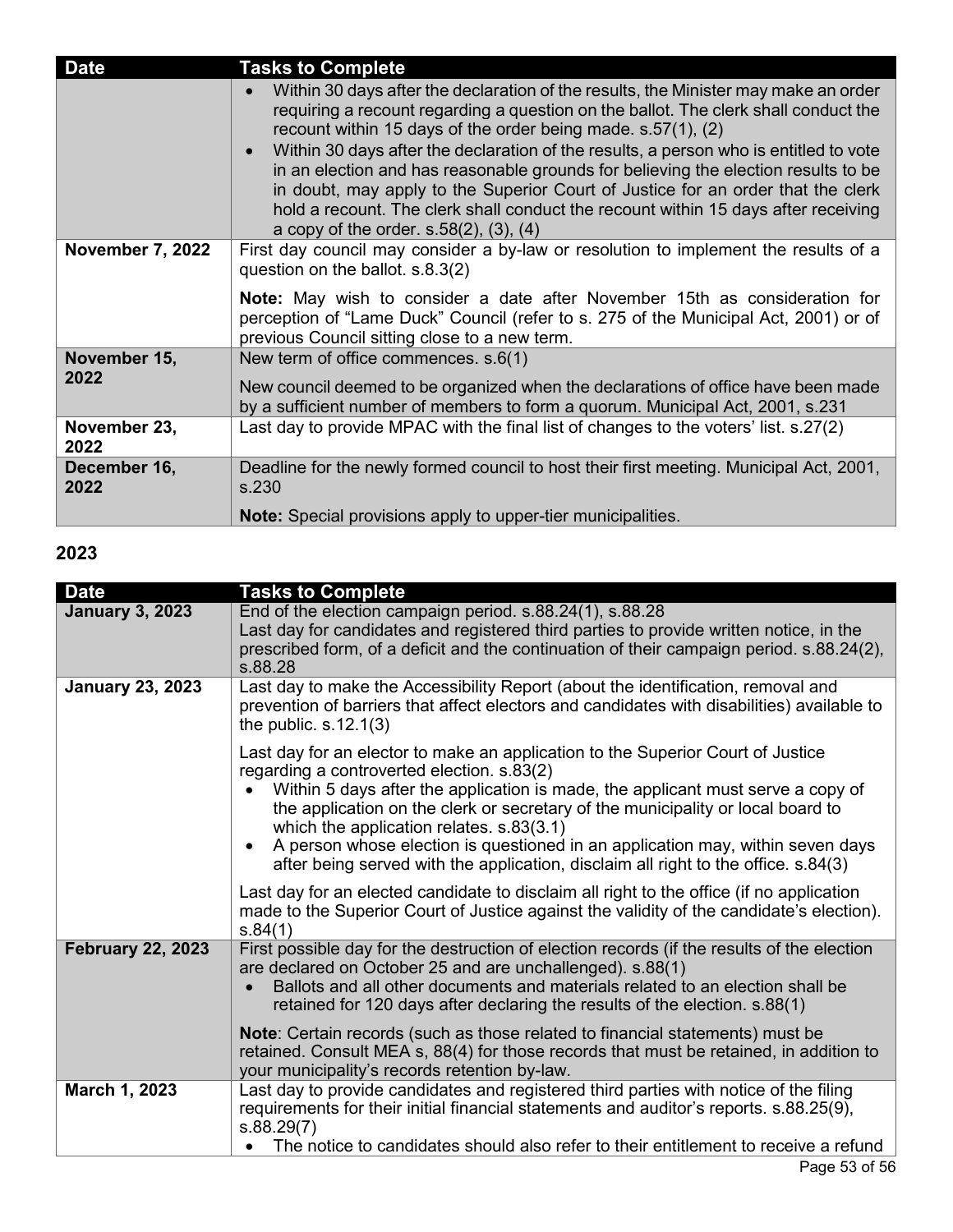| Date | Tasks to Complete |
| --- | --- |
| | • Within 30 days after the declaration of the results, the Minister may make an order requiring a recount regarding a question on the ballot. The clerk shall conduct the recount within 15 days of the order being made. s.57(1), (2)<br>• Within 30 days after the declaration of the results, a person who is entitled to vote in an election and has reasonable grounds for believing the election results to be in doubt, may apply to the Superior Court of Justice for an order that the clerk hold a recount. The clerk shall conduct the recount within 15 days after receiving a copy of the order. s.58(2), (3), (4) |
| **November 7, 2022** | First day council may consider a by-law or resolution to implement the results of a question on the ballot. s.8.3(2)<br><br>**Note:** May wish to consider a date after November 15th as consideration for perception of "Lame Duck" Council (refer to s. 275 of the Municipal Act, 2001) or of previous Council sitting close to a new term. |
| **November 15, 2022** | New term of office commences. s.6(1)<br><br>New council deemed to be organized when the declarations of office have been made by a sufficient number of members to form a quorum. Municipal Act, 2001, s.231 |
| **November 23, 2022** | Last day to provide MPAC with the final list of changes to the voters' list. s.27(2) |
| **December 16, 2022** | Deadline for the newly formed council to host their first meeting. Municipal Act, 2001, s.230<br><br>**Note:** Special provisions apply to upper-tier municipalities. |

## 2023

| Date | Tasks to Complete |
| --- | --- |
| **January 3, 2023** | End of the election campaign period. s.88.24(1), s.88.28<br>Last day for candidates and registered third parties to provide written notice, in the prescribed form, of a deficit and the continuation of their campaign period. s.88.24(2), s.88.28 |
| **January 23, 2023** | Last day to make the Accessibility Report (about the identification, removal and prevention of barriers that affect electors and candidates with disabilities) available to the public. s.12.1(3)<br><br>Last day for an elector to make an application to the Superior Court of Justice regarding a controverted election. s.83(2)<br>• Within 5 days after the application is made, the applicant must serve a copy of the application on the clerk or secretary of the municipality or local board to which the application relates. s.83(3.1)<br>• A person whose election is questioned in an application may, within seven days after being served with the application, disclaim all right to the office. s.84(3)<br><br>Last day for an elected candidate to disclaim all right to the office (if no application made to the Superior Court of Justice against the validity of the candidate's election). s.84(1) |
| **February 22, 2023** | First possible day for the destruction of election records (if the results of the election are declared on October 25 and are unchallenged). s.88(1)<br>• Ballots and all other documents and materials related to an election shall be retained for 120 days after declaring the results of the election. s.88(1)<br><br>**Note**: Certain records (such as those related to financial statements) must be retained. Consult MEA s, 88(4) for those records that must be retained, in addition to your municipality's records retention by-law. |
| **March 1, 2023** | Last day to provide candidates and registered third parties with notice of the filing requirements for their initial financial statements and auditor's reports. s.88.25(9), s.88.29(7)<br>• The notice to candidates should also refer to their entitlement to receive a refund |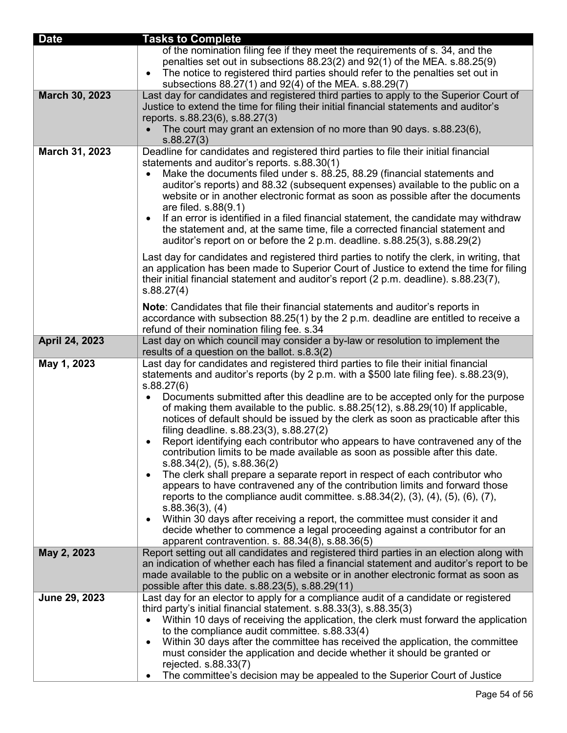| Date | Tasks to Complete |
|---|---|
| | of the nomination filing fee if they meet the requirements of s. 34, and the penalties set out in subsections 88.23(2) and 92(1) of the MEA. s.88.25(9)<br>• The notice to registered third parties should refer to the penalties set out in subsections 88.27(1) and 92(4) of the MEA. s.88.29(7) |
| **March 30, 2023** | Last day for candidates and registered third parties to apply to the Superior Court of Justice to extend the time for filing their initial financial statements and auditor's reports. s.88.23(6), s.88.27(3)<br>• The court may grant an extension of no more than 90 days. s.88.23(6), s.88.27(3) |
| **March 31, 2023** | Deadline for candidates and registered third parties to file their initial financial statements and auditor's reports. s.88.30(1)<br>• Make the documents filed under s. 88.25, 88.29 (financial statements and auditor's reports) and 88.32 (subsequent expenses) available to the public on a website or in another electronic format as soon as possible after the documents are filed. s.88(9.1)<br>• If an error is identified in a filed financial statement, the candidate may withdraw the statement and, at the same time, file a corrected financial statement and auditor's report on or before the 2 p.m. deadline. s.88.25(3), s.88.29(2)<br><br>Last day for candidates and registered third parties to notify the clerk, in writing, that an application has been made to Superior Court of Justice to extend the time for filing their initial financial statement and auditor's report (2 p.m. deadline). s.88.23(7), s.88.27(4)<br><br>**Note**: Candidates that file their financial statements and auditor's reports in accordance with subsection 88.25(1) by the 2 p.m. deadline are entitled to receive a refund of their nomination filing fee. s.34 |
| **April 24, 2023** | Last day on which council may consider a by-law or resolution to implement the results of a question on the ballot. s.8.3(2) |
| **May 1, 2023** | Last day for candidates and registered third parties to file their initial financial statements and auditor's reports (by 2 p.m. with a $500 late filing fee). s.88.23(9), s.88.27(6)<br>• Documents submitted after this deadline are to be accepted only for the purpose of making them available to the public. s.88.25(12), s.88.29(10) If applicable, notices of default should be issued by the clerk as soon as practicable after this filing deadline. s.88.23(3), s.88.27(2)<br>• Report identifying each contributor who appears to have contravened any of the contribution limits to be made available as soon as possible after this date. s.88.34(2), (5), s.88.36(2)<br>• The clerk shall prepare a separate report in respect of each contributor who appears to have contravened any of the contribution limits and forward those reports to the compliance audit committee. s.88.34(2), (3), (4), (5), (6), (7), s.88.36(3), (4)<br>• Within 30 days after receiving a report, the committee must consider it and decide whether to commence a legal proceeding against a contributor for an apparent contravention. s. 88.34(8), s.88.36(5) |
| **May 2, 2023** | Report setting out all candidates and registered third parties in an election along with an indication of whether each has filed a financial statement and auditor's report to be made available to the public on a website or in another electronic format as soon as possible after this date. s.88.23(5), s.88.29(11) |
| **June 29, 2023** | Last day for an elector to apply for a compliance audit of a candidate or registered third party's initial financial statement. s.88.33(3), s.88.35(3)<br>• Within 10 days of receiving the application, the clerk must forward the application to the compliance audit committee. s.88.33(4)<br>• Within 30 days after the committee has received the application, the committee must consider the application and decide whether it should be granted or rejected. s.88.33(7)<br>• The committee's decision may be appealed to the Superior Court of Justice |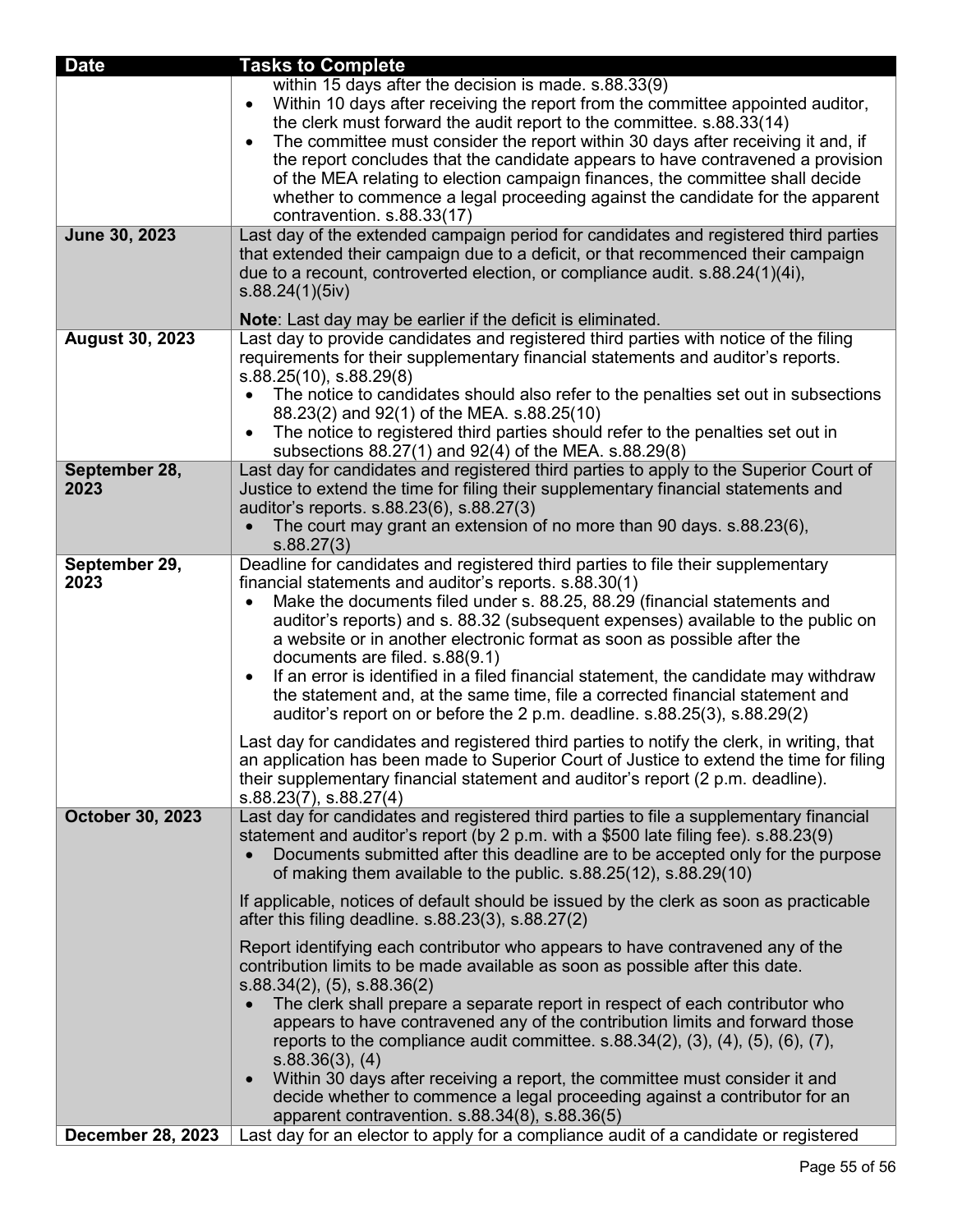| Date | Tasks to Complete |
|---|---|
| | within 15 days after the decision is made. s.88.33(9)<br>• Within 10 days after receiving the report from the committee appointed auditor, the clerk must forward the audit report to the committee. s.88.33(14)<br>• The committee must consider the report within 30 days after receiving it and, if the report concludes that the candidate appears to have contravened a provision of the MEA relating to election campaign finances, the committee shall decide whether to commence a legal proceeding against the candidate for the apparent contravention. s.88.33(17) |
| **June 30, 2023** | Last day of the extended campaign period for candidates and registered third parties that extended their campaign due to a deficit, or that recommenced their campaign due to a recount, controverted election, or compliance audit. s.88.24(1)(4i), s.88.24(1)(5iv)<br><br>**Note**: Last day may be earlier if the deficit is eliminated. |
| **August 30, 2023** | Last day to provide candidates and registered third parties with notice of the filing requirements for their supplementary financial statements and auditor's reports. s.88.25(10), s.88.29(8)<br>• The notice to candidates should also refer to the penalties set out in subsections 88.23(2) and 92(1) of the MEA. s.88.25(10)<br>• The notice to registered third parties should refer to the penalties set out in subsections 88.27(1) and 92(4) of the MEA. s.88.29(8) |
| **September 28, 2023** | Last day for candidates and registered third parties to apply to the Superior Court of Justice to extend the time for filing their supplementary financial statements and auditor's reports. s.88.23(6), s.88.27(3)<br>• The court may grant an extension of no more than 90 days. s.88.23(6), s.88.27(3) |
| **September 29, 2023** | Deadline for candidates and registered third parties to file their supplementary financial statements and auditor's reports. s.88.30(1)<br>• Make the documents filed under s. 88.25, 88.29 (financial statements and auditor's reports) and s. 88.32 (subsequent expenses) available to the public on a website or in another electronic format as soon as possible after the documents are filed. s.88(9.1)<br>• If an error is identified in a filed financial statement, the candidate may withdraw the statement and, at the same time, file a corrected financial statement and auditor's report on or before the 2 p.m. deadline. s.88.25(3), s.88.29(2)<br><br>Last day for candidates and registered third parties to notify the clerk, in writing, that an application has been made to Superior Court of Justice to extend the time for filing their supplementary financial statement and auditor's report (2 p.m. deadline). s.88.23(7), s.88.27(4) |
| **October 30, 2023** | Last day for candidates and registered third parties to file a supplementary financial statement and auditor's report (by 2 p.m. with a $500 late filing fee). s.88.23(9)<br>• Documents submitted after this deadline are to be accepted only for the purpose of making them available to the public. s.88.25(12), s.88.29(10)<br><br>If applicable, notices of default should be issued by the clerk as soon as practicable after this filing deadline. s.88.23(3), s.88.27(2)<br><br>Report identifying each contributor who appears to have contravened any of the contribution limits to be made available as soon as possible after this date. s.88.34(2), (5), s.88.36(2)<br>• The clerk shall prepare a separate report in respect of each contributor who appears to have contravened any of the contribution limits and forward those reports to the compliance audit committee. s.88.34(2), (3), (4), (5), (6), (7), s.88.36(3), (4)<br>• Within 30 days after receiving a report, the committee must consider it and decide whether to commence a legal proceeding against a contributor for an apparent contravention. s.88.34(8), s.88.36(5) |
| **December 28, 2023** | Last day for an elector to apply for a compliance audit of a candidate or registered |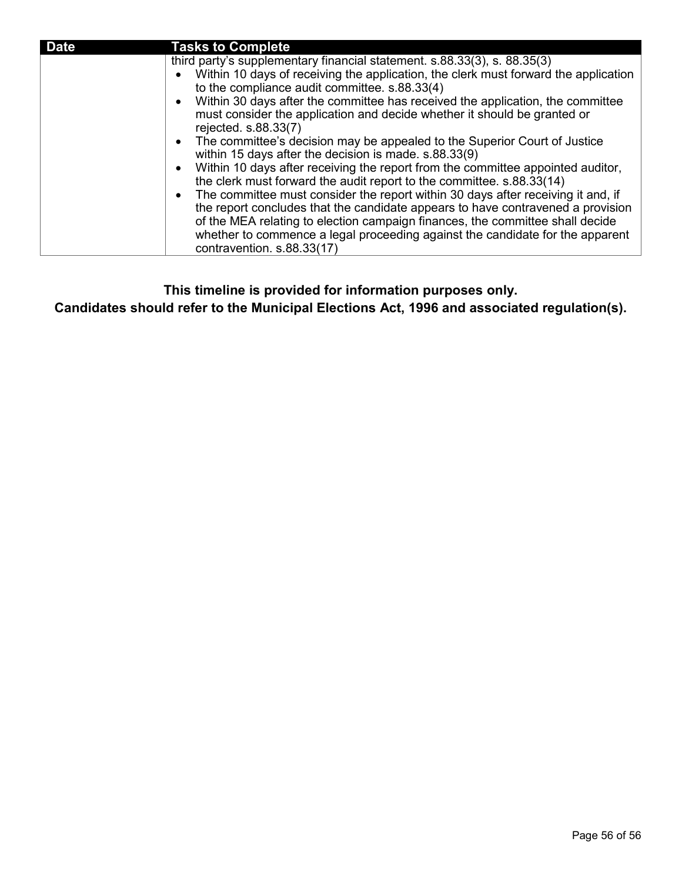| Date | Tasks to Complete |
|---|---|
| | third party's supplementary financial statement. s.88.33(3), s. 88.35(3)<br>• Within 10 days of receiving the application, the clerk must forward the application to the compliance audit committee. s.88.33(4)<br>• Within 30 days after the committee has received the application, the committee must consider the application and decide whether it should be granted or rejected. s.88.33(7)<br>• The committee's decision may be appealed to the Superior Court of Justice within 15 days after the decision is made. s.88.33(9)<br>• Within 10 days after receiving the report from the committee appointed auditor, the clerk must forward the audit report to the committee. s.88.33(14)<br>• The committee must consider the report within 30 days after receiving it and, if the report concludes that the candidate appears to have contravened a provision of the MEA relating to election campaign finances, the committee shall decide whether to commence a legal proceeding against the candidate for the apparent contravention. s.88.33(17) |

**This timeline is provided for information purposes only.**
**Candidates should refer to the Municipal Elections Act, 1996 and associated regulation(s).**